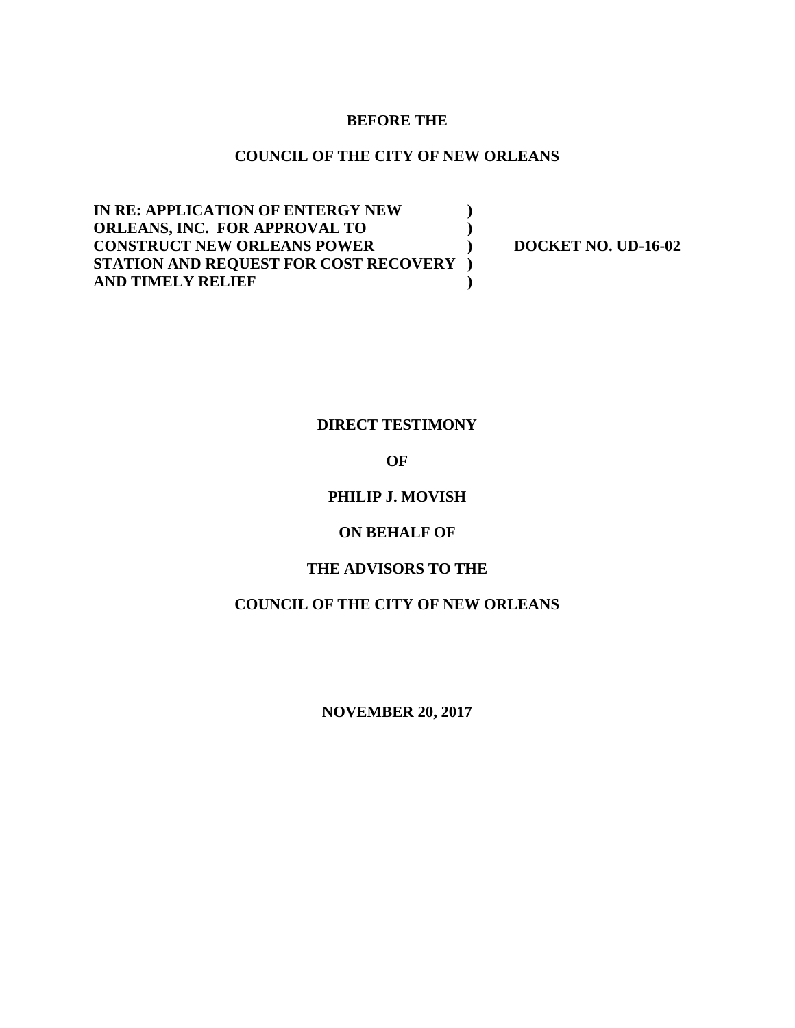**BEFORE THE**

**COUNCIL OF THE CITY OF NEW ORLEANS**

| | | |
|---|---|---|
| **IN RE: APPLICATION OF ENTERGY NEW** | **)** | |
| **ORLEANS, INC. FOR APPROVAL TO** | **)** | |
| **CONSTRUCT NEW ORLEANS POWER** | **)** | **DOCKET NO. UD-16-02** |
| **STATION AND REQUEST FOR COST RECOVERY** | **)** | |
| **AND TIMELY RELIEF** | **)** | |

**DIRECT TESTIMONY**

**OF**

**PHILIP J. MOVISH**

**ON BEHALF OF**

**THE ADVISORS TO THE**

**COUNCIL OF THE CITY OF NEW ORLEANS**

**NOVEMBER 20, 2017**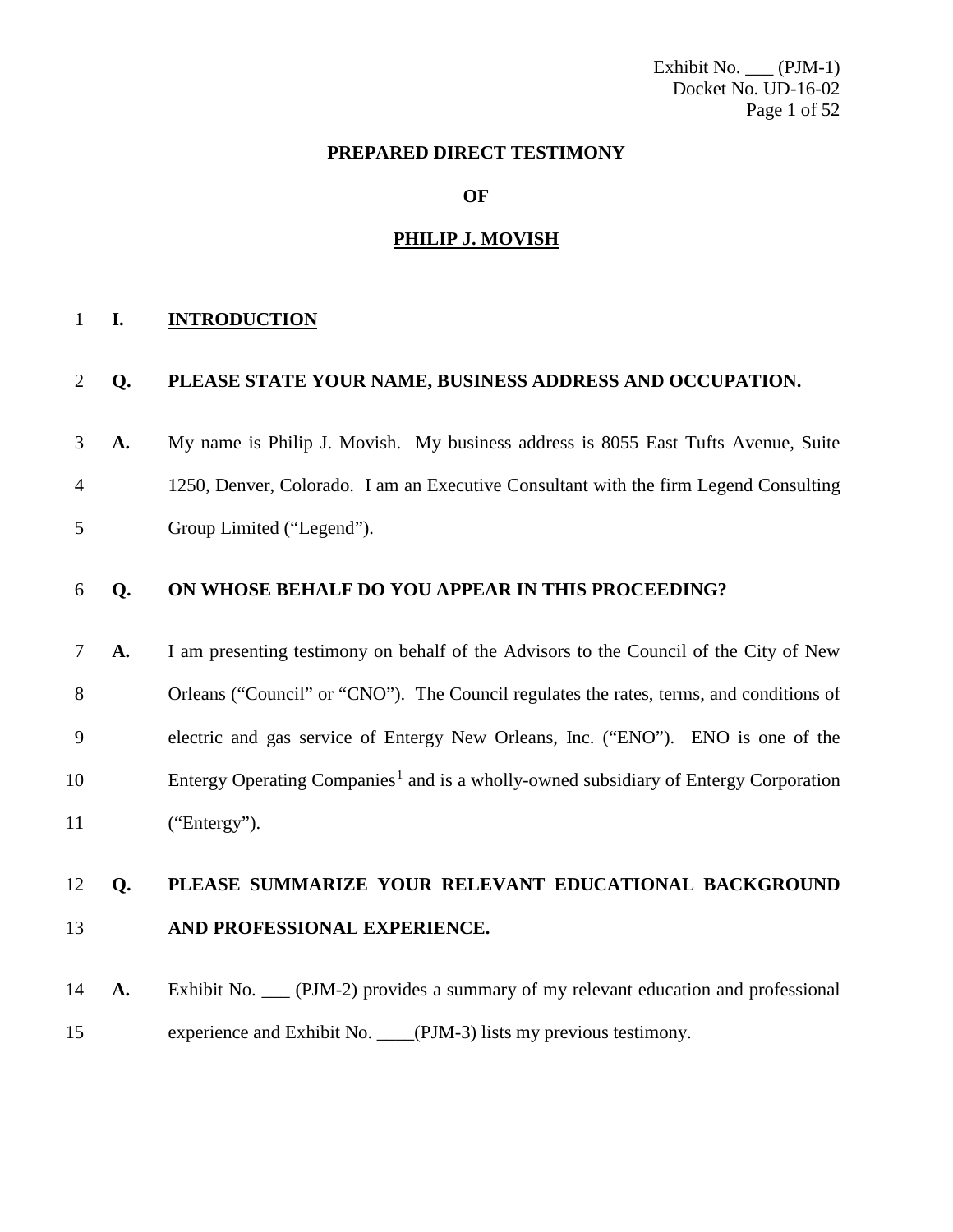Exhibit No. ___ (PJM-1)
Docket No. UD-16-02

**PREPARED DIRECT TESTIMONY**

**OF**

**<u>PHILIP J. MOVISH</u>**

## I. INTRODUCTION

**Q. PLEASE STATE YOUR NAME, BUSINESS ADDRESS AND OCCUPATION.**

**A.** My name is Philip J. Movish. My business address is 8055 East Tufts Avenue, Suite 1250, Denver, Colorado. I am an Executive Consultant with the firm Legend Consulting Group Limited ("Legend").

**Q. ON WHOSE BEHALF DO YOU APPEAR IN THIS PROCEEDING?**

**A.** I am presenting testimony on behalf of the Advisors to the Council of the City of New Orleans ("Council" or "CNO"). The Council regulates the rates, terms, and conditions of electric and gas service of Entergy New Orleans, Inc. ("ENO"). ENO is one of the Entergy Operating Companies[1] and is a wholly-owned subsidiary of Entergy Corporation ("Entergy").

**Q. PLEASE SUMMARIZE YOUR RELEVANT EDUCATIONAL BACKGROUND AND PROFESSIONAL EXPERIENCE.**

**A.** Exhibit No. ___ (PJM-2) provides a summary of my relevant education and professional experience and Exhibit No. ____(PJM-3) lists my previous testimony.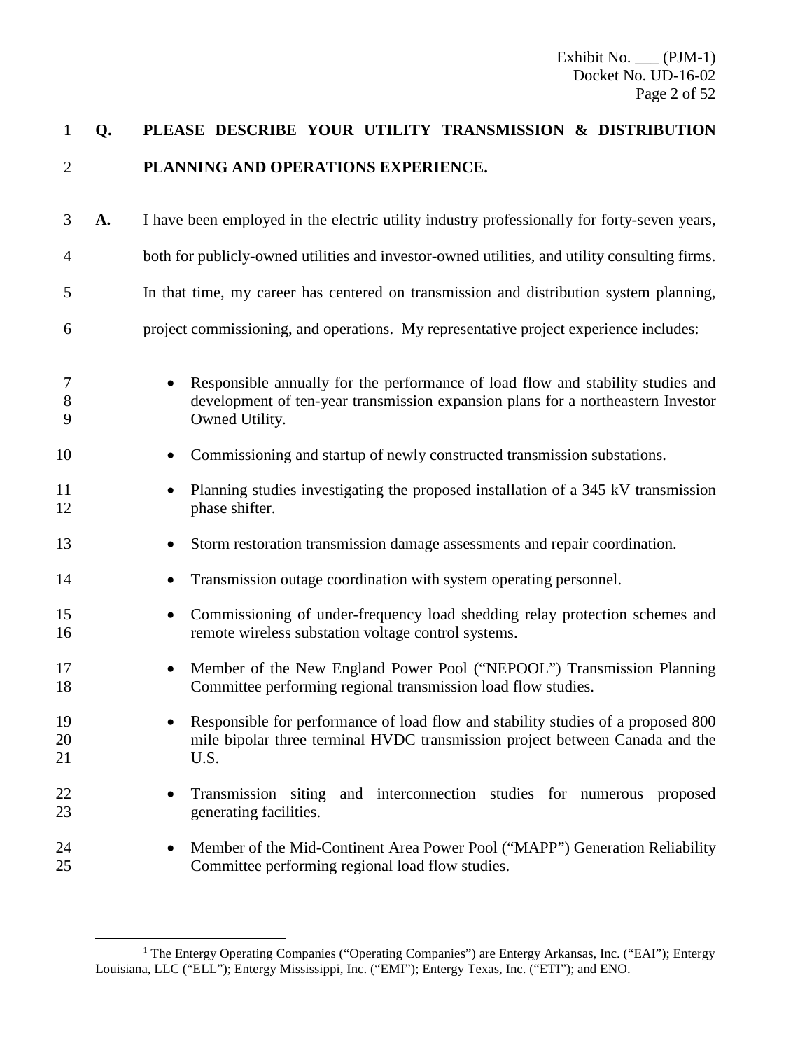**Q. PLEASE DESCRIBE YOUR UTILITY TRANSMISSION & DISTRIBUTION PLANNING AND OPERATIONS EXPERIENCE.**

**A.** I have been employed in the electric utility industry professionally for forty-seven years, both for publicly-owned utilities and investor-owned utilities, and utility consulting firms. In that time, my career has centered on transmission and distribution system planning, project commissioning, and operations. My representative project experience includes:

- Responsible annually for the performance of load flow and stability studies and development of ten-year transmission expansion plans for a northeastern Investor Owned Utility.
- Commissioning and startup of newly constructed transmission substations.
- Planning studies investigating the proposed installation of a 345 kV transmission phase shifter.
- Storm restoration transmission damage assessments and repair coordination.
- Transmission outage coordination with system operating personnel.
- Commissioning of under-frequency load shedding relay protection schemes and remote wireless substation voltage control systems.
- Member of the New England Power Pool ("NEPOOL") Transmission Planning Committee performing regional transmission load flow studies.
- Responsible for performance of load flow and stability studies of a proposed 800 mile bipolar three terminal HVDC transmission project between Canada and the U.S.
- Transmission siting and interconnection studies for numerous proposed generating facilities.
- Member of the Mid-Continent Area Power Pool ("MAPP") Generation Reliability Committee performing regional load flow studies.

---

[1] The Entergy Operating Companies ("Operating Companies") are Entergy Arkansas, Inc. ("EAI"); Entergy Louisiana, LLC ("ELL"); Entergy Mississippi, Inc. ("EMI"); Entergy Texas, Inc. ("ETI"); and ENO.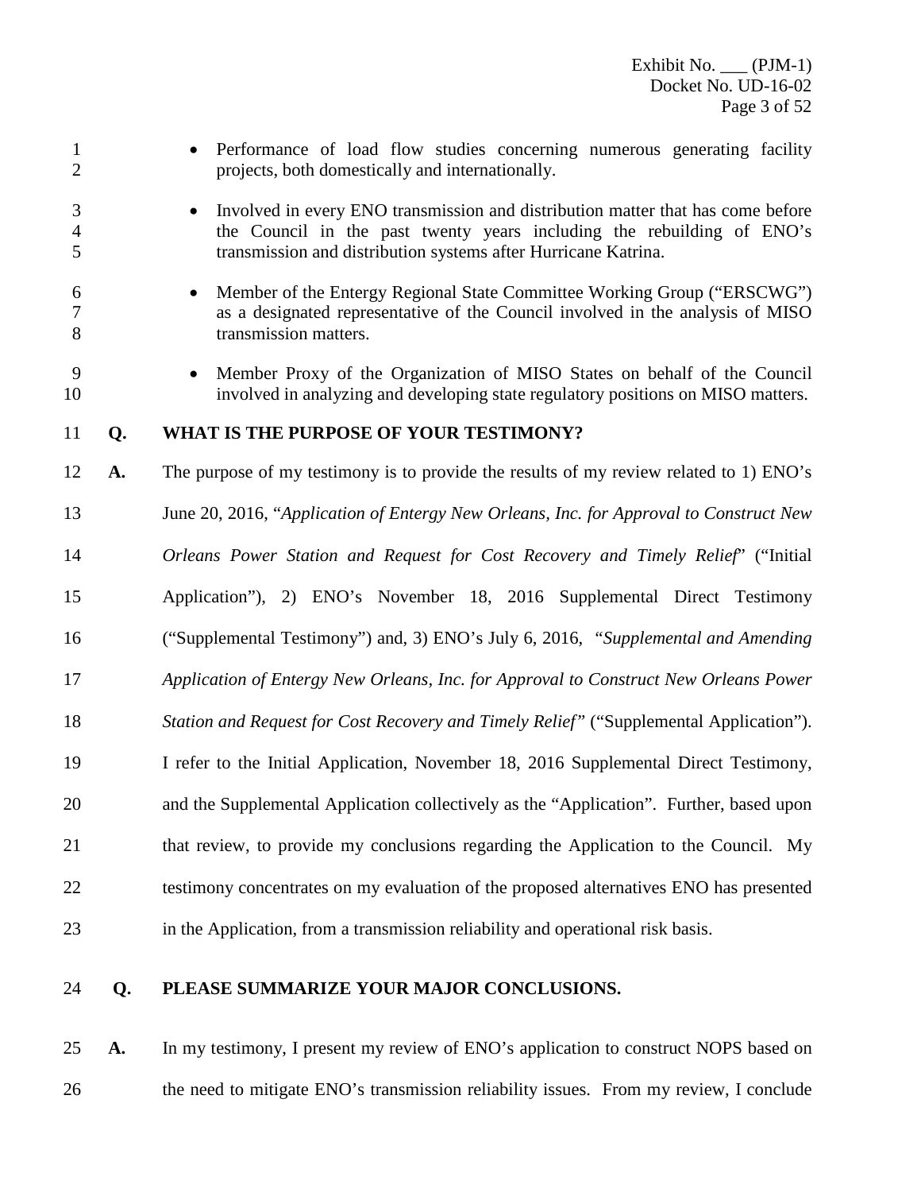- Performance of load flow studies concerning numerous generating facility projects, both domestically and internationally.
- Involved in every ENO transmission and distribution matter that has come before the Council in the past twenty years including the rebuilding of ENO's transmission and distribution systems after Hurricane Katrina.
- Member of the Entergy Regional State Committee Working Group ("ERSCWG") as a designated representative of the Council involved in the analysis of MISO transmission matters.
- Member Proxy of the Organization of MISO States on behalf of the Council involved in analyzing and developing state regulatory positions on MISO matters.

**Q. WHAT IS THE PURPOSE OF YOUR TESTIMONY?**

**A.** The purpose of my testimony is to provide the results of my review related to 1) ENO's June 20, 2016, "*Application of Entergy New Orleans, Inc. for Approval to Construct New Orleans Power Station and Request for Cost Recovery and Timely Relief*" ("Initial Application"), 2) ENO's November 18, 2016 Supplemental Direct Testimony ("Supplemental Testimony") and, 3) ENO's July 6, 2016, "*Supplemental and Amending Application of Entergy New Orleans, Inc. for Approval to Construct New Orleans Power Station and Request for Cost Recovery and Timely Relief*" ("Supplemental Application"). I refer to the Initial Application, November 18, 2016 Supplemental Direct Testimony, and the Supplemental Application collectively as the "Application". Further, based upon that review, to provide my conclusions regarding the Application to the Council. My testimony concentrates on my evaluation of the proposed alternatives ENO has presented in the Application, from a transmission reliability and operational risk basis.

**Q. PLEASE SUMMARIZE YOUR MAJOR CONCLUSIONS.**

**A.** In my testimony, I present my review of ENO's application to construct NOPS based on the need to mitigate ENO's transmission reliability issues. From my review, I conclude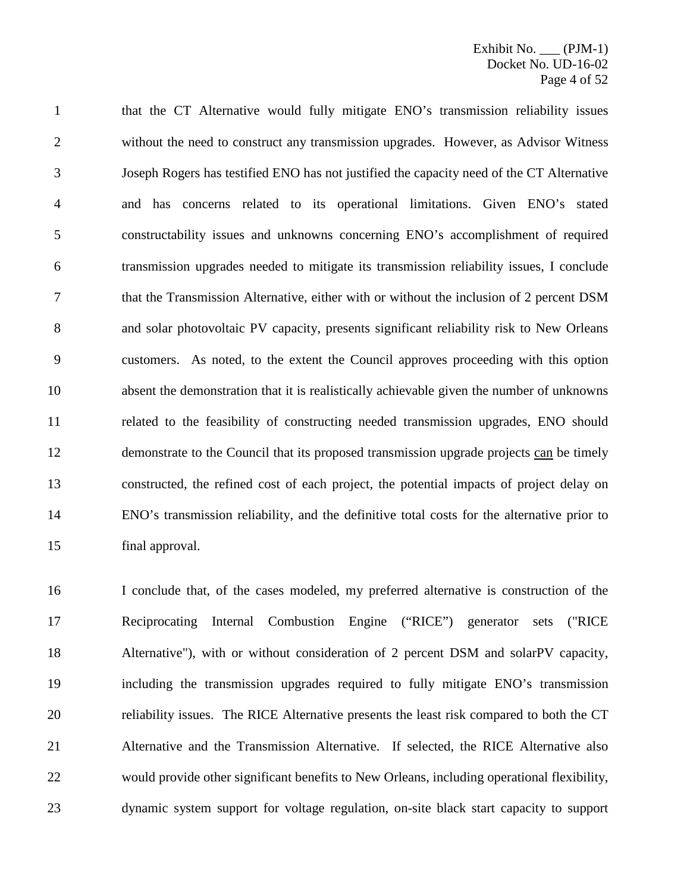that the CT Alternative would fully mitigate ENO's transmission reliability issues without the need to construct any transmission upgrades. However, as Advisor Witness Joseph Rogers has testified ENO has not justified the capacity need of the CT Alternative and has concerns related to its operational limitations. Given ENO's stated constructability issues and unknowns concerning ENO's accomplishment of required transmission upgrades needed to mitigate its transmission reliability issues, I conclude that the Transmission Alternative, either with or without the inclusion of 2 percent DSM and solar photovoltaic PV capacity, presents significant reliability risk to New Orleans customers. As noted, to the extent the Council approves proceeding with this option absent the demonstration that it is realistically achievable given the number of unknowns related to the feasibility of constructing needed transmission upgrades, ENO should demonstrate to the Council that its proposed transmission upgrade projects <u>can</u> be timely constructed, the refined cost of each project, the potential impacts of project delay on ENO's transmission reliability, and the definitive total costs for the alternative prior to final approval.

I conclude that, of the cases modeled, my preferred alternative is construction of the Reciprocating Internal Combustion Engine ("RICE") generator sets ("RICE Alternative"), with or without consideration of 2 percent DSM and solarPV capacity, including the transmission upgrades required to fully mitigate ENO's transmission reliability issues. The RICE Alternative presents the least risk compared to both the CT Alternative and the Transmission Alternative. If selected, the RICE Alternative also would provide other significant benefits to New Orleans, including operational flexibility, dynamic system support for voltage regulation, on-site black start capacity to support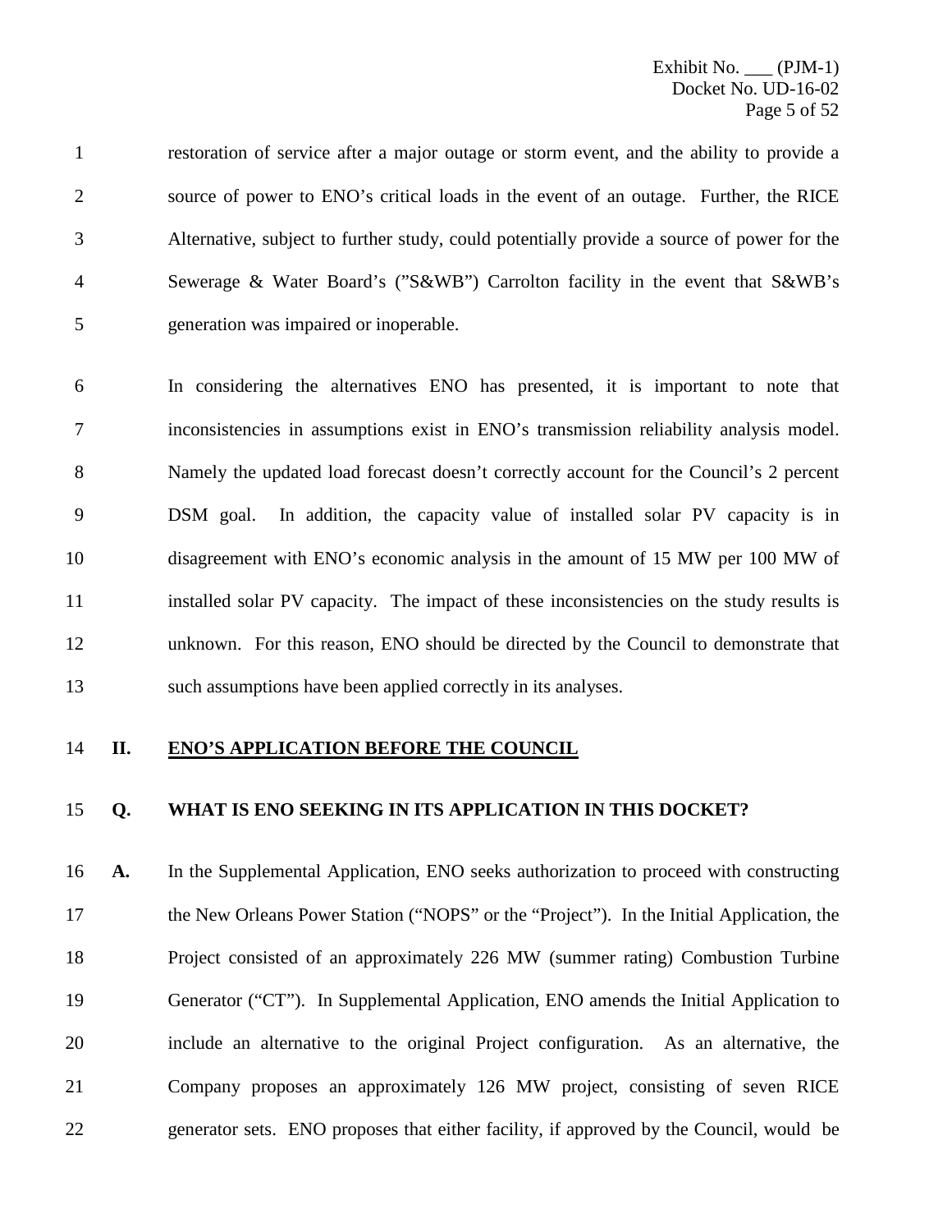restoration of service after a major outage or storm event, and the ability to provide a source of power to ENO's critical loads in the event of an outage. Further, the RICE Alternative, subject to further study, could potentially provide a source of power for the Sewerage & Water Board's ("S&WB") Carrolton facility in the event that S&WB's generation was impaired or inoperable.

In considering the alternatives ENO has presented, it is important to note that inconsistencies in assumptions exist in ENO's transmission reliability analysis model. Namely the updated load forecast doesn't correctly account for the Council's 2 percent DSM goal. In addition, the capacity value of installed solar PV capacity is in disagreement with ENO's economic analysis in the amount of 15 MW per 100 MW of installed solar PV capacity. The impact of these inconsistencies on the study results is unknown. For this reason, ENO should be directed by the Council to demonstrate that such assumptions have been applied correctly in its analyses.

## II. ENO'S APPLICATION BEFORE THE COUNCIL

**Q. WHAT IS ENO SEEKING IN ITS APPLICATION IN THIS DOCKET?**

**A.** In the Supplemental Application, ENO seeks authorization to proceed with constructing the New Orleans Power Station ("NOPS" or the "Project"). In the Initial Application, the Project consisted of an approximately 226 MW (summer rating) Combustion Turbine Generator ("CT"). In Supplemental Application, ENO amends the Initial Application to include an alternative to the original Project configuration. As an alternative, the Company proposes an approximately 126 MW project, consisting of seven RICE generator sets. ENO proposes that either facility, if approved by the Council, would be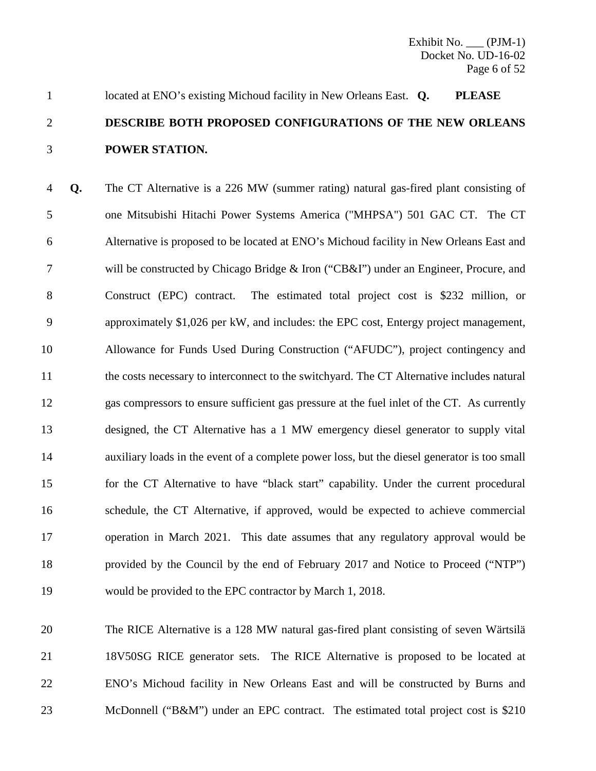located at ENO's existing Michoud facility in New Orleans East. **Q. PLEASE DESCRIBE BOTH PROPOSED CONFIGURATIONS OF THE NEW ORLEANS POWER STATION.**

**Q.** The CT Alternative is a 226 MW (summer rating) natural gas-fired plant consisting of one Mitsubishi Hitachi Power Systems America ("MHPSA") 501 GAC CT. The CT Alternative is proposed to be located at ENO's Michoud facility in New Orleans East and will be constructed by Chicago Bridge & Iron ("CB&I") under an Engineer, Procure, and Construct (EPC) contract. The estimated total project cost is $232 million, or approximately $1,026 per kW, and includes: the EPC cost, Entergy project management, Allowance for Funds Used During Construction ("AFUDC"), project contingency and the costs necessary to interconnect to the switchyard. The CT Alternative includes natural gas compressors to ensure sufficient gas pressure at the fuel inlet of the CT. As currently designed, the CT Alternative has a 1 MW emergency diesel generator to supply vital auxiliary loads in the event of a complete power loss, but the diesel generator is too small for the CT Alternative to have "black start" capability. Under the current procedural schedule, the CT Alternative, if approved, would be expected to achieve commercial operation in March 2021. This date assumes that any regulatory approval would be provided by the Council by the end of February 2017 and Notice to Proceed ("NTP") would be provided to the EPC contractor by March 1, 2018.

The RICE Alternative is a 128 MW natural gas-fired plant consisting of seven Wärtsilä 18V50SG RICE generator sets. The RICE Alternative is proposed to be located at ENO's Michoud facility in New Orleans East and will be constructed by Burns and McDonnell ("B&M") under an EPC contract. The estimated total project cost is $210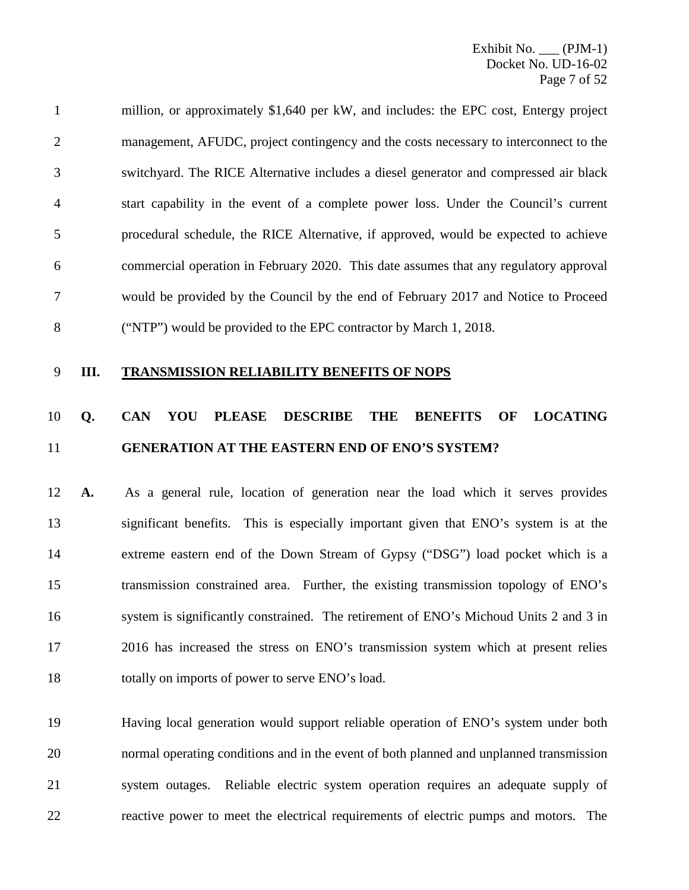million, or approximately $1,640 per kW, and includes: the EPC cost, Entergy project management, AFUDC, project contingency and the costs necessary to interconnect to the switchyard. The RICE Alternative includes a diesel generator and compressed air black start capability in the event of a complete power loss. Under the Council's current procedural schedule, the RICE Alternative, if approved, would be expected to achieve commercial operation in February 2020. This date assumes that any regulatory approval would be provided by the Council by the end of February 2017 and Notice to Proceed ("NTP") would be provided to the EPC contractor by March 1, 2018.

## III. TRANSMISSION RELIABILITY BENEFITS OF NOPS

**Q. CAN YOU PLEASE DESCRIBE THE BENEFITS OF LOCATING GENERATION AT THE EASTERN END OF ENO'S SYSTEM?**

**A.** As a general rule, location of generation near the load which it serves provides significant benefits. This is especially important given that ENO's system is at the extreme eastern end of the Down Stream of Gypsy ("DSG") load pocket which is a transmission constrained area. Further, the existing transmission topology of ENO's system is significantly constrained. The retirement of ENO's Michoud Units 2 and 3 in 2016 has increased the stress on ENO's transmission system which at present relies totally on imports of power to serve ENO's load.

Having local generation would support reliable operation of ENO's system under both normal operating conditions and in the event of both planned and unplanned transmission system outages. Reliable electric system operation requires an adequate supply of reactive power to meet the electrical requirements of electric pumps and motors. The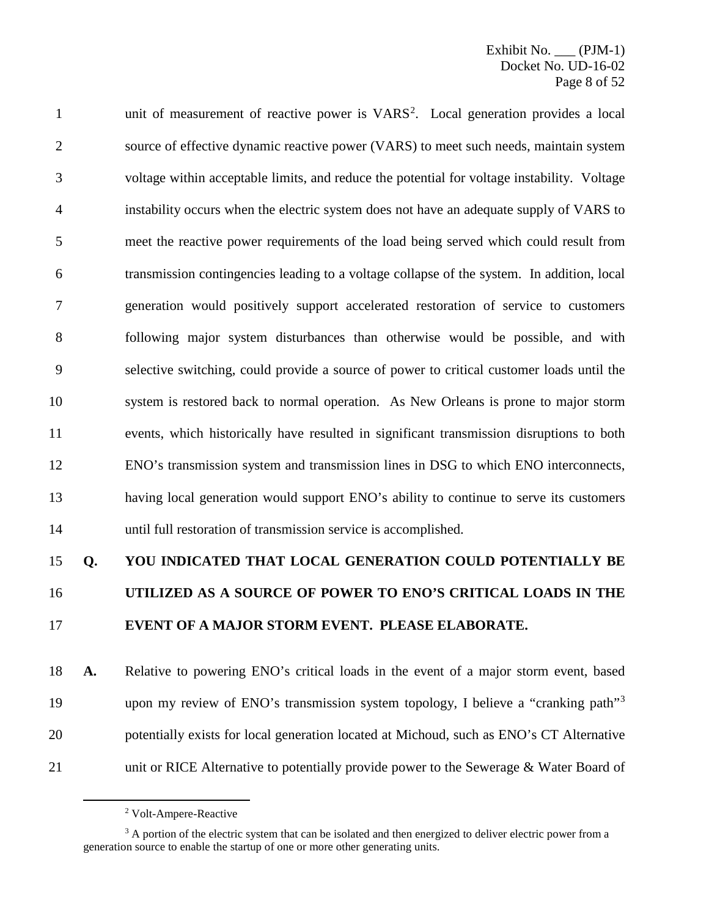unit of measurement of reactive power is VARS[2]. Local generation provides a local source of effective dynamic reactive power (VARS) to meet such needs, maintain system voltage within acceptable limits, and reduce the potential for voltage instability. Voltage instability occurs when the electric system does not have an adequate supply of VARS to meet the reactive power requirements of the load being served which could result from transmission contingencies leading to a voltage collapse of the system. In addition, local generation would positively support accelerated restoration of service to customers following major system disturbances than otherwise would be possible, and with selective switching, could provide a source of power to critical customer loads until the system is restored back to normal operation. As New Orleans is prone to major storm events, which historically have resulted in significant transmission disruptions to both ENO's transmission system and transmission lines in DSG to which ENO interconnects, having local generation would support ENO's ability to continue to serve its customers until full restoration of transmission service is accomplished.

**Q. YOU INDICATED THAT LOCAL GENERATION COULD POTENTIALLY BE UTILIZED AS A SOURCE OF POWER TO ENO'S CRITICAL LOADS IN THE EVENT OF A MAJOR STORM EVENT. PLEASE ELABORATE.**

**A.** Relative to powering ENO's critical loads in the event of a major storm event, based upon my review of ENO's transmission system topology, I believe a "cranking path"[3] potentially exists for local generation located at Michoud, such as ENO's CT Alternative unit or RICE Alternative to potentially provide power to the Sewerage & Water Board of

---

[2] Volt-Ampere-Reactive

[3] A portion of the electric system that can be isolated and then energized to deliver electric power from a generation source to enable the startup of one or more other generating units.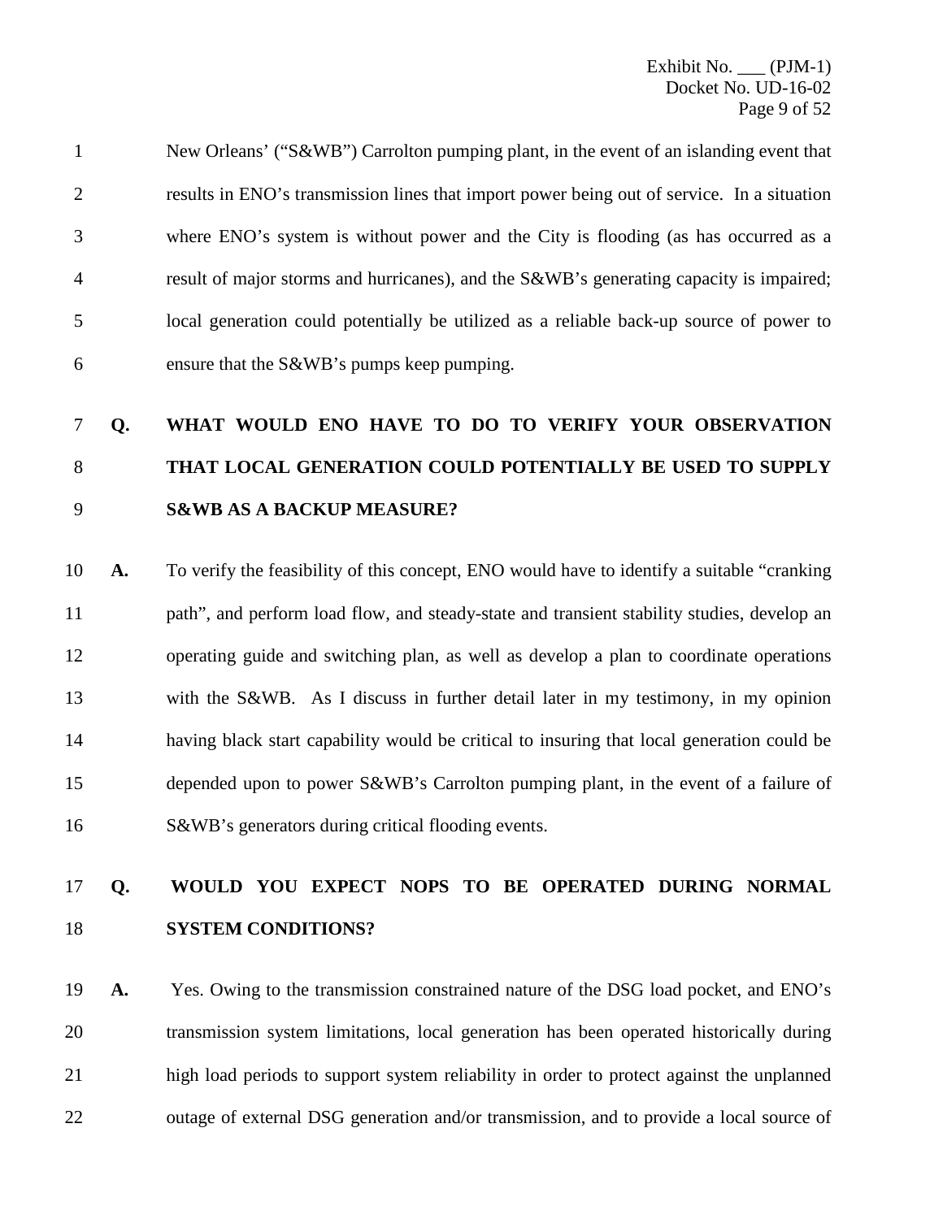New Orleans' ("S&WB") Carrolton pumping plant, in the event of an islanding event that results in ENO's transmission lines that import power being out of service. In a situation where ENO's system is without power and the City is flooding (as has occurred as a result of major storms and hurricanes), and the S&WB's generating capacity is impaired; local generation could potentially be utilized as a reliable back-up source of power to ensure that the S&WB's pumps keep pumping.

**Q. WHAT WOULD ENO HAVE TO DO TO VERIFY YOUR OBSERVATION THAT LOCAL GENERATION COULD POTENTIALLY BE USED TO SUPPLY S&WB AS A BACKUP MEASURE?**

**A.** To verify the feasibility of this concept, ENO would have to identify a suitable "cranking path", and perform load flow, and steady-state and transient stability studies, develop an operating guide and switching plan, as well as develop a plan to coordinate operations with the S&WB. As I discuss in further detail later in my testimony, in my opinion having black start capability would be critical to insuring that local generation could be depended upon to power S&WB's Carrolton pumping plant, in the event of a failure of S&WB's generators during critical flooding events.

**Q. WOULD YOU EXPECT NOPS TO BE OPERATED DURING NORMAL SYSTEM CONDITIONS?**

**A.** Yes. Owing to the transmission constrained nature of the DSG load pocket, and ENO's transmission system limitations, local generation has been operated historically during high load periods to support system reliability in order to protect against the unplanned outage of external DSG generation and/or transmission, and to provide a local source of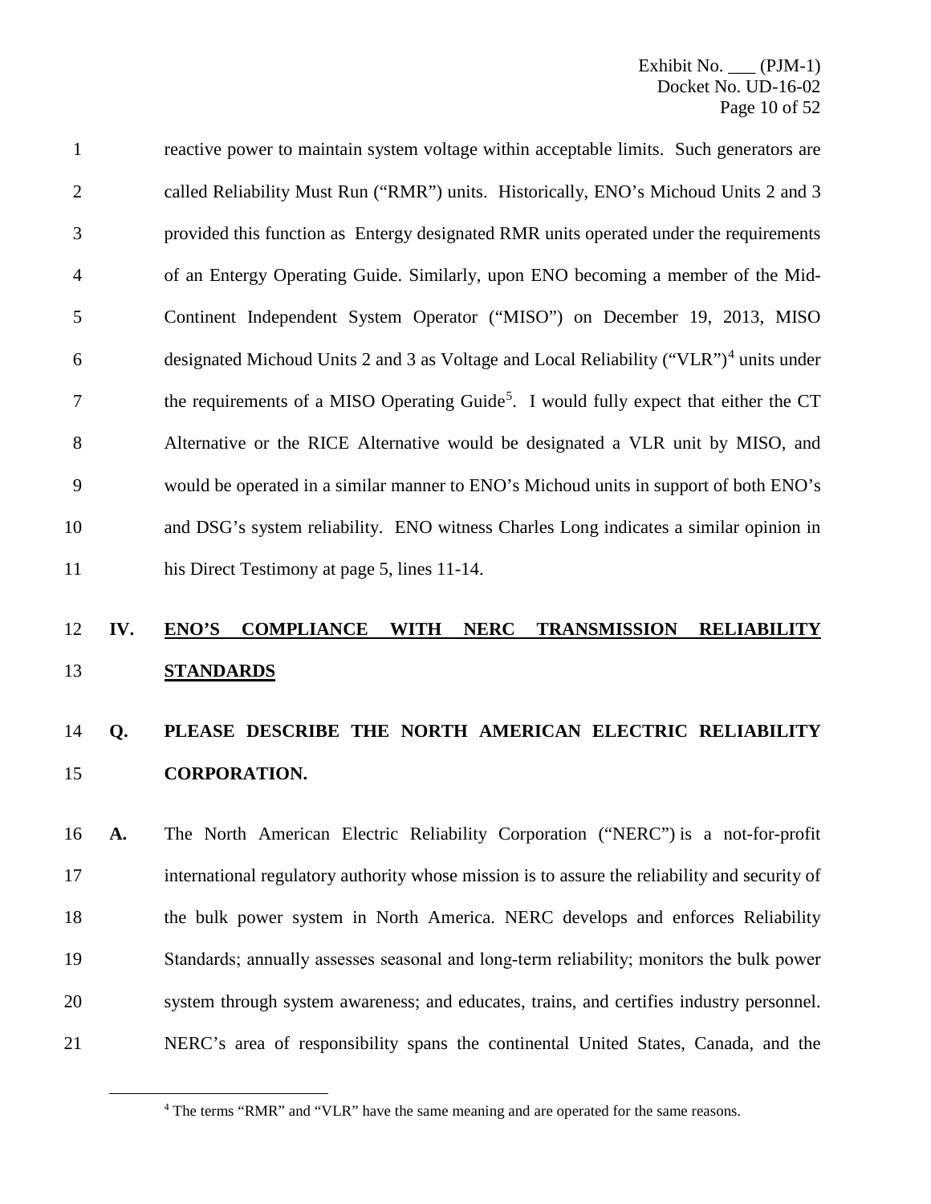reactive power to maintain system voltage within acceptable limits. Such generators are called Reliability Must Run ("RMR") units. Historically, ENO's Michoud Units 2 and 3 provided this function as Entergy designated RMR units operated under the requirements of an Entergy Operating Guide. Similarly, upon ENO becoming a member of the Mid-Continent Independent System Operator ("MISO") on December 19, 2013, MISO designated Michoud Units 2 and 3 as Voltage and Local Reliability ("VLR")[4] units under the requirements of a MISO Operating Guide[5]. I would fully expect that either the CT Alternative or the RICE Alternative would be designated a VLR unit by MISO, and would be operated in a similar manner to ENO's Michoud units in support of both ENO's and DSG's system reliability. ENO witness Charles Long indicates a similar opinion in his Direct Testimony at page 5, lines 11-14.

## IV. ENO'S COMPLIANCE WITH NERC TRANSMISSION RELIABILITY STANDARDS

**Q. PLEASE DESCRIBE THE NORTH AMERICAN ELECTRIC RELIABILITY CORPORATION.**

**A.** The North American Electric Reliability Corporation ("NERC") is a not-for-profit international regulatory authority whose mission is to assure the reliability and security of the bulk power system in North America. NERC develops and enforces Reliability Standards; annually assesses seasonal and long-term reliability; monitors the bulk power system through system awareness; and educates, trains, and certifies industry personnel. NERC's area of responsibility spans the continental United States, Canada, and the

[4] The terms "RMR" and "VLR" have the same meaning and are operated for the same reasons.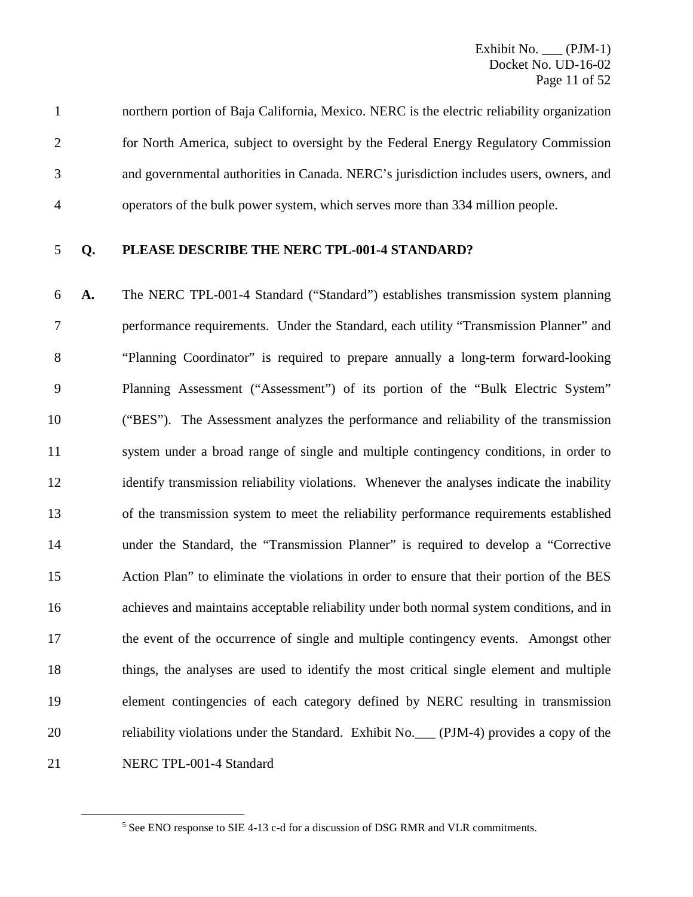northern portion of Baja California, Mexico. NERC is the electric reliability organization for North America, subject to oversight by the Federal Energy Regulatory Commission and governmental authorities in Canada. NERC's jurisdiction includes users, owners, and operators of the bulk power system, which serves more than 334 million people.

**Q. PLEASE DESCRIBE THE NERC TPL-001-4 STANDARD?**

**A.** The NERC TPL-001-4 Standard ("Standard") establishes transmission system planning performance requirements. Under the Standard, each utility "Transmission Planner" and "Planning Coordinator" is required to prepare annually a long-term forward-looking Planning Assessment ("Assessment") of its portion of the "Bulk Electric System" ("BES"). The Assessment analyzes the performance and reliability of the transmission system under a broad range of single and multiple contingency conditions, in order to identify transmission reliability violations. Whenever the analyses indicate the inability of the transmission system to meet the reliability performance requirements established under the Standard, the "Transmission Planner" is required to develop a "Corrective Action Plan" to eliminate the violations in order to ensure that their portion of the BES achieves and maintains acceptable reliability under both normal system conditions, and in the event of the occurrence of single and multiple contingency events. Amongst other things, the analyses are used to identify the most critical single element and multiple element contingencies of each category defined by NERC resulting in transmission reliability violations under the Standard. Exhibit No.___ (PJM-4) provides a copy of the NERC TPL-001-4 Standard

---

[5] See ENO response to SIE 4-13 c-d for a discussion of DSG RMR and VLR commitments.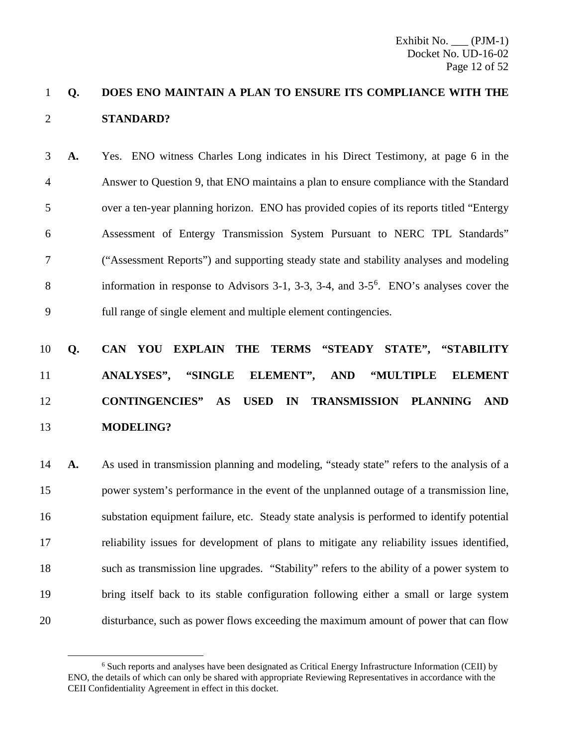**Q. DOES ENO MAINTAIN A PLAN TO ENSURE ITS COMPLIANCE WITH THE STANDARD?**

**A.** Yes. ENO witness Charles Long indicates in his Direct Testimony, at page 6 in the Answer to Question 9, that ENO maintains a plan to ensure compliance with the Standard over a ten-year planning horizon. ENO has provided copies of its reports titled "Entergy Assessment of Entergy Transmission System Pursuant to NERC TPL Standards" ("Assessment Reports") and supporting steady state and stability analyses and modeling information in response to Advisors 3-1, 3-3, 3-4, and 3-5[6]. ENO's analyses cover the full range of single element and multiple element contingencies.

**Q. CAN YOU EXPLAIN THE TERMS "STEADY STATE", "STABILITY ANALYSES", "SINGLE ELEMENT", AND "MULTIPLE ELEMENT CONTINGENCIES" AS USED IN TRANSMISSION PLANNING AND MODELING?**

**A.** As used in transmission planning and modeling, "steady state" refers to the analysis of a power system's performance in the event of the unplanned outage of a transmission line, substation equipment failure, etc. Steady state analysis is performed to identify potential reliability issues for development of plans to mitigate any reliability issues identified, such as transmission line upgrades. "Stability" refers to the ability of a power system to bring itself back to its stable configuration following either a small or large system disturbance, such as power flows exceeding the maximum amount of power that can flow

---

[6] Such reports and analyses have been designated as Critical Energy Infrastructure Information (CEII) by ENO, the details of which can only be shared with appropriate Reviewing Representatives in accordance with the CEII Confidentiality Agreement in effect in this docket.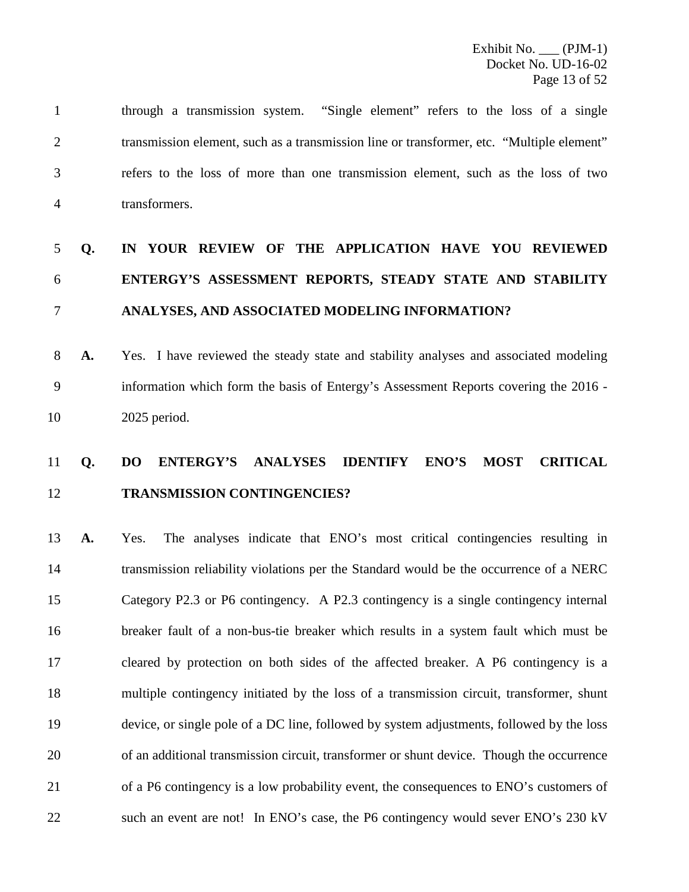through a transmission system. "Single element" refers to the loss of a single transmission element, such as a transmission line or transformer, etc. "Multiple element" refers to the loss of more than one transmission element, such as the loss of two transformers.

**Q. IN YOUR REVIEW OF THE APPLICATION HAVE YOU REVIEWED ENTERGY'S ASSESSMENT REPORTS, STEADY STATE AND STABILITY ANALYSES, AND ASSOCIATED MODELING INFORMATION?**

**A.** Yes. I have reviewed the steady state and stability analyses and associated modeling information which form the basis of Entergy's Assessment Reports covering the 2016 - 2025 period.

**Q. DO ENTERGY'S ANALYSES IDENTIFY ENO'S MOST CRITICAL TRANSMISSION CONTINGENCIES?**

**A.** Yes. The analyses indicate that ENO's most critical contingencies resulting in transmission reliability violations per the Standard would be the occurrence of a NERC Category P2.3 or P6 contingency. A P2.3 contingency is a single contingency internal breaker fault of a non-bus-tie breaker which results in a system fault which must be cleared by protection on both sides of the affected breaker. A P6 contingency is a multiple contingency initiated by the loss of a transmission circuit, transformer, shunt device, or single pole of a DC line, followed by system adjustments, followed by the loss of an additional transmission circuit, transformer or shunt device. Though the occurrence of a P6 contingency is a low probability event, the consequences to ENO's customers of such an event are not! In ENO's case, the P6 contingency would sever ENO's 230 kV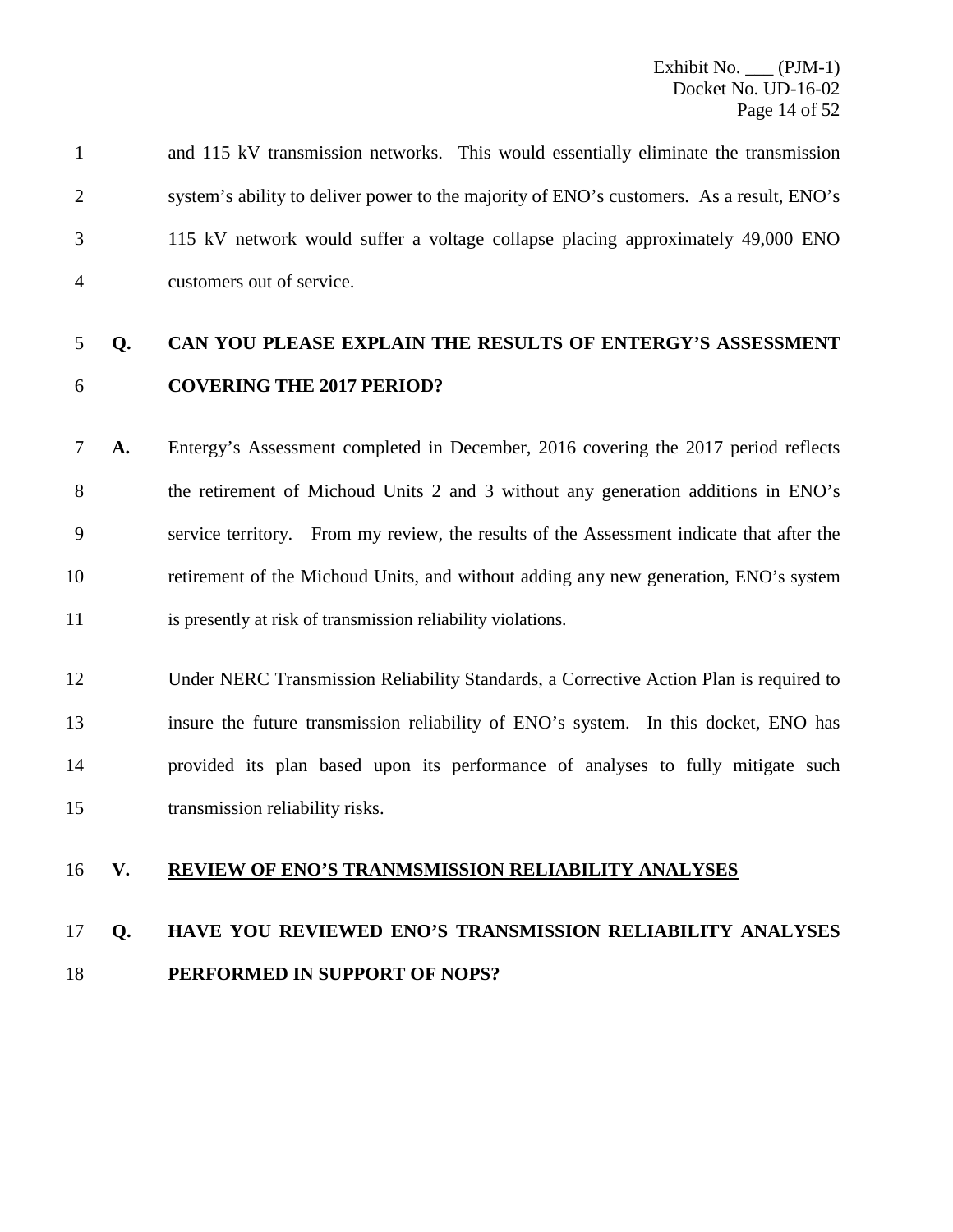and 115 kV transmission networks. This would essentially eliminate the transmission system's ability to deliver power to the majority of ENO's customers. As a result, ENO's 115 kV network would suffer a voltage collapse placing approximately 49,000 ENO customers out of service.

**Q. CAN YOU PLEASE EXPLAIN THE RESULTS OF ENTERGY'S ASSESSMENT COVERING THE 2017 PERIOD?**

**A.** Entergy's Assessment completed in December, 2016 covering the 2017 period reflects the retirement of Michoud Units 2 and 3 without any generation additions in ENO's service territory. From my review, the results of the Assessment indicate that after the retirement of the Michoud Units, and without adding any new generation, ENO's system is presently at risk of transmission reliability violations.

Under NERC Transmission Reliability Standards, a Corrective Action Plan is required to insure the future transmission reliability of ENO's system. In this docket, ENO has provided its plan based upon its performance of analyses to fully mitigate such transmission reliability risks.

## V. REVIEW OF ENO'S TRANMSMISSION RELIABILITY ANALYSES

**Q. HAVE YOU REVIEWED ENO'S TRANSMISSION RELIABILITY ANALYSES PERFORMED IN SUPPORT OF NOPS?**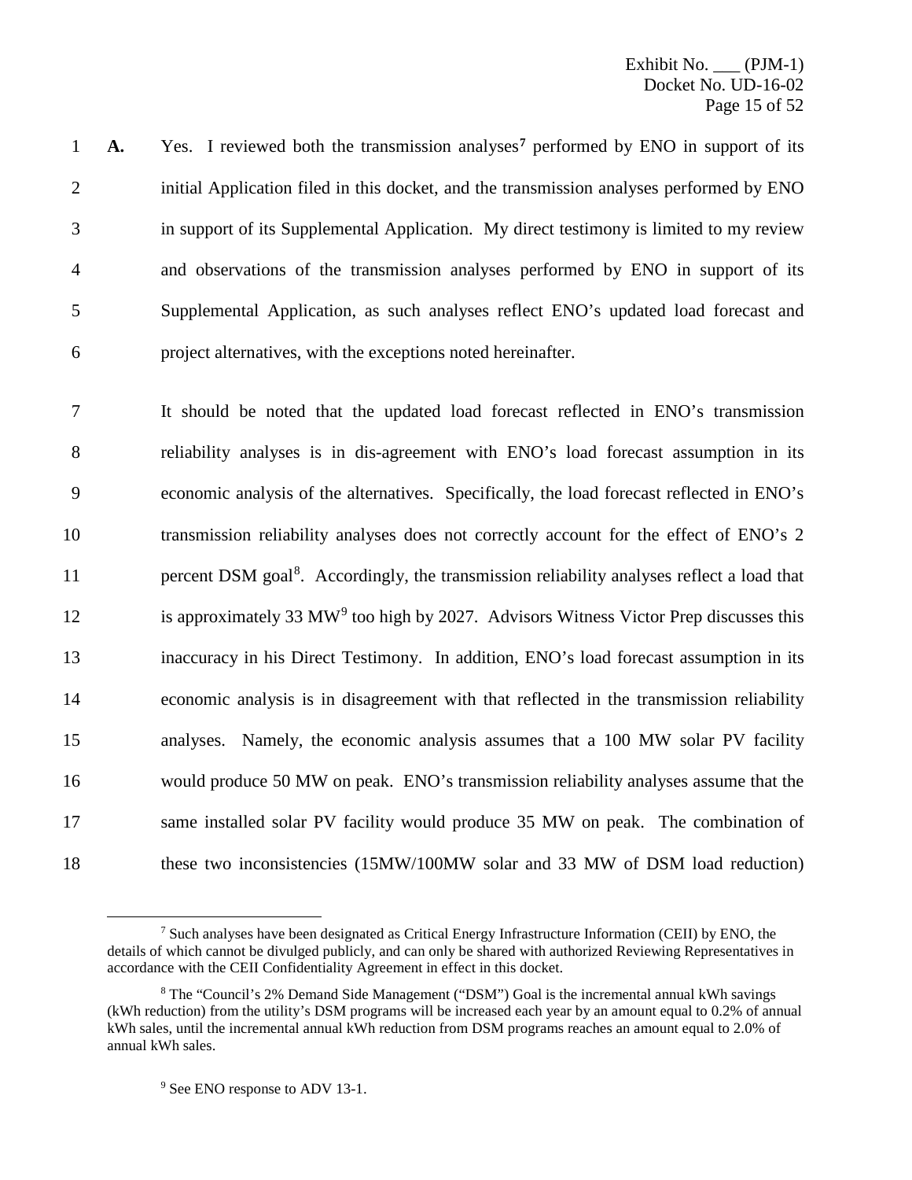**A.** Yes. I reviewed both the transmission analyses[7] performed by ENO in support of its initial Application filed in this docket, and the transmission analyses performed by ENO in support of its Supplemental Application. My direct testimony is limited to my review and observations of the transmission analyses performed by ENO in support of its Supplemental Application, as such analyses reflect ENO's updated load forecast and project alternatives, with the exceptions noted hereinafter.

It should be noted that the updated load forecast reflected in ENO's transmission reliability analyses is in dis-agreement with ENO's load forecast assumption in its economic analysis of the alternatives. Specifically, the load forecast reflected in ENO's transmission reliability analyses does not correctly account for the effect of ENO's 2 percent DSM goal[8]. Accordingly, the transmission reliability analyses reflect a load that is approximately 33 MW[9] too high by 2027. Advisors Witness Victor Prep discusses this inaccuracy in his Direct Testimony. In addition, ENO's load forecast assumption in its economic analysis is in disagreement with that reflected in the transmission reliability analyses. Namely, the economic analysis assumes that a 100 MW solar PV facility would produce 50 MW on peak. ENO's transmission reliability analyses assume that the same installed solar PV facility would produce 35 MW on peak. The combination of these two inconsistencies (15MW/100MW solar and 33 MW of DSM load reduction)

---

[7] Such analyses have been designated as Critical Energy Infrastructure Information (CEII) by ENO, the details of which cannot be divulged publicly, and can only be shared with authorized Reviewing Representatives in accordance with the CEII Confidentiality Agreement in effect in this docket.

[8] The "Council's 2% Demand Side Management ("DSM") Goal is the incremental annual kWh savings (kWh reduction) from the utility's DSM programs will be increased each year by an amount equal to 0.2% of annual kWh sales, until the incremental annual kWh reduction from DSM programs reaches an amount equal to 2.0% of annual kWh sales.

[9] See ENO response to ADV 13-1.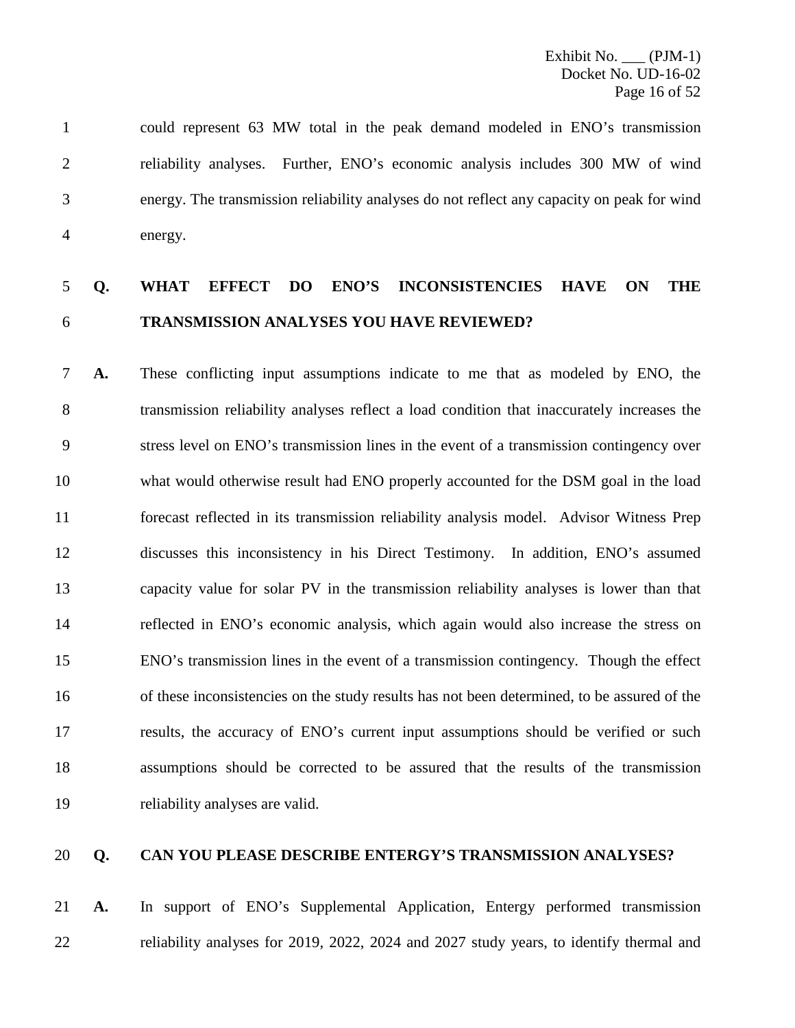could represent 63 MW total in the peak demand modeled in ENO's transmission reliability analyses. Further, ENO's economic analysis includes 300 MW of wind energy. The transmission reliability analyses do not reflect any capacity on peak for wind energy.

**Q. WHAT EFFECT DO ENO'S INCONSISTENCIES HAVE ON THE TRANSMISSION ANALYSES YOU HAVE REVIEWED?**

**A.** These conflicting input assumptions indicate to me that as modeled by ENO, the transmission reliability analyses reflect a load condition that inaccurately increases the stress level on ENO's transmission lines in the event of a transmission contingency over what would otherwise result had ENO properly accounted for the DSM goal in the load forecast reflected in its transmission reliability analysis model. Advisor Witness Prep discusses this inconsistency in his Direct Testimony. In addition, ENO's assumed capacity value for solar PV in the transmission reliability analyses is lower than that reflected in ENO's economic analysis, which again would also increase the stress on ENO's transmission lines in the event of a transmission contingency. Though the effect of these inconsistencies on the study results has not been determined, to be assured of the results, the accuracy of ENO's current input assumptions should be verified or such assumptions should be corrected to be assured that the results of the transmission reliability analyses are valid.

**Q. CAN YOU PLEASE DESCRIBE ENTERGY'S TRANSMISSION ANALYSES?**

**A.** In support of ENO's Supplemental Application, Entergy performed transmission reliability analyses for 2019, 2022, 2024 and 2027 study years, to identify thermal and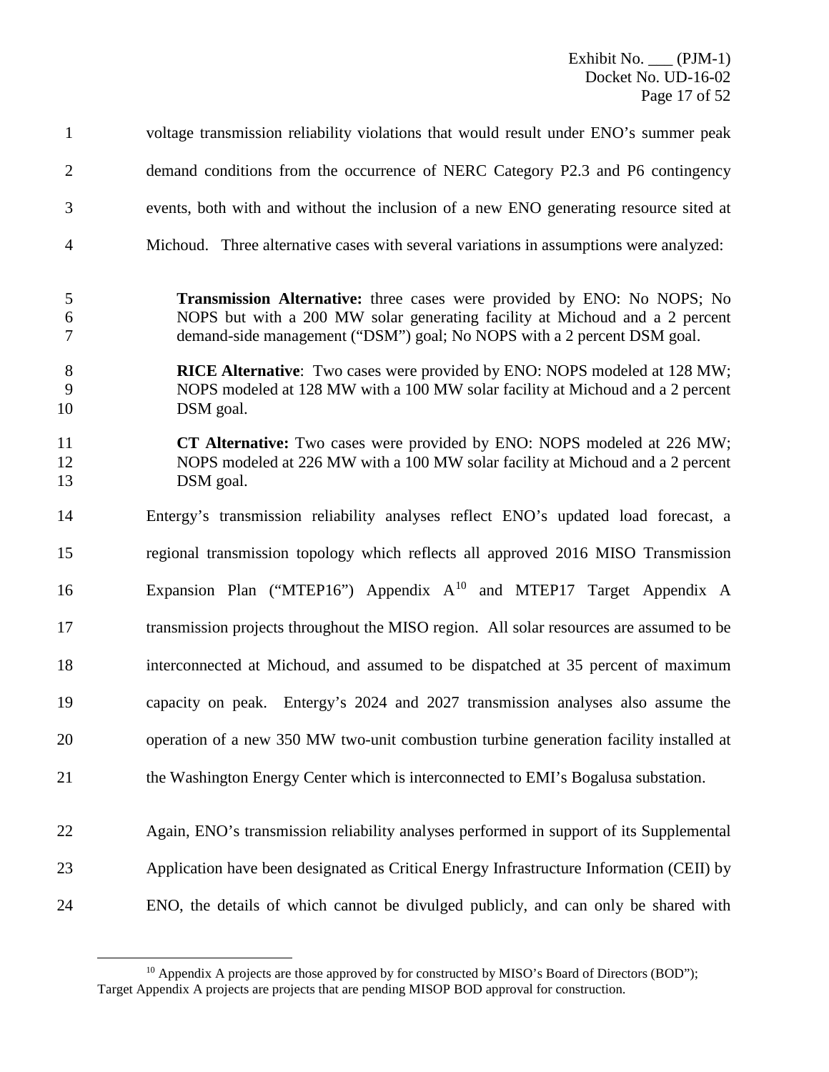voltage transmission reliability violations that would result under ENO's summer peak demand conditions from the occurrence of NERC Category P2.3 and P6 contingency events, both with and without the inclusion of a new ENO generating resource sited at Michoud. Three alternative cases with several variations in assumptions were analyzed:

> **Transmission Alternative:** three cases were provided by ENO: No NOPS; No NOPS but with a 200 MW solar generating facility at Michoud and a 2 percent demand-side management ("DSM") goal; No NOPS with a 2 percent DSM goal.
>
> **RICE Alternative**: Two cases were provided by ENO: NOPS modeled at 128 MW; NOPS modeled at 128 MW with a 100 MW solar facility at Michoud and a 2 percent DSM goal.
>
> **CT Alternative:** Two cases were provided by ENO: NOPS modeled at 226 MW; NOPS modeled at 226 MW with a 100 MW solar facility at Michoud and a 2 percent DSM goal.

Entergy's transmission reliability analyses reflect ENO's updated load forecast, a regional transmission topology which reflects all approved 2016 MISO Transmission Expansion Plan ("MTEP16") Appendix A[10] and MTEP17 Target Appendix A transmission projects throughout the MISO region. All solar resources are assumed to be interconnected at Michoud, and assumed to be dispatched at 35 percent of maximum capacity on peak. Entergy's 2024 and 2027 transmission analyses also assume the operation of a new 350 MW two-unit combustion turbine generation facility installed at the Washington Energy Center which is interconnected to EMI's Bogalusa substation.

Again, ENO's transmission reliability analyses performed in support of its Supplemental Application have been designated as Critical Energy Infrastructure Information (CEII) by ENO, the details of which cannot be divulged publicly, and can only be shared with

---

[10] Appendix A projects are those approved by for constructed by MISO's Board of Directors (BOD"); Target Appendix A projects are projects that are pending MISOP BOD approval for construction.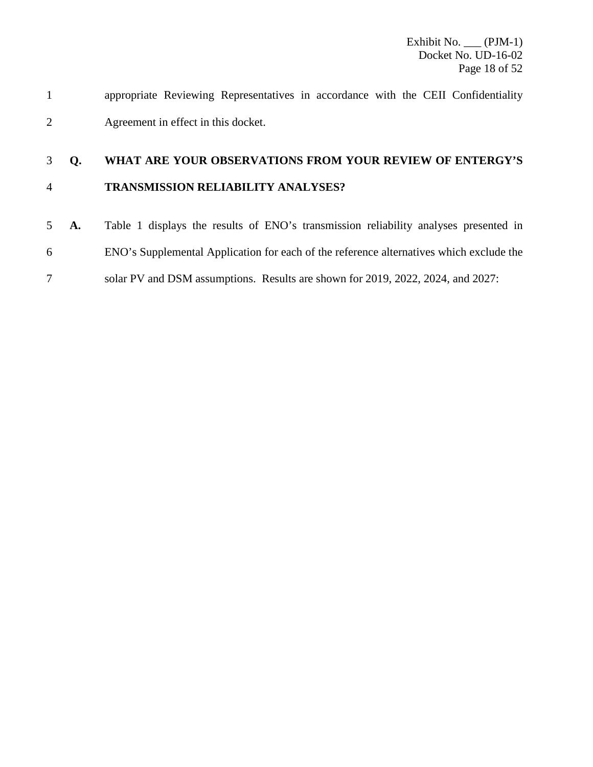appropriate Reviewing Representatives in accordance with the CEII Confidentiality Agreement in effect in this docket.

**Q. WHAT ARE YOUR OBSERVATIONS FROM YOUR REVIEW OF ENTERGY'S TRANSMISSION RELIABILITY ANALYSES?**

**A.** Table 1 displays the results of ENO's transmission reliability analyses presented in ENO's Supplemental Application for each of the reference alternatives which exclude the solar PV and DSM assumptions. Results are shown for 2019, 2022, 2024, and 2027: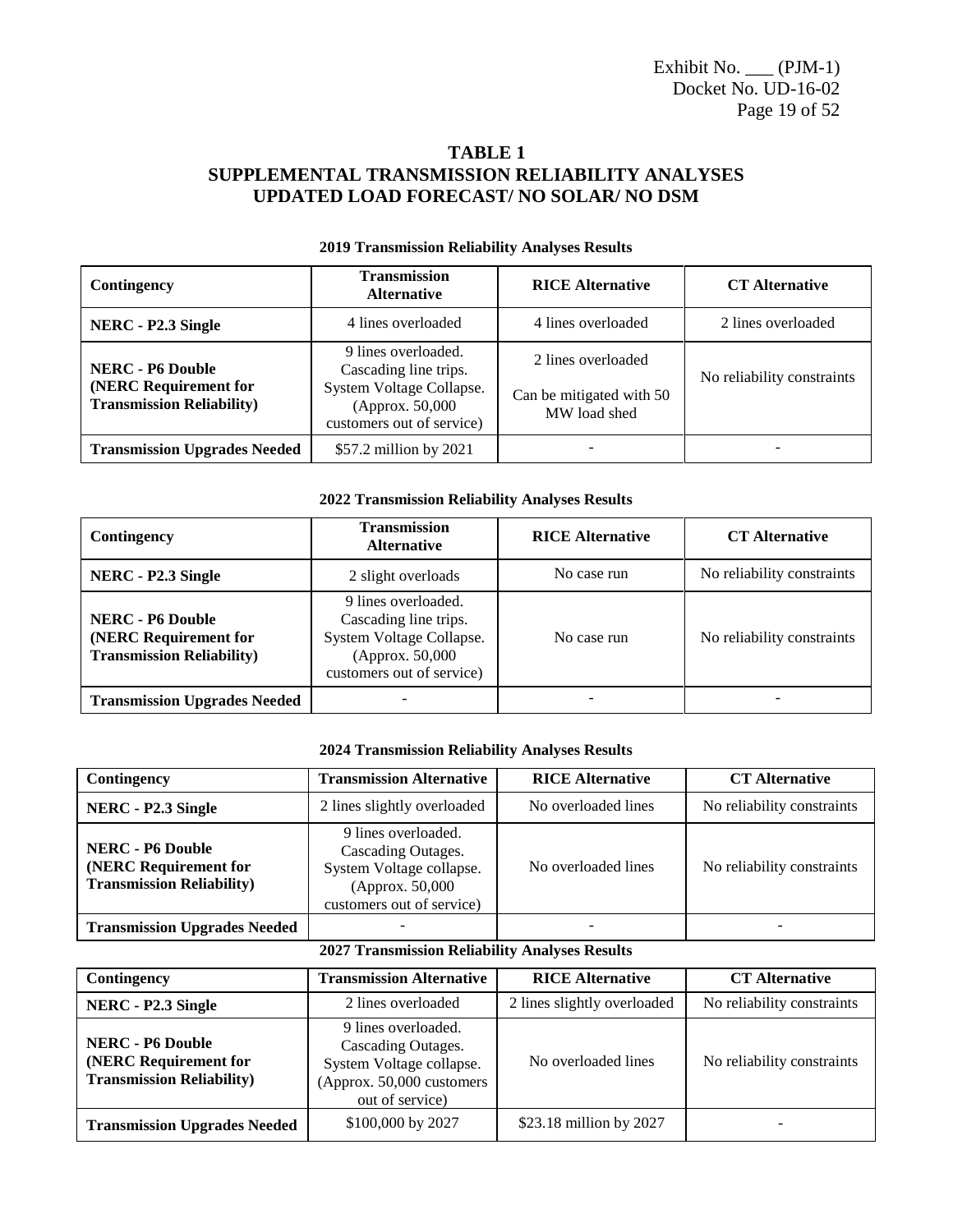# TABLE 1
# SUPPLEMENTAL TRANSMISSION RELIABILITY ANALYSES
# UPDATED LOAD FORECAST/ NO SOLAR/ NO DSM

**2019 Transmission Reliability Analyses Results**

| Contingency | Transmission Alternative | RICE Alternative | CT Alternative |
|---|---|---|---|
| **NERC - P2.3 Single** | 4 lines overloaded | 4 lines overloaded | 2 lines overloaded |
| **NERC - P6 Double (NERC Requirement for Transmission Reliability)** | 9 lines overloaded. Cascading line trips. System Voltage Collapse. (Approx. 50,000 customers out of service) | 2 lines overloaded<br><br>Can be mitigated with 50 MW load shed | No reliability constraints |
| **Transmission Upgrades Needed** | $57.2 million by 2021 | - | - |

**2022 Transmission Reliability Analyses Results**

| Contingency | Transmission Alternative | RICE Alternative | CT Alternative |
|---|---|---|---|
| **NERC - P2.3 Single** | 2 slight overloads | No case run | No reliability constraints |
| **NERC - P6 Double (NERC Requirement for Transmission Reliability)** | 9 lines overloaded. Cascading line trips. System Voltage Collapse. (Approx. 50,000 customers out of service) | No case run | No reliability constraints |
| **Transmission Upgrades Needed** | - | - | - |

**2024 Transmission Reliability Analyses Results**

| Contingency | Transmission Alternative | RICE Alternative | CT Alternative |
|---|---|---|---|
| **NERC - P2.3 Single** | 2 lines slightly overloaded | No overloaded lines | No reliability constraints |
| **NERC - P6 Double (NERC Requirement for Transmission Reliability)** | 9 lines overloaded. Cascading Outages. System Voltage collapse. (Approx. 50,000 customers out of service) | No overloaded lines | No reliability constraints |
| **Transmission Upgrades Needed** | - | - | - |

**2027 Transmission Reliability Analyses Results**

| Contingency | Transmission Alternative | RICE Alternative | CT Alternative |
|---|---|---|---|
| **NERC - P2.3 Single** | 2 lines overloaded | 2 lines slightly overloaded | No reliability constraints |
| **NERC - P6 Double (NERC Requirement for Transmission Reliability)** | 9 lines overloaded. Cascading Outages. System Voltage collapse. (Approx. 50,000 customers out of service) | No overloaded lines | No reliability constraints |
| **Transmission Upgrades Needed** | $100,000 by 2027 | $23.18 million by 2027 | - |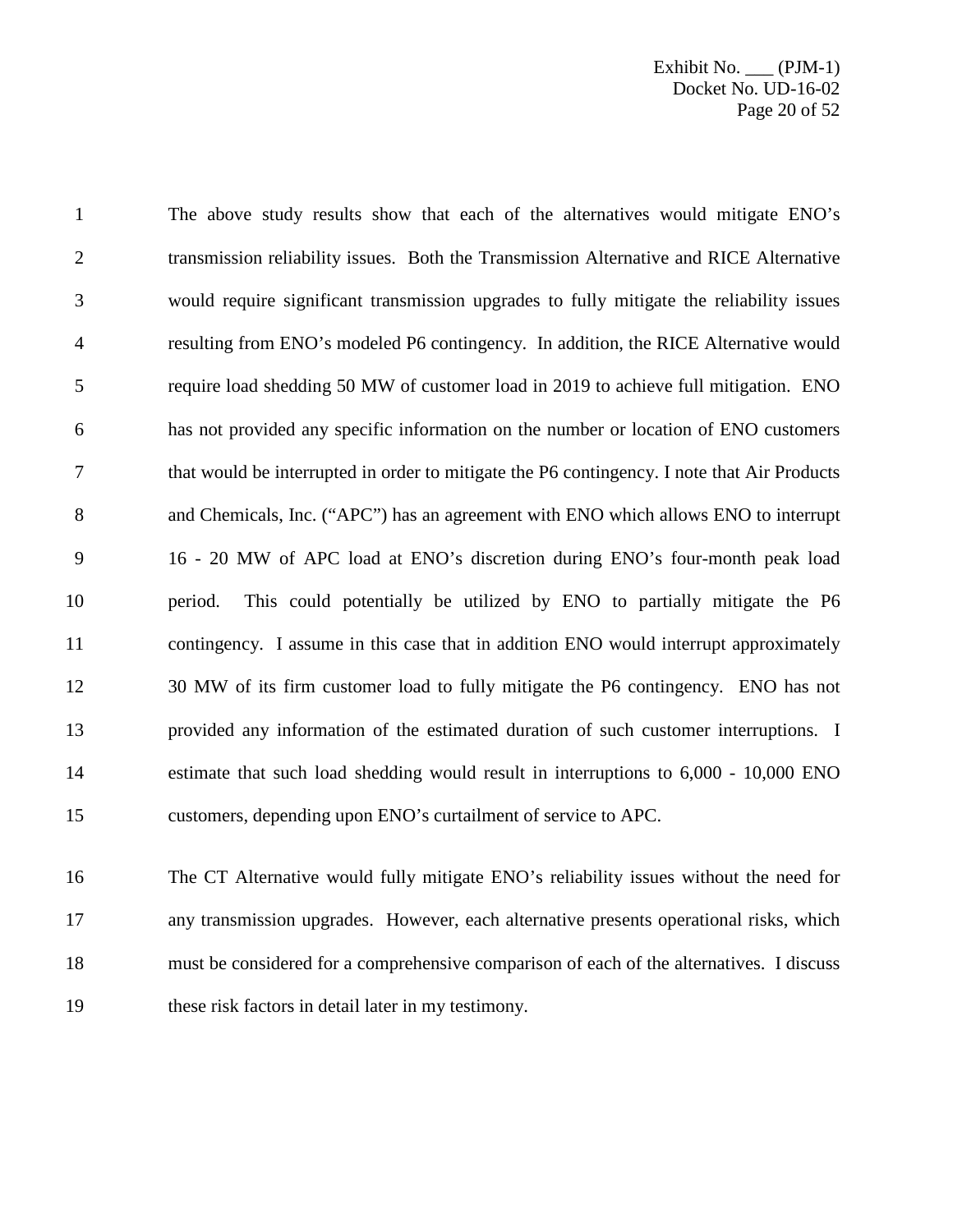The above study results show that each of the alternatives would mitigate ENO's transmission reliability issues. Both the Transmission Alternative and RICE Alternative would require significant transmission upgrades to fully mitigate the reliability issues resulting from ENO's modeled P6 contingency. In addition, the RICE Alternative would require load shedding 50 MW of customer load in 2019 to achieve full mitigation. ENO has not provided any specific information on the number or location of ENO customers that would be interrupted in order to mitigate the P6 contingency. I note that Air Products and Chemicals, Inc. ("APC") has an agreement with ENO which allows ENO to interrupt 16 - 20 MW of APC load at ENO's discretion during ENO's four-month peak load period. This could potentially be utilized by ENO to partially mitigate the P6 contingency. I assume in this case that in addition ENO would interrupt approximately 30 MW of its firm customer load to fully mitigate the P6 contingency. ENO has not provided any information of the estimated duration of such customer interruptions. I estimate that such load shedding would result in interruptions to 6,000 - 10,000 ENO customers, depending upon ENO's curtailment of service to APC.

The CT Alternative would fully mitigate ENO's reliability issues without the need for any transmission upgrades. However, each alternative presents operational risks, which must be considered for a comprehensive comparison of each of the alternatives. I discuss these risk factors in detail later in my testimony.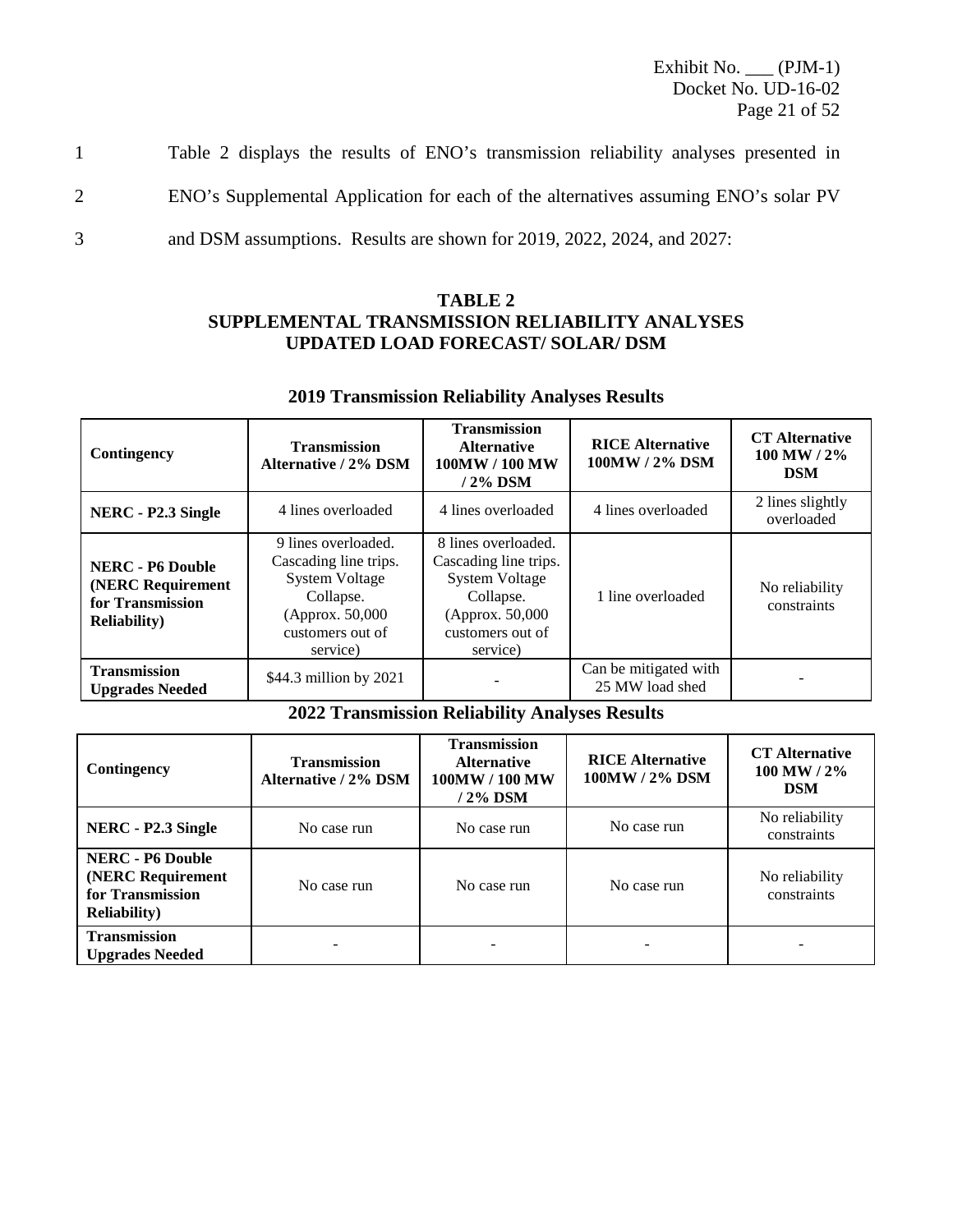Table 2 displays the results of ENO's transmission reliability analyses presented in ENO's Supplemental Application for each of the alternatives assuming ENO's solar PV and DSM assumptions. Results are shown for 2019, 2022, 2024, and 2027:

**TABLE 2**
**SUPPLEMENTAL TRANSMISSION RELIABILITY ANALYSES**
**UPDATED LOAD FORECAST/ SOLAR/ DSM**

### 2019 Transmission Reliability Analyses Results

| Contingency | Transmission Alternative / 2% DSM | Transmission Alternative 100MW / 100 MW / 2% DSM | RICE Alternative 100MW / 2% DSM | CT Alternative 100 MW / 2% DSM |
|---|---|---|---|---|
| **NERC - P2.3 Single** | 4 lines overloaded | 4 lines overloaded | 4 lines overloaded | 2 lines slightly overloaded |
| **NERC - P6 Double (NERC Requirement for Transmission Reliability)** | 9 lines overloaded. Cascading line trips. System Voltage Collapse. (Approx. 50,000 customers out of service) | 8 lines overloaded. Cascading line trips. System Voltage Collapse. (Approx. 50,000 customers out of service) | 1 line overloaded | No reliability constraints |
| **Transmission Upgrades Needed** | $44.3 million by 2021 | - | Can be mitigated with 25 MW load shed | - |

### 2022 Transmission Reliability Analyses Results

| Contingency | Transmission Alternative / 2% DSM | Transmission Alternative 100MW / 100 MW / 2% DSM | RICE Alternative 100MW / 2% DSM | CT Alternative 100 MW / 2% DSM |
|---|---|---|---|---|
| **NERC - P2.3 Single** | No case run | No case run | No case run | No reliability constraints |
| **NERC - P6 Double (NERC Requirement for Transmission Reliability)** | No case run | No case run | No case run | No reliability constraints |
| **Transmission Upgrades Needed** | - | - | - | - |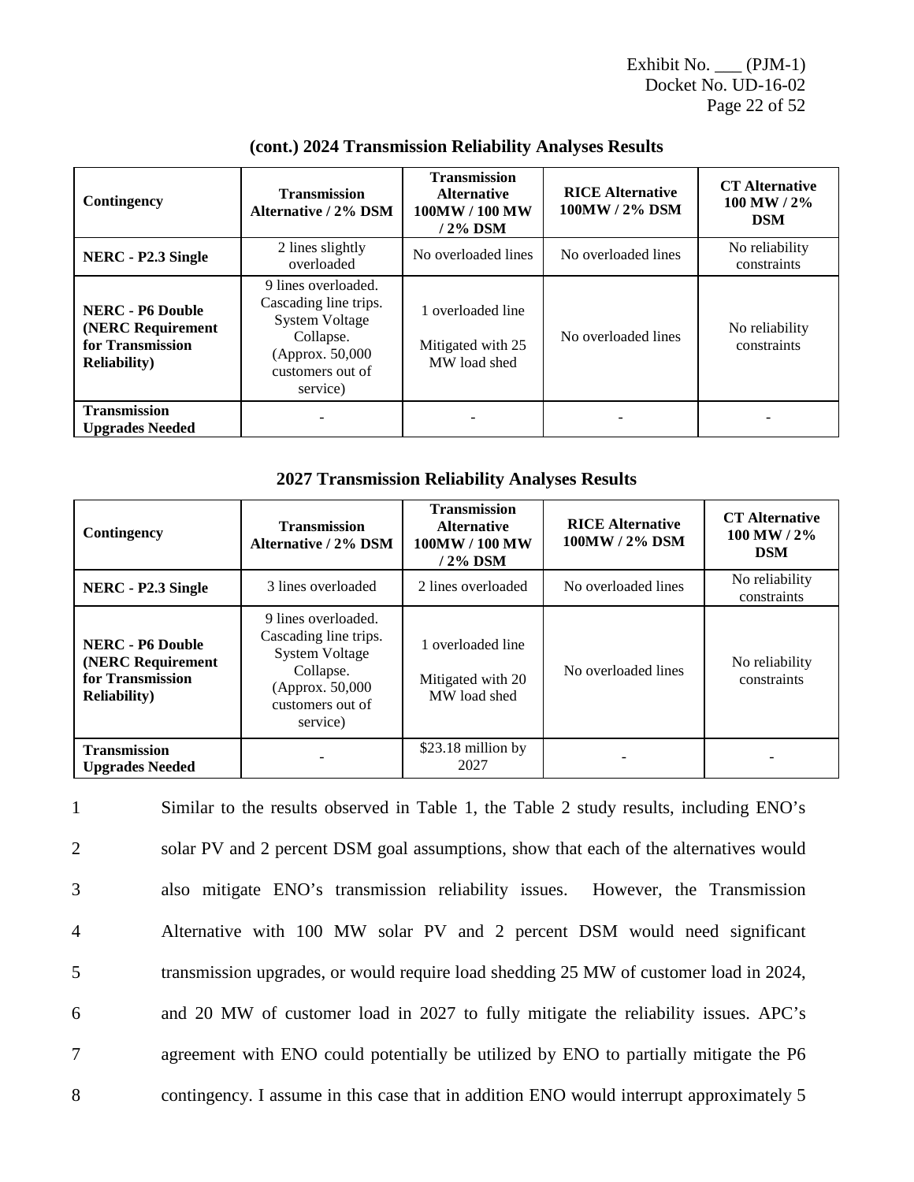### (cont.) 2024 Transmission Reliability Analyses Results

| Contingency | Transmission Alternative / 2% DSM | Transmission Alternative 100MW / 100 MW / 2% DSM | RICE Alternative 100MW / 2% DSM | CT Alternative 100 MW / 2% DSM |
|---|---|---|---|---|
| **NERC - P2.3 Single** | 2 lines slightly overloaded | No overloaded lines | No overloaded lines | No reliability constraints |
| **NERC - P6 Double (NERC Requirement for Transmission Reliability)** | 9 lines overloaded. Cascading line trips. System Voltage Collapse. (Approx. 50,000 customers out of service) | 1 overloaded line<br><br>Mitigated with 25 MW load shed | No overloaded lines | No reliability constraints |
| **Transmission Upgrades Needed** | - | - | - | - |

### 2027 Transmission Reliability Analyses Results

| Contingency | Transmission Alternative / 2% DSM | Transmission Alternative 100MW / 100 MW / 2% DSM | RICE Alternative 100MW / 2% DSM | CT Alternative 100 MW / 2% DSM |
|---|---|---|---|---|
| **NERC - P2.3 Single** | 3 lines overloaded | 2 lines overloaded | No overloaded lines | No reliability constraints |
| **NERC - P6 Double (NERC Requirement for Transmission Reliability)** | 9 lines overloaded. Cascading line trips. System Voltage Collapse. (Approx. 50,000 customers out of service) | 1 overloaded line<br><br>Mitigated with 20 MW load shed | No overloaded lines | No reliability constraints |
| **Transmission Upgrades Needed** | - | $23.18 million by 2027 | - | - |

1 Similar to the results observed in Table 1, the Table 2 study results, including ENO's
2 solar PV and 2 percent DSM goal assumptions, show that each of the alternatives would
3 also mitigate ENO's transmission reliability issues. However, the Transmission
4 Alternative with 100 MW solar PV and 2 percent DSM would need significant
5 transmission upgrades, or would require load shedding 25 MW of customer load in 2024,
6 and 20 MW of customer load in 2027 to fully mitigate the reliability issues. APC's
7 agreement with ENO could potentially be utilized by ENO to partially mitigate the P6
8 contingency. I assume in this case that in addition ENO would interrupt approximately 5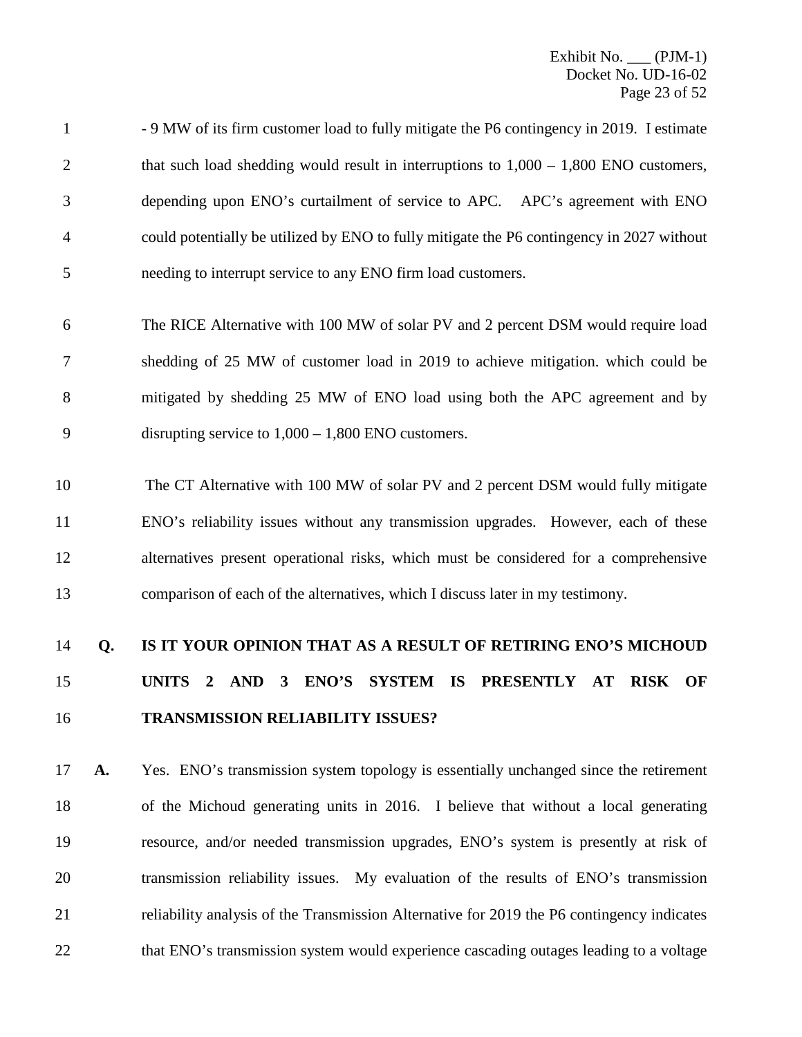- 9 MW of its firm customer load to fully mitigate the P6 contingency in 2019. I estimate that such load shedding would result in interruptions to 1,000 – 1,800 ENO customers, depending upon ENO's curtailment of service to APC. APC's agreement with ENO could potentially be utilized by ENO to fully mitigate the P6 contingency in 2027 without needing to interrupt service to any ENO firm load customers.

The RICE Alternative with 100 MW of solar PV and 2 percent DSM would require load shedding of 25 MW of customer load in 2019 to achieve mitigation. which could be mitigated by shedding 25 MW of ENO load using both the APC agreement and by disrupting service to 1,000 – 1,800 ENO customers.

The CT Alternative with 100 MW of solar PV and 2 percent DSM would fully mitigate ENO's reliability issues without any transmission upgrades. However, each of these alternatives present operational risks, which must be considered for a comprehensive comparison of each of the alternatives, which I discuss later in my testimony.

**Q. IS IT YOUR OPINION THAT AS A RESULT OF RETIRING ENO'S MICHOUD UNITS 2 AND 3 ENO'S SYSTEM IS PRESENTLY AT RISK OF TRANSMISSION RELIABILITY ISSUES?**

**A.** Yes. ENO's transmission system topology is essentially unchanged since the retirement of the Michoud generating units in 2016. I believe that without a local generating resource, and/or needed transmission upgrades, ENO's system is presently at risk of transmission reliability issues. My evaluation of the results of ENO's transmission reliability analysis of the Transmission Alternative for 2019 the P6 contingency indicates that ENO's transmission system would experience cascading outages leading to a voltage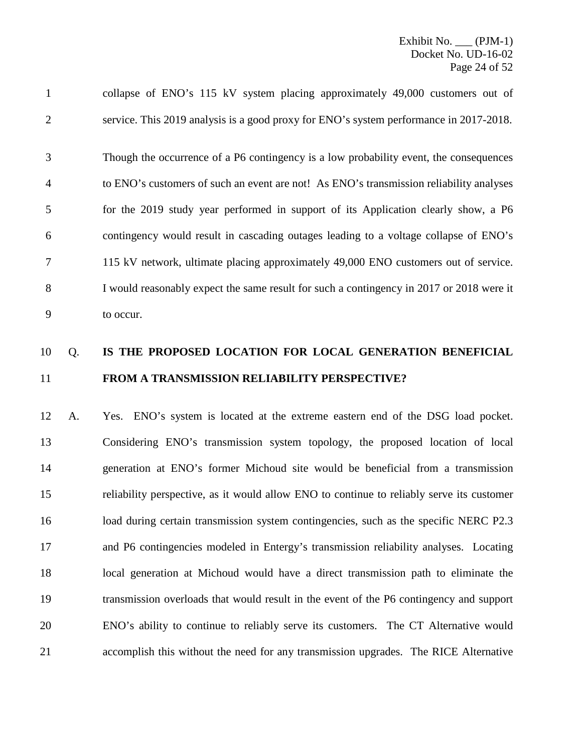collapse of ENO's 115 kV system placing approximately 49,000 customers out of service. This 2019 analysis is a good proxy for ENO's system performance in 2017-2018.

Though the occurrence of a P6 contingency is a low probability event, the consequences to ENO's customers of such an event are not! As ENO's transmission reliability analyses for the 2019 study year performed in support of its Application clearly show, a P6 contingency would result in cascading outages leading to a voltage collapse of ENO's 115 kV network, ultimate placing approximately 49,000 ENO customers out of service. I would reasonably expect the same result for such a contingency in 2017 or 2018 were it to occur.

Q. **IS THE PROPOSED LOCATION FOR LOCAL GENERATION BENEFICIAL FROM A TRANSMISSION RELIABILITY PERSPECTIVE?**

A. Yes. ENO's system is located at the extreme eastern end of the DSG load pocket. Considering ENO's transmission system topology, the proposed location of local generation at ENO's former Michoud site would be beneficial from a transmission reliability perspective, as it would allow ENO to continue to reliably serve its customer load during certain transmission system contingencies, such as the specific NERC P2.3 and P6 contingencies modeled in Entergy's transmission reliability analyses. Locating local generation at Michoud would have a direct transmission path to eliminate the transmission overloads that would result in the event of the P6 contingency and support ENO's ability to continue to reliably serve its customers. The CT Alternative would accomplish this without the need for any transmission upgrades. The RICE Alternative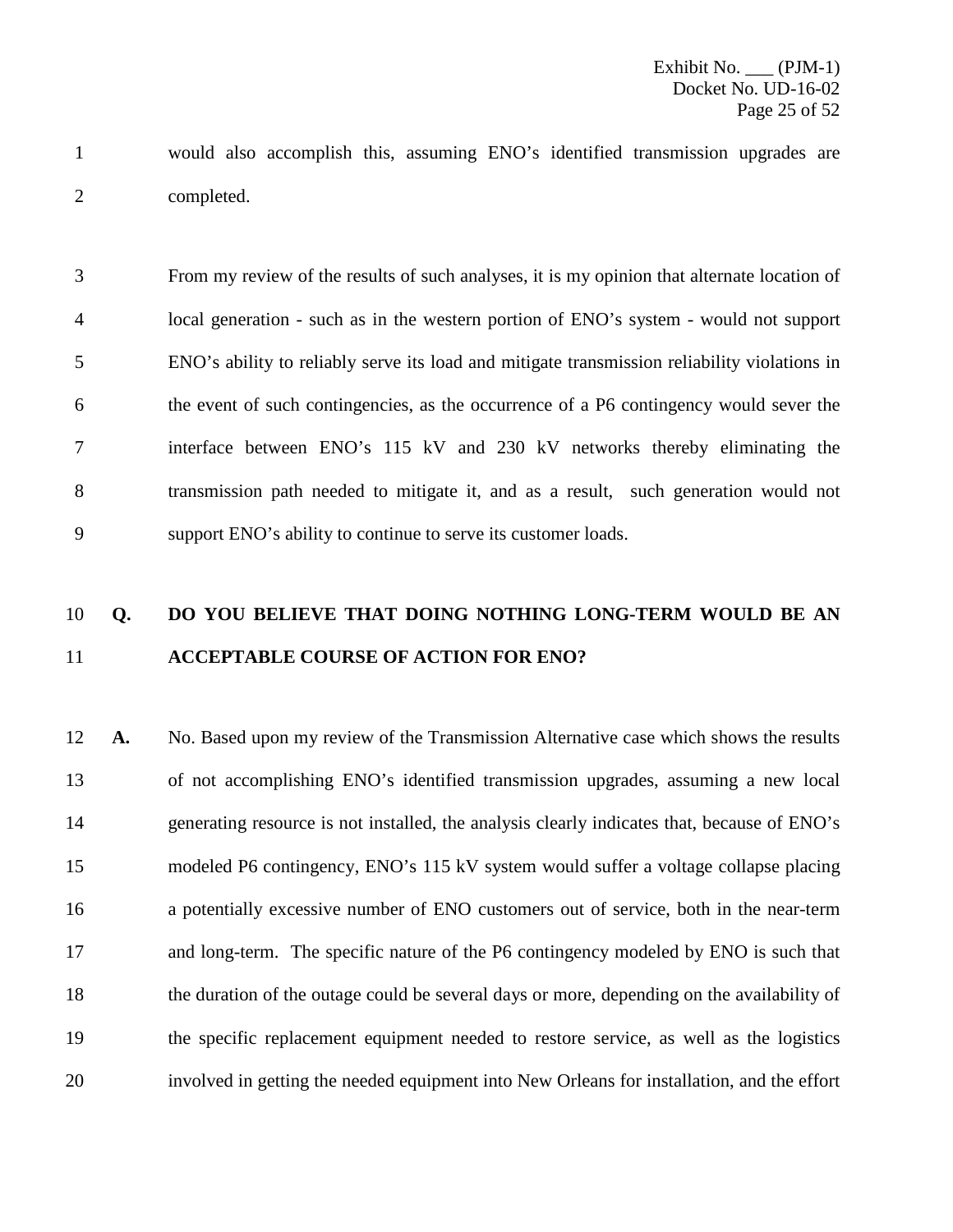would also accomplish this, assuming ENO's identified transmission upgrades are completed.

From my review of the results of such analyses, it is my opinion that alternate location of local generation - such as in the western portion of ENO's system - would not support ENO's ability to reliably serve its load and mitigate transmission reliability violations in the event of such contingencies, as the occurrence of a P6 contingency would sever the interface between ENO's 115 kV and 230 kV networks thereby eliminating the transmission path needed to mitigate it, and as a result, such generation would not support ENO's ability to continue to serve its customer loads.

**Q. DO YOU BELIEVE THAT DOING NOTHING LONG-TERM WOULD BE AN ACCEPTABLE COURSE OF ACTION FOR ENO?**

**A.** No. Based upon my review of the Transmission Alternative case which shows the results of not accomplishing ENO's identified transmission upgrades, assuming a new local generating resource is not installed, the analysis clearly indicates that, because of ENO's modeled P6 contingency, ENO's 115 kV system would suffer a voltage collapse placing a potentially excessive number of ENO customers out of service, both in the near-term and long-term. The specific nature of the P6 contingency modeled by ENO is such that the duration of the outage could be several days or more, depending on the availability of the specific replacement equipment needed to restore service, as well as the logistics involved in getting the needed equipment into New Orleans for installation, and the effort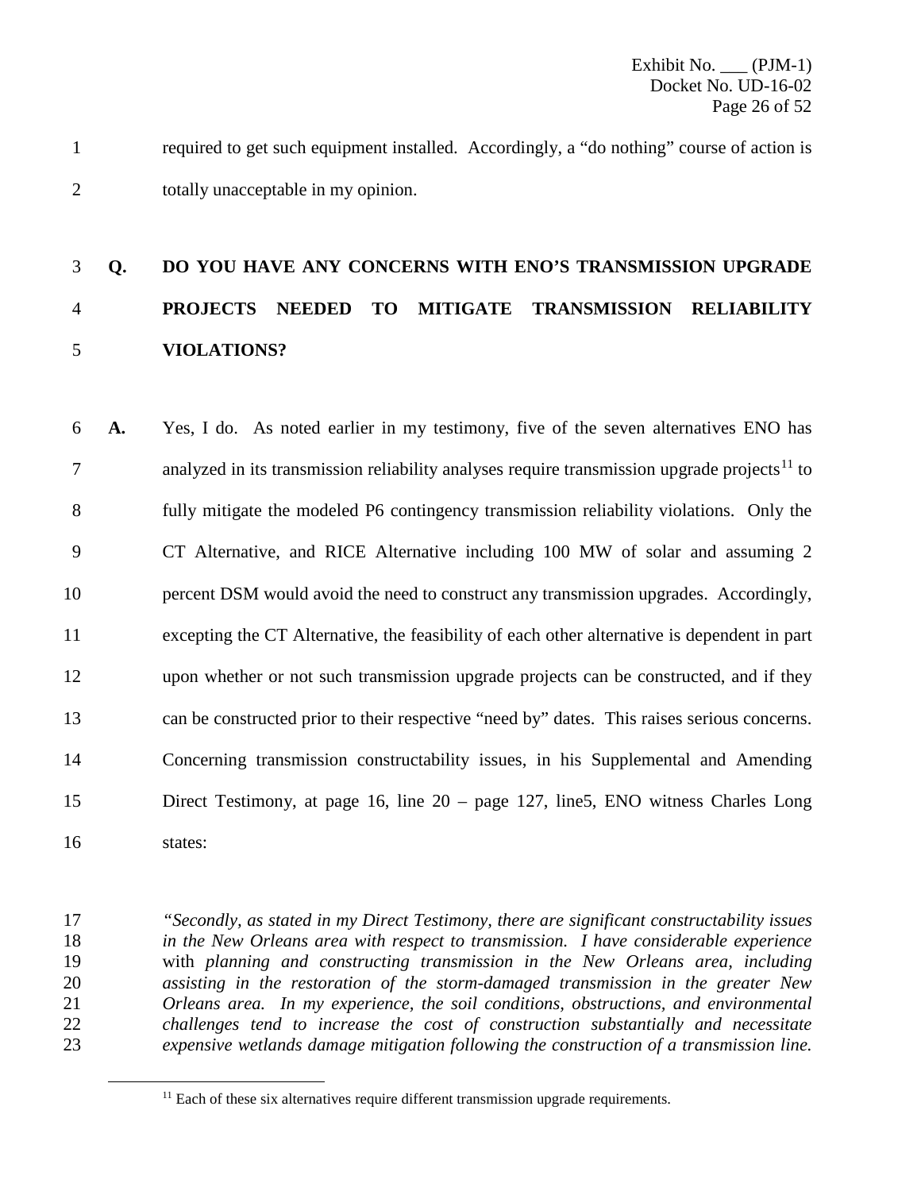required to get such equipment installed. Accordingly, a "do nothing" course of action is totally unacceptable in my opinion.

**Q. DO YOU HAVE ANY CONCERNS WITH ENO'S TRANSMISSION UPGRADE PROJECTS NEEDED TO MITIGATE TRANSMISSION RELIABILITY VIOLATIONS?**

**A.** Yes, I do. As noted earlier in my testimony, five of the seven alternatives ENO has analyzed in its transmission reliability analyses require transmission upgrade projects[11] to fully mitigate the modeled P6 contingency transmission reliability violations. Only the CT Alternative, and RICE Alternative including 100 MW of solar and assuming 2 percent DSM would avoid the need to construct any transmission upgrades. Accordingly, excepting the CT Alternative, the feasibility of each other alternative is dependent in part upon whether or not such transmission upgrade projects can be constructed, and if they can be constructed prior to their respective "need by" dates. This raises serious concerns. Concerning transmission constructability issues, in his Supplemental and Amending Direct Testimony, at page 16, line 20 – page 127, line5, ENO witness Charles Long states:

> *"Secondly, as stated in my Direct Testimony, there are significant constructability issues in the New Orleans area with respect to transmission. I have considerable experience* with *planning and constructing transmission in the New Orleans area, including assisting in the restoration of the storm-damaged transmission in the greater New Orleans area. In my experience, the soil conditions, obstructions, and environmental challenges tend to increase the cost of construction substantially and necessitate expensive wetlands damage mitigation following the construction of a transmission line.*

[11] Each of these six alternatives require different transmission upgrade requirements.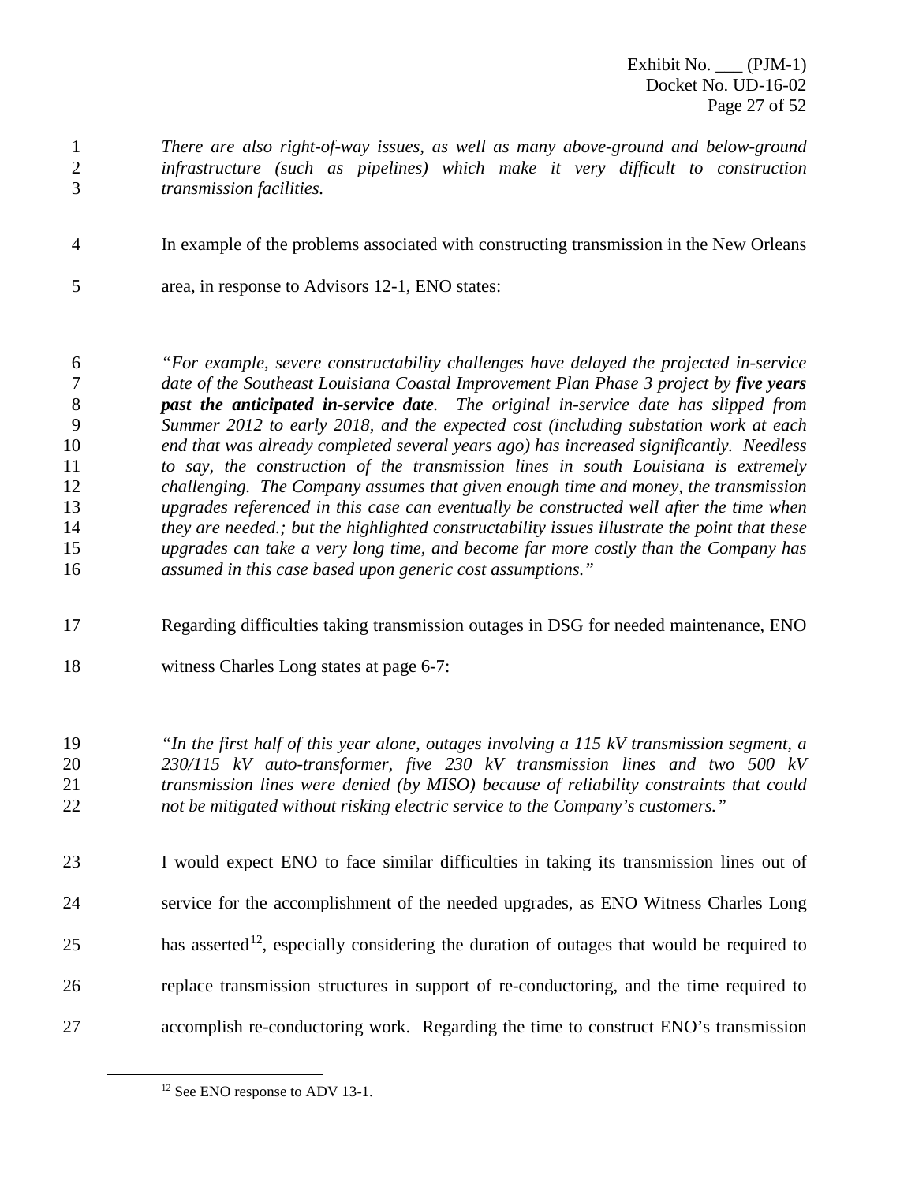*There are also right-of-way issues, as well as many above-ground and below-ground infrastructure (such as pipelines) which make it very difficult to construction transmission facilities.*

In example of the problems associated with constructing transmission in the New Orleans area, in response to Advisors 12-1, ENO states:

*"For example, severe constructability challenges have delayed the projected in-service date of the Southeast Louisiana Coastal Improvement Plan Phase 3 project by* ***five years past the anticipated in-service date****. The original in-service date has slipped from Summer 2012 to early 2018, and the expected cost (including substation work at each end that was already completed several years ago) has increased significantly. Needless to say, the construction of the transmission lines in south Louisiana is extremely challenging. The Company assumes that given enough time and money, the transmission upgrades referenced in this case can eventually be constructed well after the time when they are needed.; but the highlighted constructability issues illustrate the point that these upgrades can take a very long time, and become far more costly than the Company has assumed in this case based upon generic cost assumptions."*

Regarding difficulties taking transmission outages in DSG for needed maintenance, ENO witness Charles Long states at page 6-7:

*"In the first half of this year alone, outages involving a 115 kV transmission segment, a 230/115 kV auto-transformer, five 230 kV transmission lines and two 500 kV transmission lines were denied (by MISO) because of reliability constraints that could not be mitigated without risking electric service to the Company's customers."*

I would expect ENO to face similar difficulties in taking its transmission lines out of service for the accomplishment of the needed upgrades, as ENO Witness Charles Long has asserted[12], especially considering the duration of outages that would be required to replace transmission structures in support of re-conductoring, and the time required to accomplish re-conductoring work. Regarding the time to construct ENO's transmission

---

[12] See ENO response to ADV 13-1.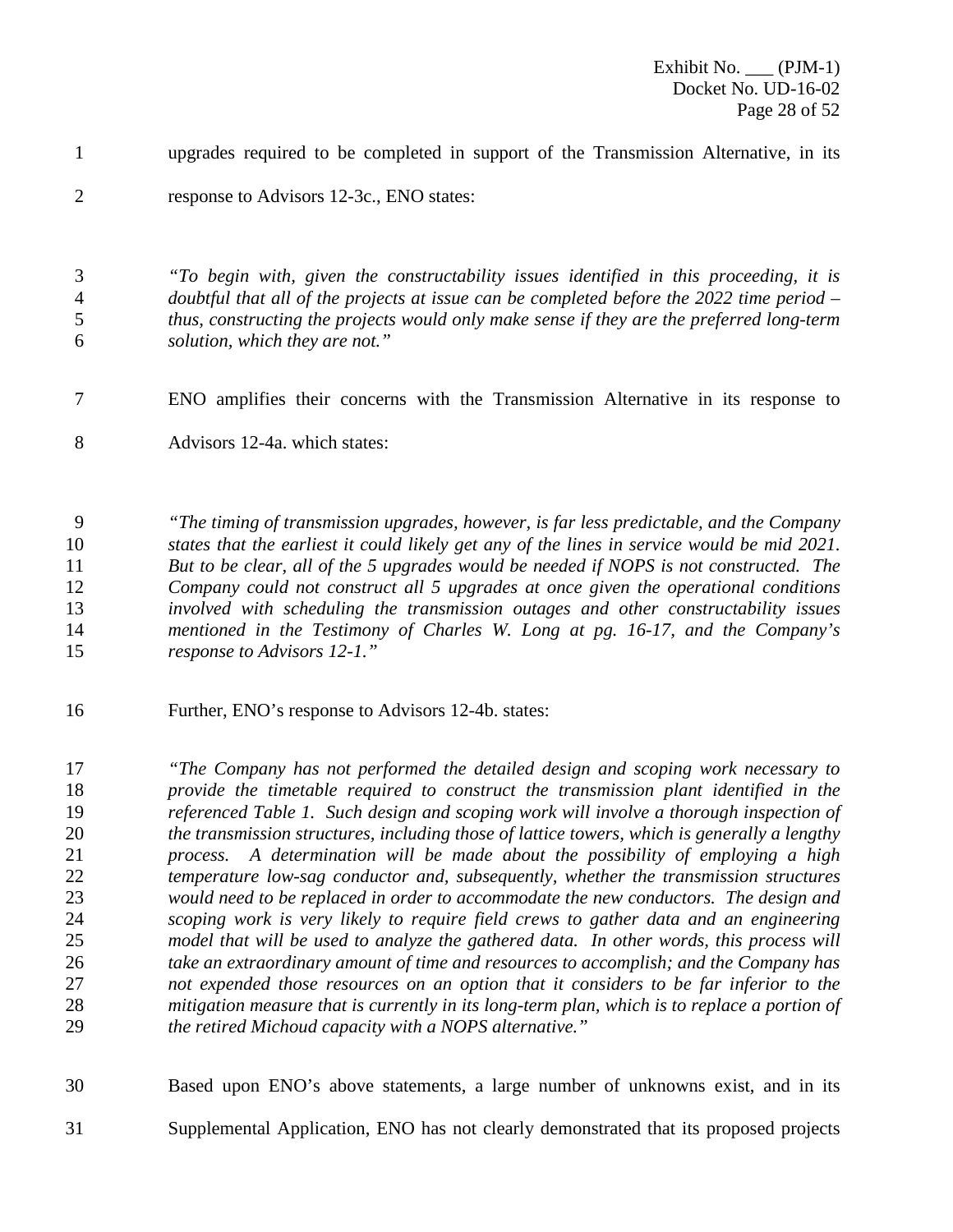upgrades required to be completed in support of the Transmission Alternative, in its response to Advisors 12-3c., ENO states:

> *"To begin with, given the constructability issues identified in this proceeding, it is doubtful that all of the projects at issue can be completed before the 2022 time period – thus, constructing the projects would only make sense if they are the preferred long-term solution, which they are not."*

ENO amplifies their concerns with the Transmission Alternative in its response to Advisors 12-4a. which states:

> *"The timing of transmission upgrades, however, is far less predictable, and the Company states that the earliest it could likely get any of the lines in service would be mid 2021. But to be clear, all of the 5 upgrades would be needed if NOPS is not constructed. The Company could not construct all 5 upgrades at once given the operational conditions involved with scheduling the transmission outages and other constructability issues mentioned in the Testimony of Charles W. Long at pg. 16-17, and the Company's response to Advisors 12-1."*

Further, ENO's response to Advisors 12-4b. states:

> *"The Company has not performed the detailed design and scoping work necessary to provide the timetable required to construct the transmission plant identified in the referenced Table 1. Such design and scoping work will involve a thorough inspection of the transmission structures, including those of lattice towers, which is generally a lengthy process. A determination will be made about the possibility of employing a high temperature low-sag conductor and, subsequently, whether the transmission structures would need to be replaced in order to accommodate the new conductors. The design and scoping work is very likely to require field crews to gather data and an engineering model that will be used to analyze the gathered data. In other words, this process will take an extraordinary amount of time and resources to accomplish; and the Company has not expended those resources on an option that it considers to be far inferior to the mitigation measure that is currently in its long-term plan, which is to replace a portion of the retired Michoud capacity with a NOPS alternative."*

Based upon ENO's above statements, a large number of unknowns exist, and in its Supplemental Application, ENO has not clearly demonstrated that its proposed projects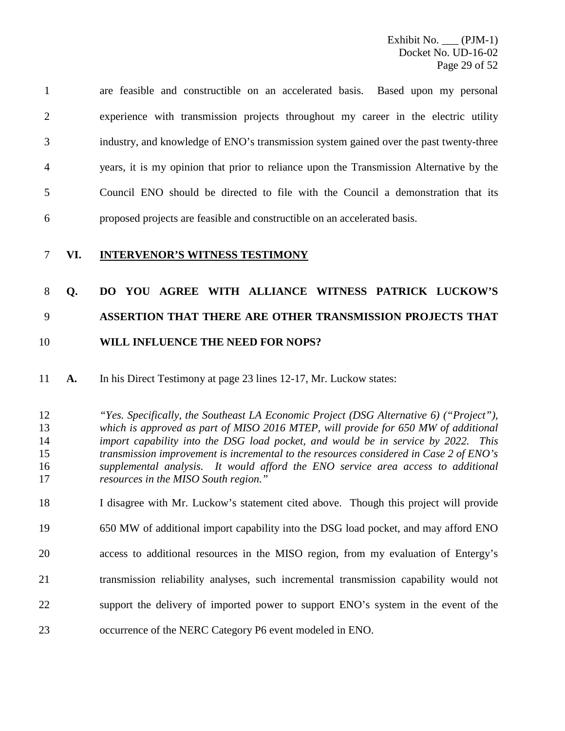are feasible and constructible on an accelerated basis. Based upon my personal experience with transmission projects throughout my career in the electric utility industry, and knowledge of ENO's transmission system gained over the past twenty-three years, it is my opinion that prior to reliance upon the Transmission Alternative by the Council ENO should be directed to file with the Council a demonstration that its proposed projects are feasible and constructible on an accelerated basis.

## VI. INTERVENOR'S WITNESS TESTIMONY

**Q. DO YOU AGREE WITH ALLIANCE WITNESS PATRICK LUCKOW'S ASSERTION THAT THERE ARE OTHER TRANSMISSION PROJECTS THAT WILL INFLUENCE THE NEED FOR NOPS?**

**A.** In his Direct Testimony at page 23 lines 12-17, Mr. Luckow states:

> *"Yes. Specifically, the Southeast LA Economic Project (DSG Alternative 6) ("Project"), which is approved as part of MISO 2016 MTEP, will provide for 650 MW of additional import capability into the DSG load pocket, and would be in service by 2022. This transmission improvement is incremental to the resources considered in Case 2 of ENO's supplemental analysis. It would afford the ENO service area access to additional resources in the MISO South region."*

I disagree with Mr. Luckow's statement cited above. Though this project will provide 650 MW of additional import capability into the DSG load pocket, and may afford ENO access to additional resources in the MISO region, from my evaluation of Entergy's transmission reliability analyses, such incremental transmission capability would not support the delivery of imported power to support ENO's system in the event of the occurrence of the NERC Category P6 event modeled in ENO.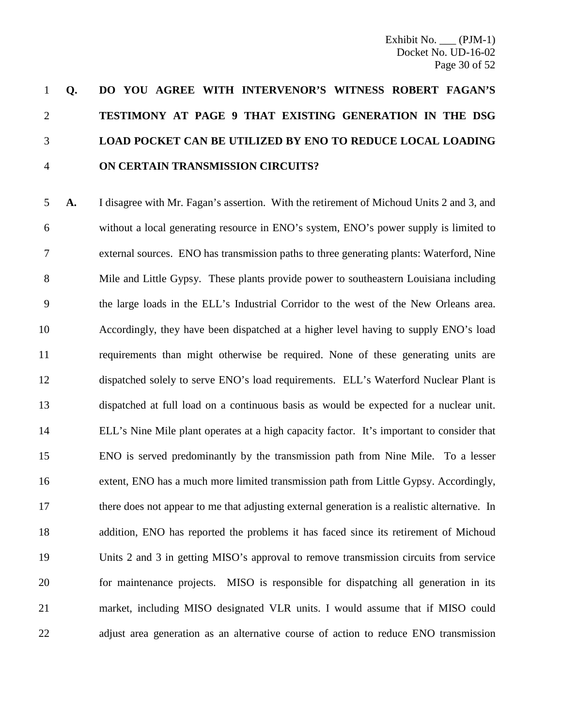**Q. DO YOU AGREE WITH INTERVENOR'S WITNESS ROBERT FAGAN'S TESTIMONY AT PAGE 9 THAT EXISTING GENERATION IN THE DSG LOAD POCKET CAN BE UTILIZED BY ENO TO REDUCE LOCAL LOADING ON CERTAIN TRANSMISSION CIRCUITS?**

**A.** I disagree with Mr. Fagan's assertion. With the retirement of Michoud Units 2 and 3, and without a local generating resource in ENO's system, ENO's power supply is limited to external sources. ENO has transmission paths to three generating plants: Waterford, Nine Mile and Little Gypsy. These plants provide power to southeastern Louisiana including the large loads in the ELL's Industrial Corridor to the west of the New Orleans area. Accordingly, they have been dispatched at a higher level having to supply ENO's load requirements than might otherwise be required. None of these generating units are dispatched solely to serve ENO's load requirements. ELL's Waterford Nuclear Plant is dispatched at full load on a continuous basis as would be expected for a nuclear unit. ELL's Nine Mile plant operates at a high capacity factor. It's important to consider that ENO is served predominantly by the transmission path from Nine Mile. To a lesser extent, ENO has a much more limited transmission path from Little Gypsy. Accordingly, there does not appear to me that adjusting external generation is a realistic alternative. In addition, ENO has reported the problems it has faced since its retirement of Michoud Units 2 and 3 in getting MISO's approval to remove transmission circuits from service for maintenance projects. MISO is responsible for dispatching all generation in its market, including MISO designated VLR units. I would assume that if MISO could adjust area generation as an alternative course of action to reduce ENO transmission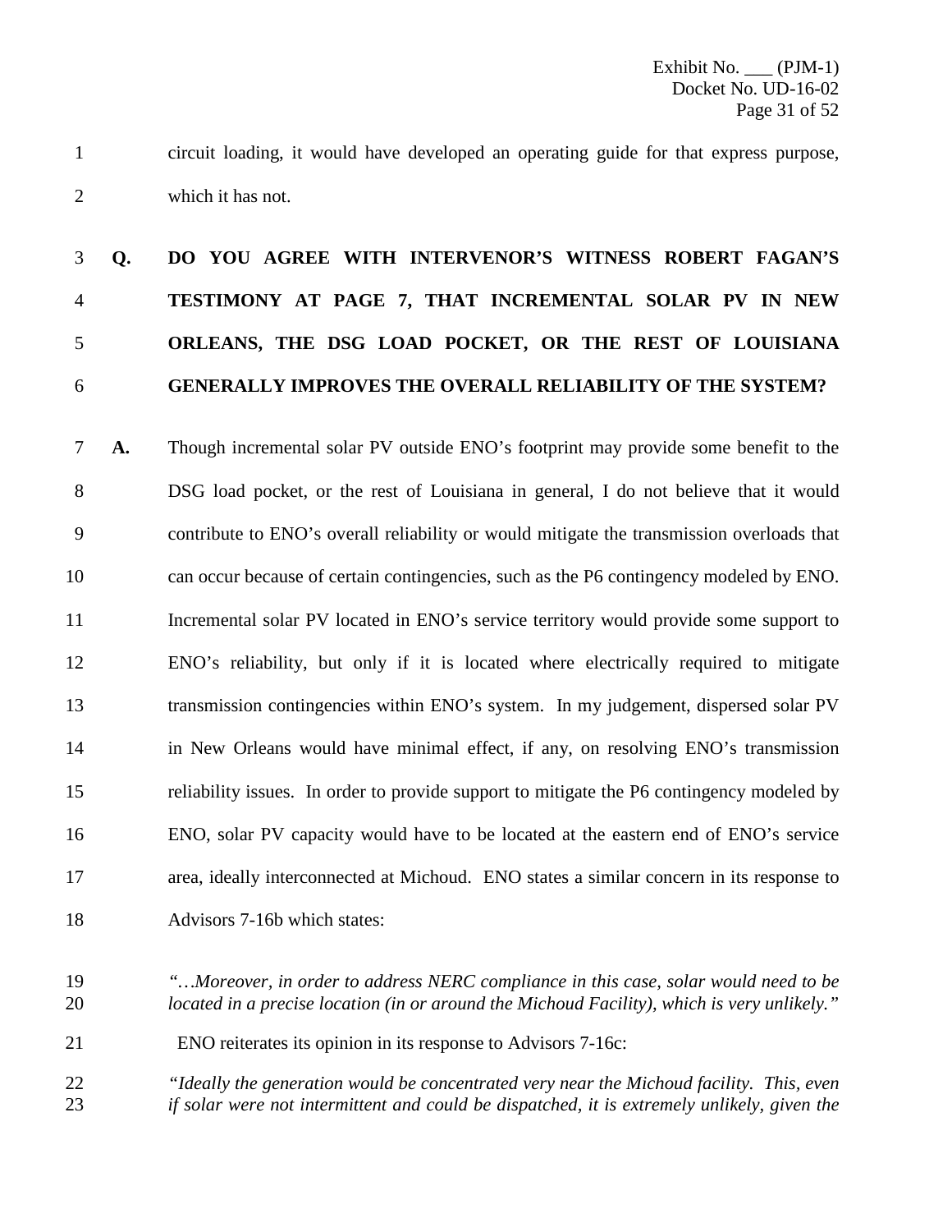circuit loading, it would have developed an operating guide for that express purpose, which it has not.

**Q. DO YOU AGREE WITH INTERVENOR'S WITNESS ROBERT FAGAN'S TESTIMONY AT PAGE 7, THAT INCREMENTAL SOLAR PV IN NEW ORLEANS, THE DSG LOAD POCKET, OR THE REST OF LOUISIANA GENERALLY IMPROVES THE OVERALL RELIABILITY OF THE SYSTEM?**

**A.** Though incremental solar PV outside ENO's footprint may provide some benefit to the DSG load pocket, or the rest of Louisiana in general, I do not believe that it would contribute to ENO's overall reliability or would mitigate the transmission overloads that can occur because of certain contingencies, such as the P6 contingency modeled by ENO. Incremental solar PV located in ENO's service territory would provide some support to ENO's reliability, but only if it is located where electrically required to mitigate transmission contingencies within ENO's system. In my judgement, dispersed solar PV in New Orleans would have minimal effect, if any, on resolving ENO's transmission reliability issues. In order to provide support to mitigate the P6 contingency modeled by ENO, solar PV capacity would have to be located at the eastern end of ENO's service area, ideally interconnected at Michoud. ENO states a similar concern in its response to Advisors 7-16b which states:

*"…Moreover, in order to address NERC compliance in this case, solar would need to be located in a precise location (in or around the Michoud Facility), which is very unlikely."*

ENO reiterates its opinion in its response to Advisors 7-16c:

*"Ideally the generation would be concentrated very near the Michoud facility. This, even if solar were not intermittent and could be dispatched, it is extremely unlikely, given the*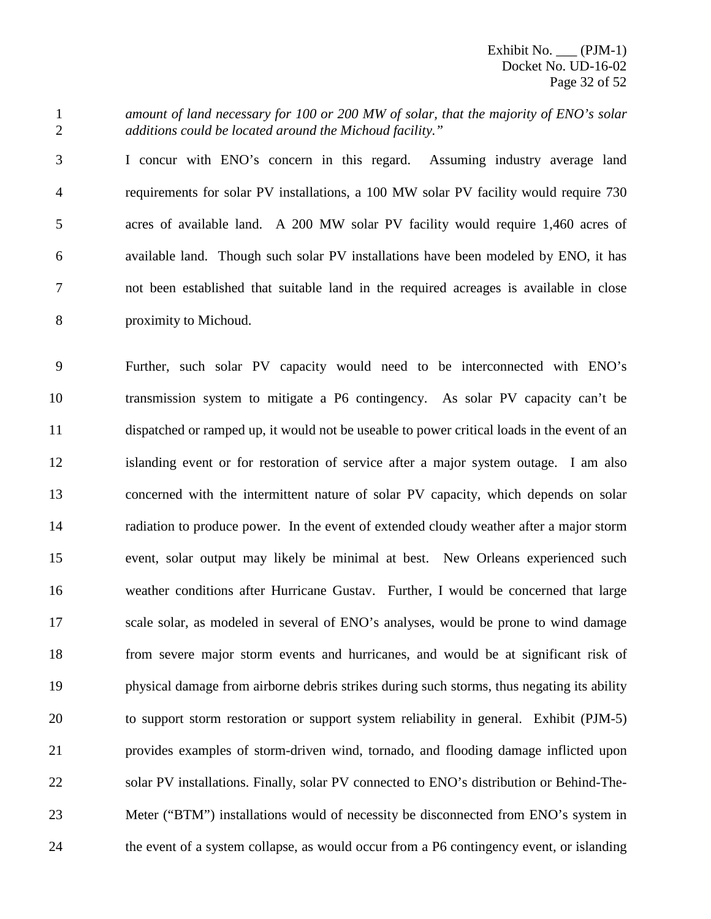*amount of land necessary for 100 or 200 MW of solar, that the majority of ENO's solar additions could be located around the Michoud facility."*

I concur with ENO's concern in this regard. Assuming industry average land requirements for solar PV installations, a 100 MW solar PV facility would require 730 acres of available land. A 200 MW solar PV facility would require 1,460 acres of available land. Though such solar PV installations have been modeled by ENO, it has not been established that suitable land in the required acreages is available in close proximity to Michoud.

Further, such solar PV capacity would need to be interconnected with ENO's transmission system to mitigate a P6 contingency. As solar PV capacity can't be dispatched or ramped up, it would not be useable to power critical loads in the event of an islanding event or for restoration of service after a major system outage. I am also concerned with the intermittent nature of solar PV capacity, which depends on solar radiation to produce power. In the event of extended cloudy weather after a major storm event, solar output may likely be minimal at best. New Orleans experienced such weather conditions after Hurricane Gustav. Further, I would be concerned that large scale solar, as modeled in several of ENO's analyses, would be prone to wind damage from severe major storm events and hurricanes, and would be at significant risk of physical damage from airborne debris strikes during such storms, thus negating its ability to support storm restoration or support system reliability in general. Exhibit (PJM-5) provides examples of storm-driven wind, tornado, and flooding damage inflicted upon solar PV installations. Finally, solar PV connected to ENO's distribution or Behind-The-Meter ("BTM") installations would of necessity be disconnected from ENO's system in the event of a system collapse, as would occur from a P6 contingency event, or islanding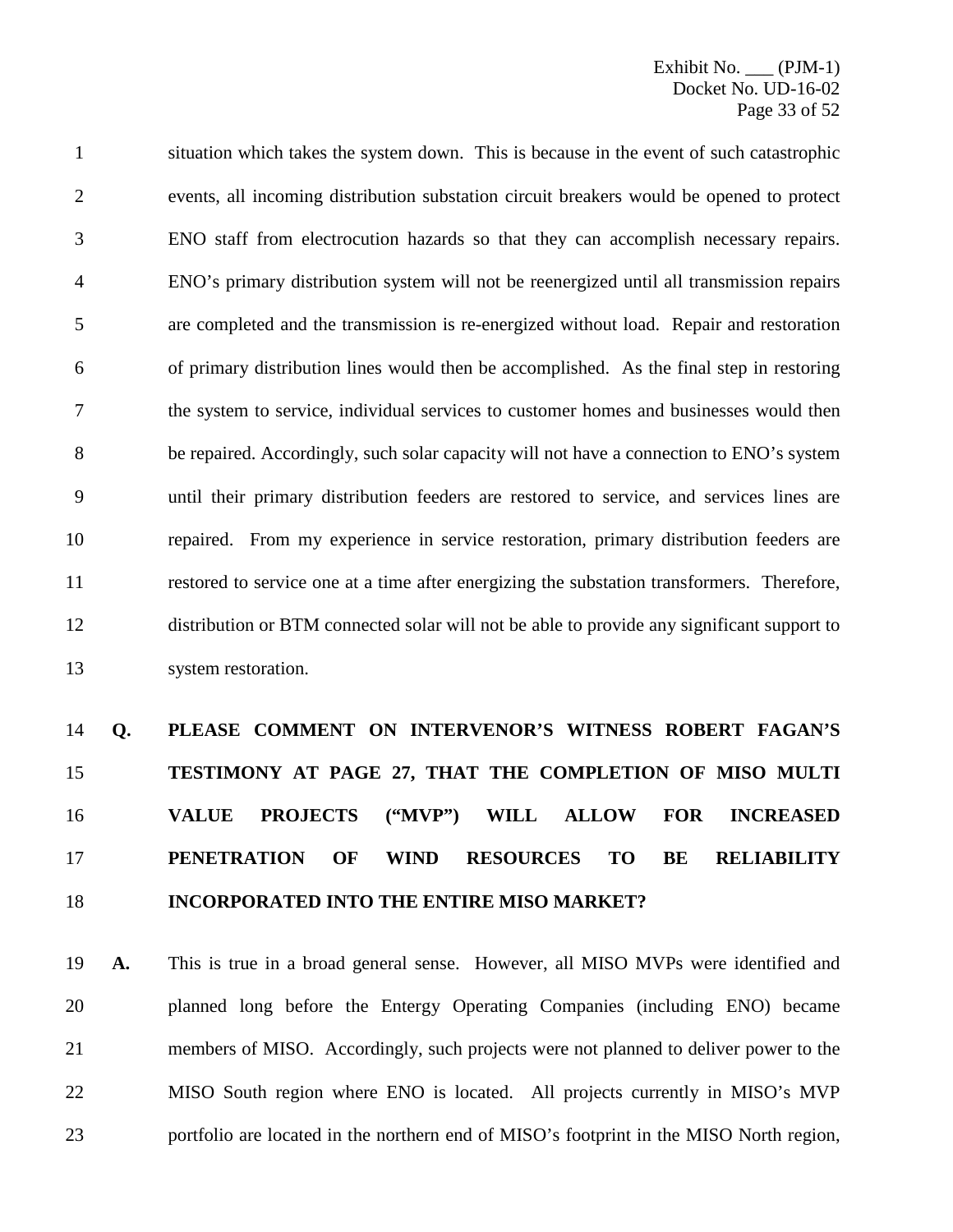situation which takes the system down. This is because in the event of such catastrophic events, all incoming distribution substation circuit breakers would be opened to protect ENO staff from electrocution hazards so that they can accomplish necessary repairs. ENO's primary distribution system will not be reenergized until all transmission repairs are completed and the transmission is re-energized without load. Repair and restoration of primary distribution lines would then be accomplished. As the final step in restoring the system to service, individual services to customer homes and businesses would then be repaired. Accordingly, such solar capacity will not have a connection to ENO's system until their primary distribution feeders are restored to service, and services lines are repaired. From my experience in service restoration, primary distribution feeders are restored to service one at a time after energizing the substation transformers. Therefore, distribution or BTM connected solar will not be able to provide any significant support to system restoration.

**Q. PLEASE COMMENT ON INTERVENOR'S WITNESS ROBERT FAGAN'S TESTIMONY AT PAGE 27, THAT THE COMPLETION OF MISO MULTI VALUE PROJECTS ("MVP") WILL ALLOW FOR INCREASED PENETRATION OF WIND RESOURCES TO BE RELIABILITY INCORPORATED INTO THE ENTIRE MISO MARKET?**

**A.** This is true in a broad general sense. However, all MISO MVPs were identified and planned long before the Entergy Operating Companies (including ENO) became members of MISO. Accordingly, such projects were not planned to deliver power to the MISO South region where ENO is located. All projects currently in MISO's MVP portfolio are located in the northern end of MISO's footprint in the MISO North region,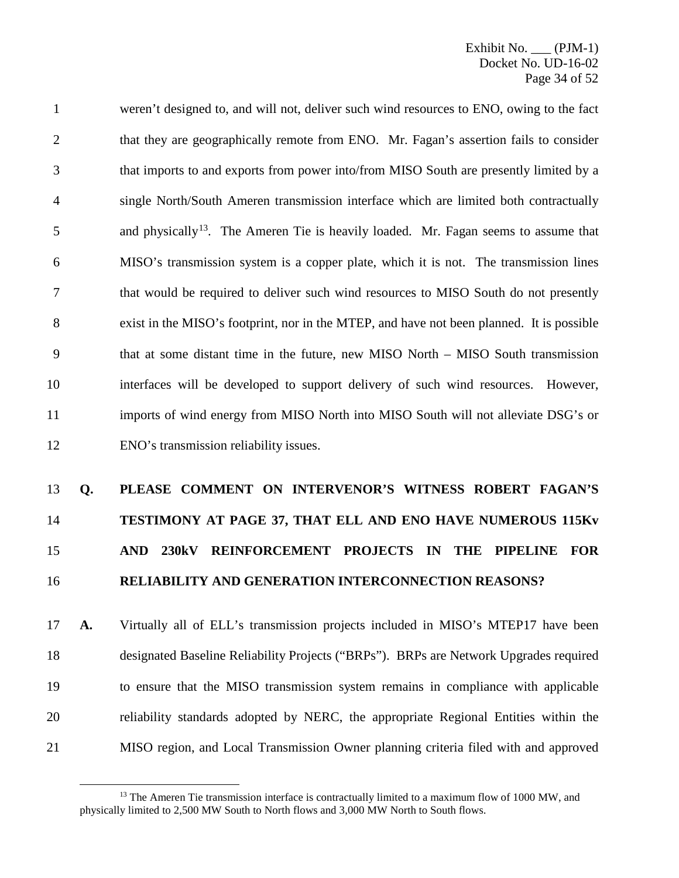weren't designed to, and will not, deliver such wind resources to ENO, owing to the fact that they are geographically remote from ENO. Mr. Fagan's assertion fails to consider that imports to and exports from power into/from MISO South are presently limited by a single North/South Ameren transmission interface which are limited both contractually and physically[13]. The Ameren Tie is heavily loaded. Mr. Fagan seems to assume that MISO's transmission system is a copper plate, which it is not. The transmission lines that would be required to deliver such wind resources to MISO South do not presently exist in the MISO's footprint, nor in the MTEP, and have not been planned. It is possible that at some distant time in the future, new MISO North – MISO South transmission interfaces will be developed to support delivery of such wind resources. However, imports of wind energy from MISO North into MISO South will not alleviate DSG's or ENO's transmission reliability issues.

**Q. PLEASE COMMENT ON INTERVENOR'S WITNESS ROBERT FAGAN'S TESTIMONY AT PAGE 37, THAT ELL AND ENO HAVE NUMEROUS 115Kv AND 230kV REINFORCEMENT PROJECTS IN THE PIPELINE FOR RELIABILITY AND GENERATION INTERCONNECTION REASONS?**

**A.** Virtually all of ELL's transmission projects included in MISO's MTEP17 have been designated Baseline Reliability Projects ("BRPs"). BRPs are Network Upgrades required to ensure that the MISO transmission system remains in compliance with applicable reliability standards adopted by NERC, the appropriate Regional Entities within the MISO region, and Local Transmission Owner planning criteria filed with and approved

[13] The Ameren Tie transmission interface is contractually limited to a maximum flow of 1000 MW, and physically limited to 2,500 MW South to North flows and 3,000 MW North to South flows.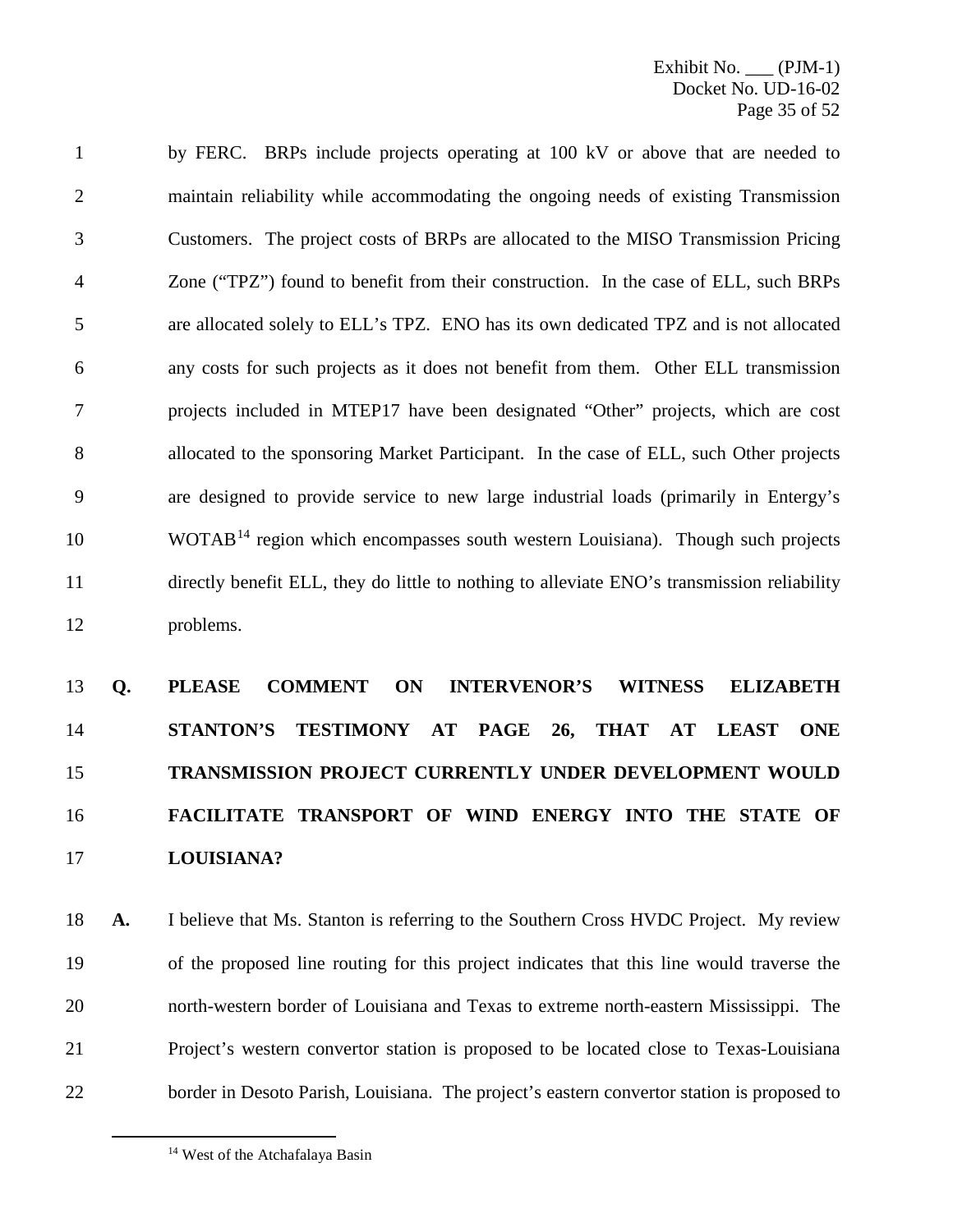by FERC. BRPs include projects operating at 100 kV or above that are needed to maintain reliability while accommodating the ongoing needs of existing Transmission Customers. The project costs of BRPs are allocated to the MISO Transmission Pricing Zone ("TPZ") found to benefit from their construction. In the case of ELL, such BRPs are allocated solely to ELL's TPZ. ENO has its own dedicated TPZ and is not allocated any costs for such projects as it does not benefit from them. Other ELL transmission projects included in MTEP17 have been designated "Other" projects, which are cost allocated to the sponsoring Market Participant. In the case of ELL, such Other projects are designed to provide service to new large industrial loads (primarily in Entergy's WOTAB[14] region which encompasses south western Louisiana). Though such projects directly benefit ELL, they do little to nothing to alleviate ENO's transmission reliability problems.

**Q. PLEASE COMMENT ON INTERVENOR'S WITNESS ELIZABETH STANTON'S TESTIMONY AT PAGE 26, THAT AT LEAST ONE TRANSMISSION PROJECT CURRENTLY UNDER DEVELOPMENT WOULD FACILITATE TRANSPORT OF WIND ENERGY INTO THE STATE OF LOUISIANA?**

**A.** I believe that Ms. Stanton is referring to the Southern Cross HVDC Project. My review of the proposed line routing for this project indicates that this line would traverse the north-western border of Louisiana and Texas to extreme north-eastern Mississippi. The Project's western convertor station is proposed to be located close to Texas-Louisiana border in Desoto Parish, Louisiana. The project's eastern convertor station is proposed to

[14] West of the Atchafalaya Basin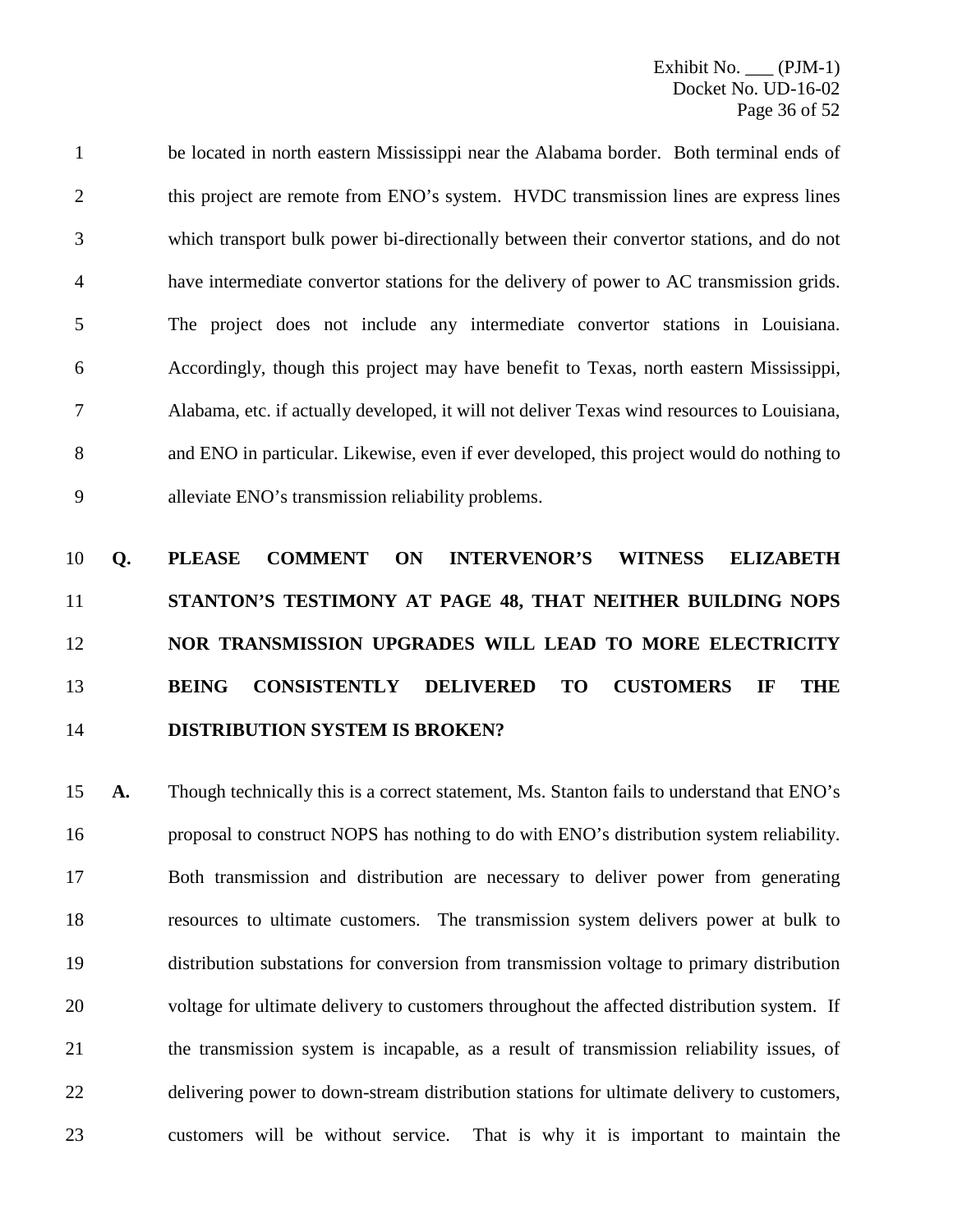be located in north eastern Mississippi near the Alabama border. Both terminal ends of this project are remote from ENO's system. HVDC transmission lines are express lines which transport bulk power bi-directionally between their convertor stations, and do not have intermediate convertor stations for the delivery of power to AC transmission grids. The project does not include any intermediate convertor stations in Louisiana. Accordingly, though this project may have benefit to Texas, north eastern Mississippi, Alabama, etc. if actually developed, it will not deliver Texas wind resources to Louisiana, and ENO in particular. Likewise, even if ever developed, this project would do nothing to alleviate ENO's transmission reliability problems.

**Q. PLEASE COMMENT ON INTERVENOR'S WITNESS ELIZABETH STANTON'S TESTIMONY AT PAGE 48, THAT NEITHER BUILDING NOPS NOR TRANSMISSION UPGRADES WILL LEAD TO MORE ELECTRICITY BEING CONSISTENTLY DELIVERED TO CUSTOMERS IF THE DISTRIBUTION SYSTEM IS BROKEN?**

**A.** Though technically this is a correct statement, Ms. Stanton fails to understand that ENO's proposal to construct NOPS has nothing to do with ENO's distribution system reliability. Both transmission and distribution are necessary to deliver power from generating resources to ultimate customers. The transmission system delivers power at bulk to distribution substations for conversion from transmission voltage to primary distribution voltage for ultimate delivery to customers throughout the affected distribution system. If the transmission system is incapable, as a result of transmission reliability issues, of delivering power to down-stream distribution stations for ultimate delivery to customers, customers will be without service. That is why it is important to maintain the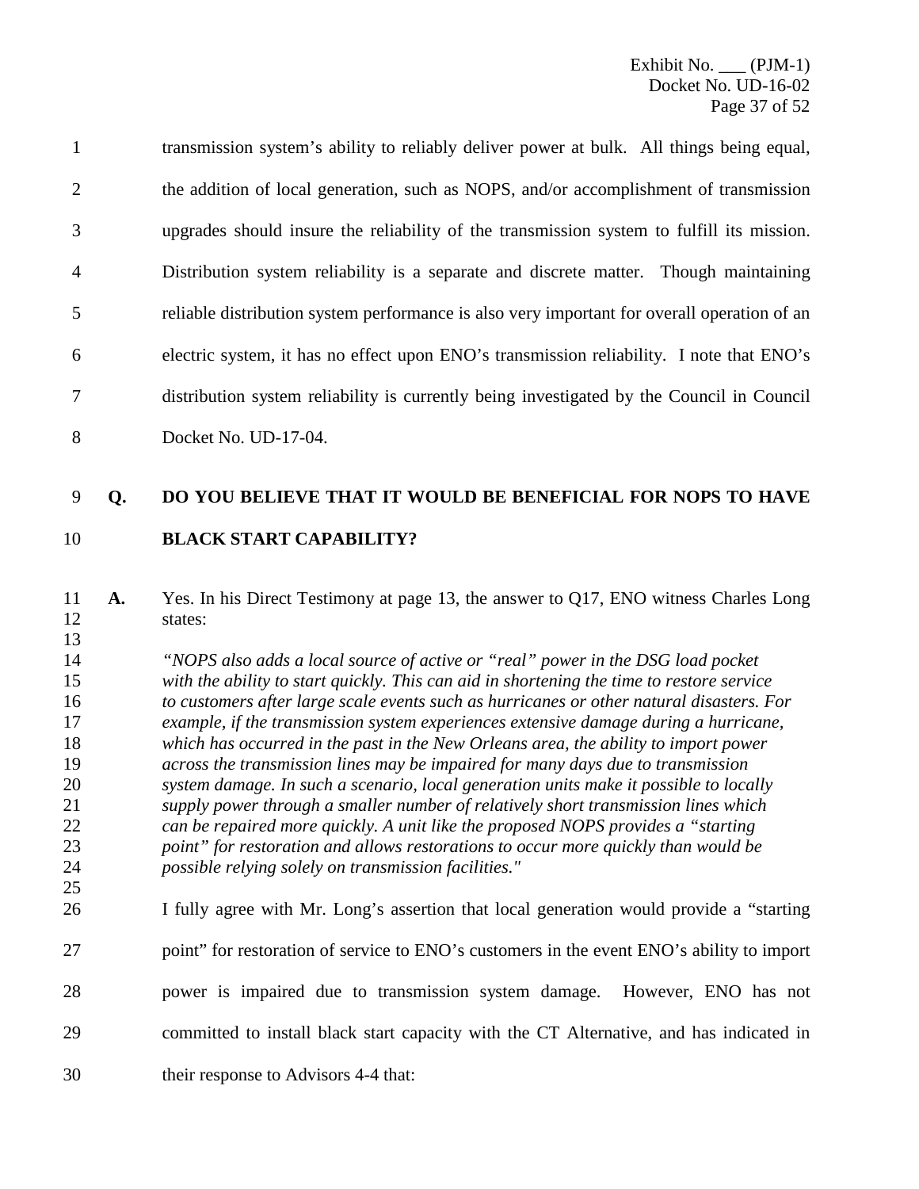transmission system's ability to reliably deliver power at bulk. All things being equal, the addition of local generation, such as NOPS, and/or accomplishment of transmission upgrades should insure the reliability of the transmission system to fulfill its mission. Distribution system reliability is a separate and discrete matter. Though maintaining reliable distribution system performance is also very important for overall operation of an electric system, it has no effect upon ENO's transmission reliability. I note that ENO's distribution system reliability is currently being investigated by the Council in Council Docket No. UD-17-04.

**Q. DO YOU BELIEVE THAT IT WOULD BE BENEFICIAL FOR NOPS TO HAVE BLACK START CAPABILITY?**

**A.** Yes. In his Direct Testimony at page 13, the answer to Q17, ENO witness Charles Long states:

*"NOPS also adds a local source of active or "real" power in the DSG load pocket with the ability to start quickly. This can aid in shortening the time to restore service to customers after large scale events such as hurricanes or other natural disasters. For example, if the transmission system experiences extensive damage during a hurricane, which has occurred in the past in the New Orleans area, the ability to import power across the transmission lines may be impaired for many days due to transmission system damage. In such a scenario, local generation units make it possible to locally supply power through a smaller number of relatively short transmission lines which can be repaired more quickly. A unit like the proposed NOPS provides a "starting point" for restoration and allows restorations to occur more quickly than would be possible relying solely on transmission facilities."*

I fully agree with Mr. Long's assertion that local generation would provide a "starting point" for restoration of service to ENO's customers in the event ENO's ability to import power is impaired due to transmission system damage. However, ENO has not committed to install black start capacity with the CT Alternative, and has indicated in their response to Advisors 4-4 that: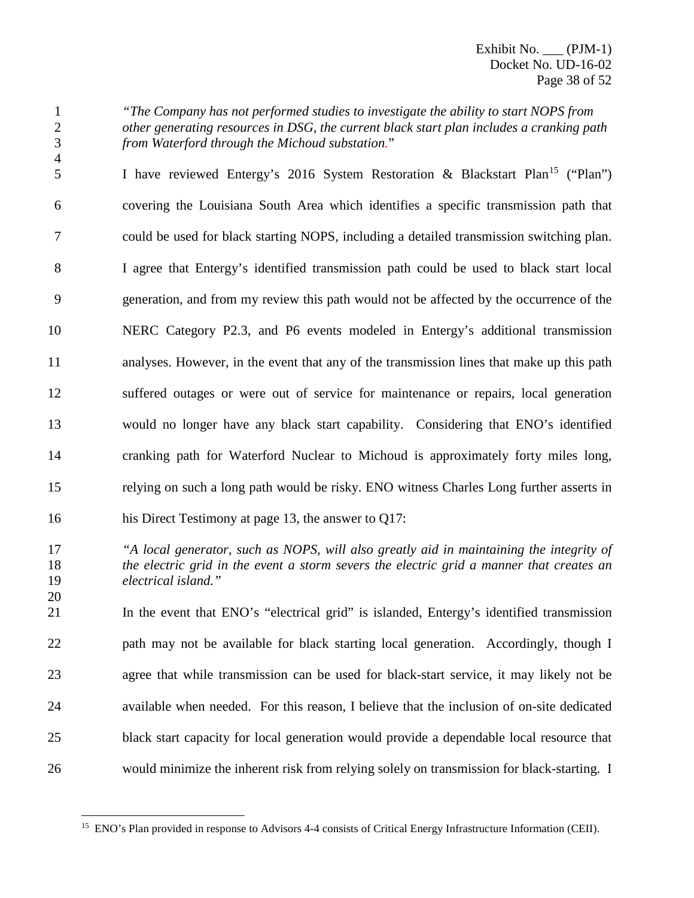*"The Company has not performed studies to investigate the ability to start NOPS from other generating resources in DSG, the current black start plan includes a cranking path from Waterford through the Michoud substation."*

I have reviewed Entergy's 2016 System Restoration & Blackstart Plan[15] ("Plan") covering the Louisiana South Area which identifies a specific transmission path that could be used for black starting NOPS, including a detailed transmission switching plan. I agree that Entergy's identified transmission path could be used to black start local generation, and from my review this path would not be affected by the occurrence of the NERC Category P2.3, and P6 events modeled in Entergy's additional transmission analyses. However, in the event that any of the transmission lines that make up this path suffered outages or were out of service for maintenance or repairs, local generation would no longer have any black start capability. Considering that ENO's identified cranking path for Waterford Nuclear to Michoud is approximately forty miles long, relying on such a long path would be risky. ENO witness Charles Long further asserts in his Direct Testimony at page 13, the answer to Q17:

*"A local generator, such as NOPS, will also greatly aid in maintaining the integrity of the electric grid in the event a storm severs the electric grid a manner that creates an electrical island."*

In the event that ENO's "electrical grid" is islanded, Entergy's identified transmission path may not be available for black starting local generation. Accordingly, though I agree that while transmission can be used for black-start service, it may likely not be available when needed. For this reason, I believe that the inclusion of on-site dedicated black start capacity for local generation would provide a dependable local resource that would minimize the inherent risk from relying solely on transmission for black-starting. I

[15] ENO's Plan provided in response to Advisors 4-4 consists of Critical Energy Infrastructure Information (CEII).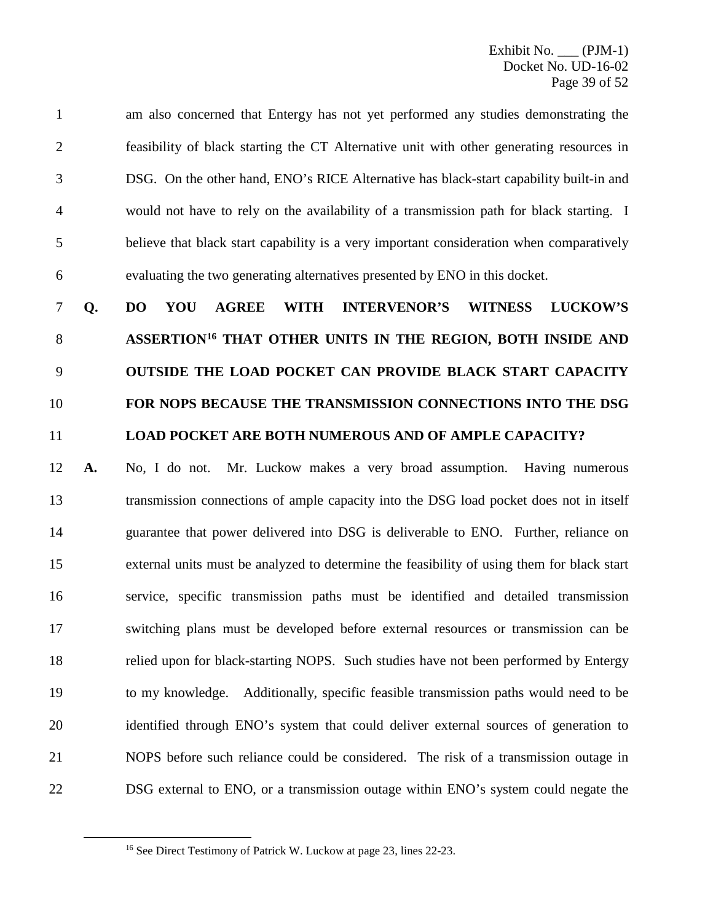am also concerned that Entergy has not yet performed any studies demonstrating the feasibility of black starting the CT Alternative unit with other generating resources in DSG. On the other hand, ENO's RICE Alternative has black-start capability built-in and would not have to rely on the availability of a transmission path for black starting. I believe that black start capability is a very important consideration when comparatively evaluating the two generating alternatives presented by ENO in this docket.

**Q. DO YOU AGREE WITH INTERVENOR'S WITNESS LUCKOW'S ASSERTION[16] THAT OTHER UNITS IN THE REGION, BOTH INSIDE AND OUTSIDE THE LOAD POCKET CAN PROVIDE BLACK START CAPACITY FOR NOPS BECAUSE THE TRANSMISSION CONNECTIONS INTO THE DSG LOAD POCKET ARE BOTH NUMEROUS AND OF AMPLE CAPACITY?**

**A.** No, I do not. Mr. Luckow makes a very broad assumption. Having numerous transmission connections of ample capacity into the DSG load pocket does not in itself guarantee that power delivered into DSG is deliverable to ENO. Further, reliance on external units must be analyzed to determine the feasibility of using them for black start service, specific transmission paths must be identified and detailed transmission switching plans must be developed before external resources or transmission can be relied upon for black-starting NOPS. Such studies have not been performed by Entergy to my knowledge. Additionally, specific feasible transmission paths would need to be identified through ENO's system that could deliver external sources of generation to NOPS before such reliance could be considered. The risk of a transmission outage in DSG external to ENO, or a transmission outage within ENO's system could negate the

[16] See Direct Testimony of Patrick W. Luckow at page 23, lines 22-23.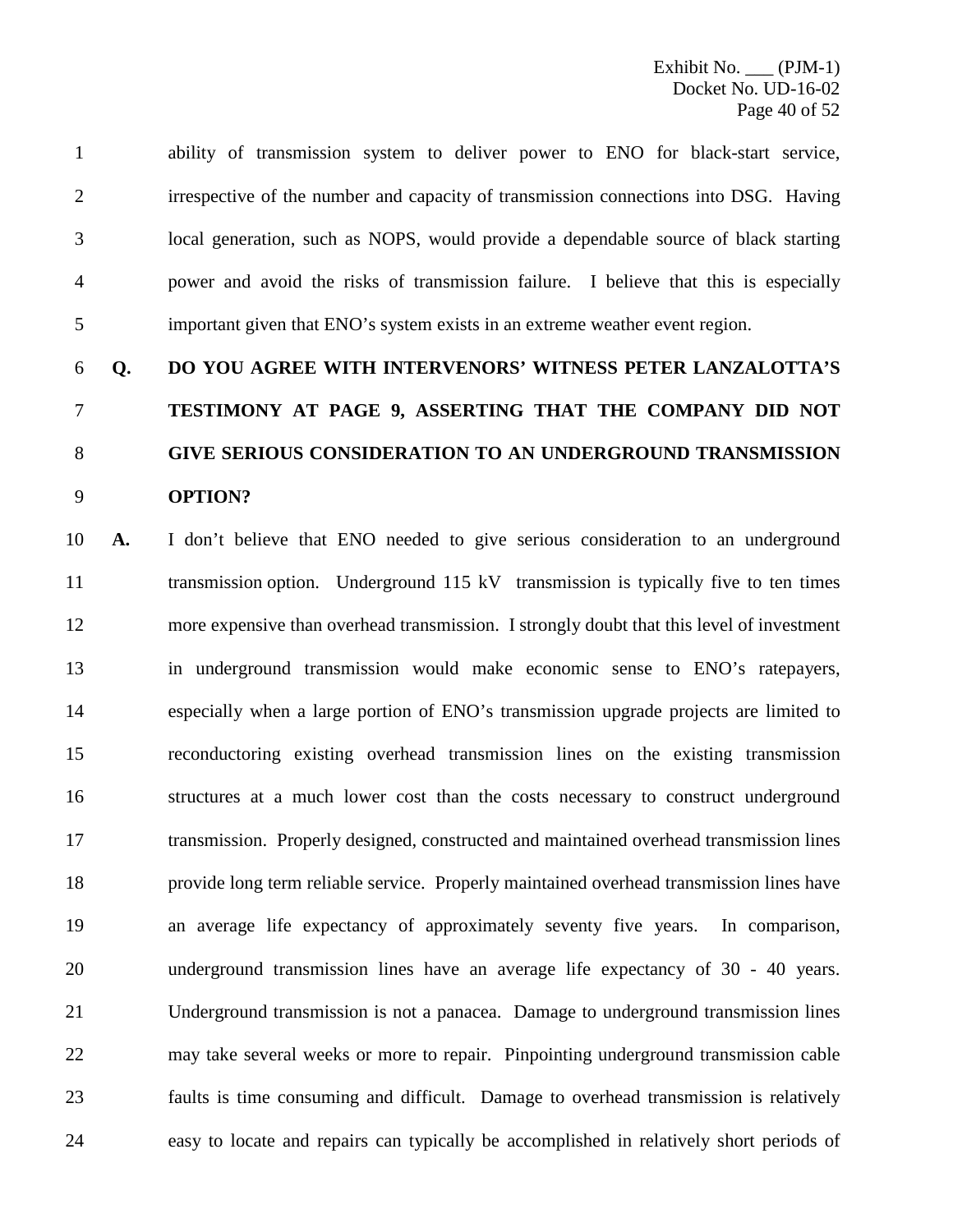ability of transmission system to deliver power to ENO for black-start service, irrespective of the number and capacity of transmission connections into DSG. Having local generation, such as NOPS, would provide a dependable source of black starting power and avoid the risks of transmission failure. I believe that this is especially important given that ENO's system exists in an extreme weather event region.

**Q. DO YOU AGREE WITH INTERVENORS' WITNESS PETER LANZALOTTA'S TESTIMONY AT PAGE 9, ASSERTING THAT THE COMPANY DID NOT GIVE SERIOUS CONSIDERATION TO AN UNDERGROUND TRANSMISSION OPTION?**

**A.** I don't believe that ENO needed to give serious consideration to an underground transmission option. Underground 115 kV transmission is typically five to ten times more expensive than overhead transmission. I strongly doubt that this level of investment in underground transmission would make economic sense to ENO's ratepayers, especially when a large portion of ENO's transmission upgrade projects are limited to reconductoring existing overhead transmission lines on the existing transmission structures at a much lower cost than the costs necessary to construct underground transmission. Properly designed, constructed and maintained overhead transmission lines provide long term reliable service. Properly maintained overhead transmission lines have an average life expectancy of approximately seventy five years. In comparison, underground transmission lines have an average life expectancy of 30 - 40 years. Underground transmission is not a panacea. Damage to underground transmission lines may take several weeks or more to repair. Pinpointing underground transmission cable faults is time consuming and difficult. Damage to overhead transmission is relatively easy to locate and repairs can typically be accomplished in relatively short periods of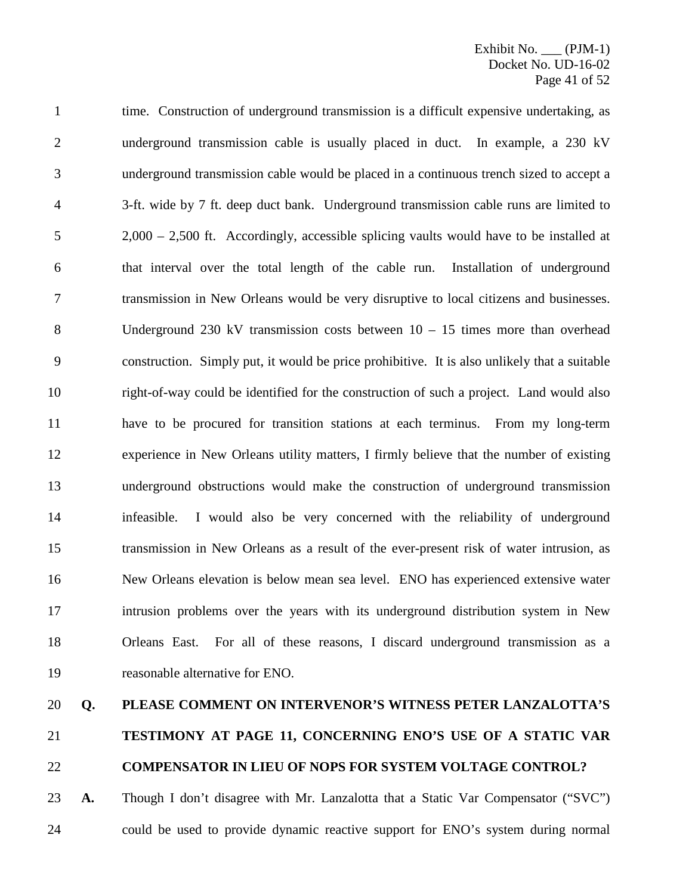time. Construction of underground transmission is a difficult expensive undertaking, as underground transmission cable is usually placed in duct. In example, a 230 kV underground transmission cable would be placed in a continuous trench sized to accept a 3-ft. wide by 7 ft. deep duct bank. Underground transmission cable runs are limited to 2,000 – 2,500 ft. Accordingly, accessible splicing vaults would have to be installed at that interval over the total length of the cable run. Installation of underground transmission in New Orleans would be very disruptive to local citizens and businesses. Underground 230 kV transmission costs between 10 – 15 times more than overhead construction. Simply put, it would be price prohibitive. It is also unlikely that a suitable right-of-way could be identified for the construction of such a project. Land would also have to be procured for transition stations at each terminus. From my long-term experience in New Orleans utility matters, I firmly believe that the number of existing underground obstructions would make the construction of underground transmission infeasible. I would also be very concerned with the reliability of underground transmission in New Orleans as a result of the ever-present risk of water intrusion, as New Orleans elevation is below mean sea level. ENO has experienced extensive water intrusion problems over the years with its underground distribution system in New Orleans East. For all of these reasons, I discard underground transmission as a reasonable alternative for ENO.

**Q. PLEASE COMMENT ON INTERVENOR'S WITNESS PETER LANZALOTTA'S TESTIMONY AT PAGE 11, CONCERNING ENO'S USE OF A STATIC VAR COMPENSATOR IN LIEU OF NOPS FOR SYSTEM VOLTAGE CONTROL?**

**A.** Though I don't disagree with Mr. Lanzalotta that a Static Var Compensator ("SVC") could be used to provide dynamic reactive support for ENO's system during normal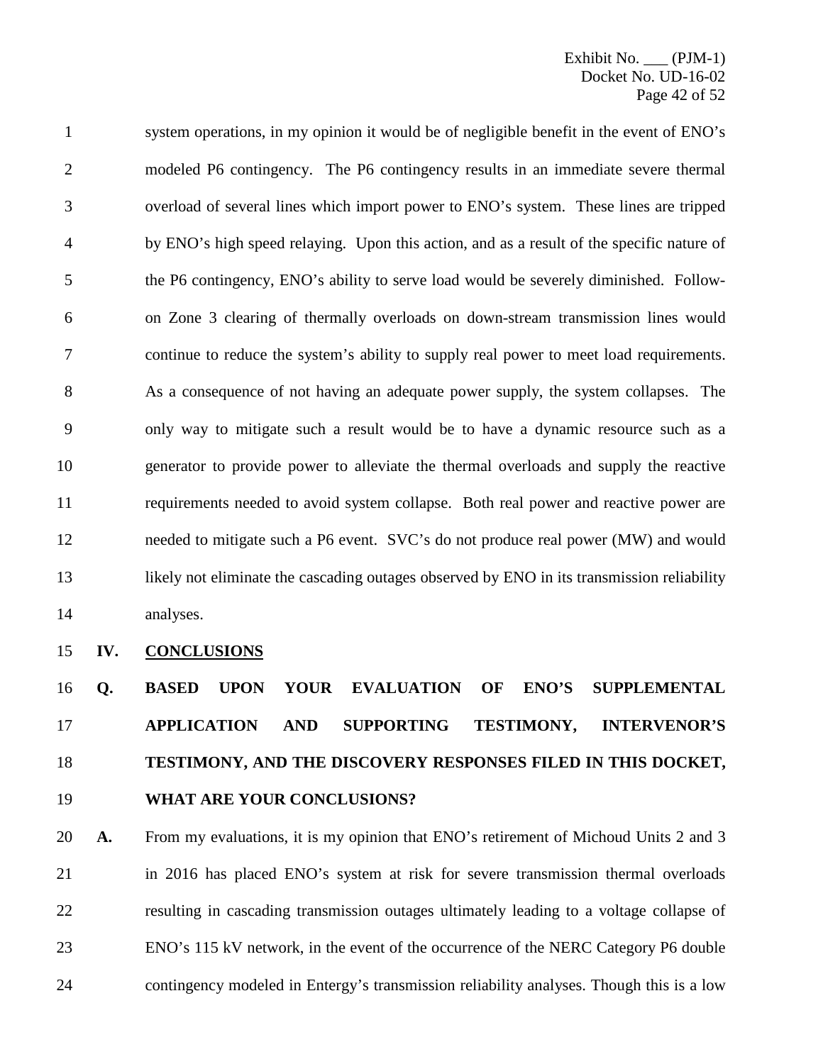system operations, in my opinion it would be of negligible benefit in the event of ENO's modeled P6 contingency. The P6 contingency results in an immediate severe thermal overload of several lines which import power to ENO's system. These lines are tripped by ENO's high speed relaying. Upon this action, and as a result of the specific nature of the P6 contingency, ENO's ability to serve load would be severely diminished. Follow-on Zone 3 clearing of thermally overloads on down-stream transmission lines would continue to reduce the system's ability to supply real power to meet load requirements. As a consequence of not having an adequate power supply, the system collapses. The only way to mitigate such a result would be to have a dynamic resource such as a generator to provide power to alleviate the thermal overloads and supply the reactive requirements needed to avoid system collapse. Both real power and reactive power are needed to mitigate such a P6 event. SVC's do not produce real power (MW) and would likely not eliminate the cascading outages observed by ENO in its transmission reliability analyses.

## IV. CONCLUSIONS

**Q. BASED UPON YOUR EVALUATION OF ENO'S SUPPLEMENTAL APPLICATION AND SUPPORTING TESTIMONY, INTERVENOR'S TESTIMONY, AND THE DISCOVERY RESPONSES FILED IN THIS DOCKET, WHAT ARE YOUR CONCLUSIONS?**

**A.** From my evaluations, it is my opinion that ENO's retirement of Michoud Units 2 and 3 in 2016 has placed ENO's system at risk for severe transmission thermal overloads resulting in cascading transmission outages ultimately leading to a voltage collapse of ENO's 115 kV network, in the event of the occurrence of the NERC Category P6 double contingency modeled in Entergy's transmission reliability analyses. Though this is a low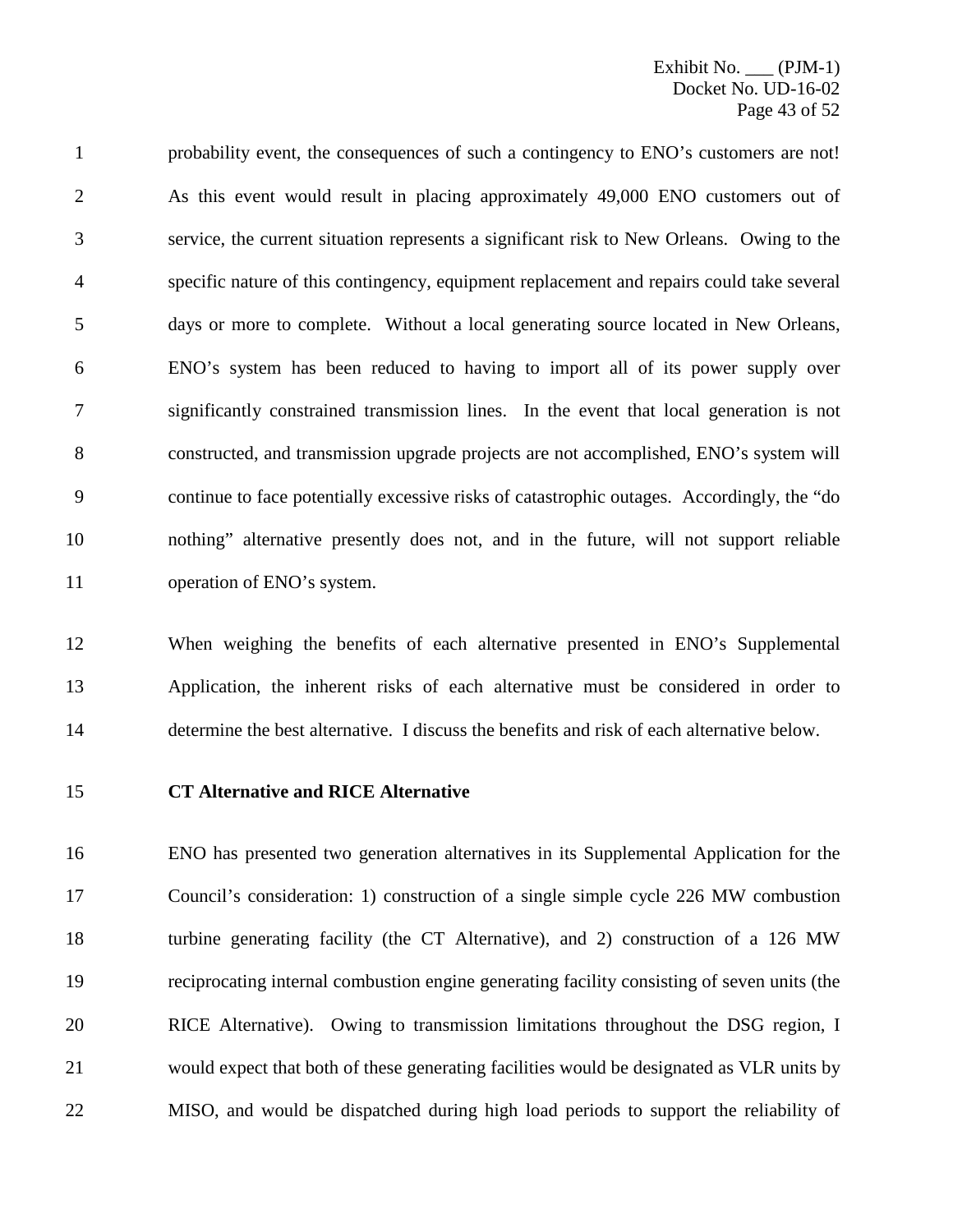probability event, the consequences of such a contingency to ENO's customers are not! As this event would result in placing approximately 49,000 ENO customers out of service, the current situation represents a significant risk to New Orleans. Owing to the specific nature of this contingency, equipment replacement and repairs could take several days or more to complete. Without a local generating source located in New Orleans, ENO's system has been reduced to having to import all of its power supply over significantly constrained transmission lines. In the event that local generation is not constructed, and transmission upgrade projects are not accomplished, ENO's system will continue to face potentially excessive risks of catastrophic outages. Accordingly, the "do nothing" alternative presently does not, and in the future, will not support reliable operation of ENO's system.

When weighing the benefits of each alternative presented in ENO's Supplemental Application, the inherent risks of each alternative must be considered in order to determine the best alternative. I discuss the benefits and risk of each alternative below.

**CT Alternative and RICE Alternative**

ENO has presented two generation alternatives in its Supplemental Application for the Council's consideration: 1) construction of a single simple cycle 226 MW combustion turbine generating facility (the CT Alternative), and 2) construction of a 126 MW reciprocating internal combustion engine generating facility consisting of seven units (the RICE Alternative). Owing to transmission limitations throughout the DSG region, I would expect that both of these generating facilities would be designated as VLR units by MISO, and would be dispatched during high load periods to support the reliability of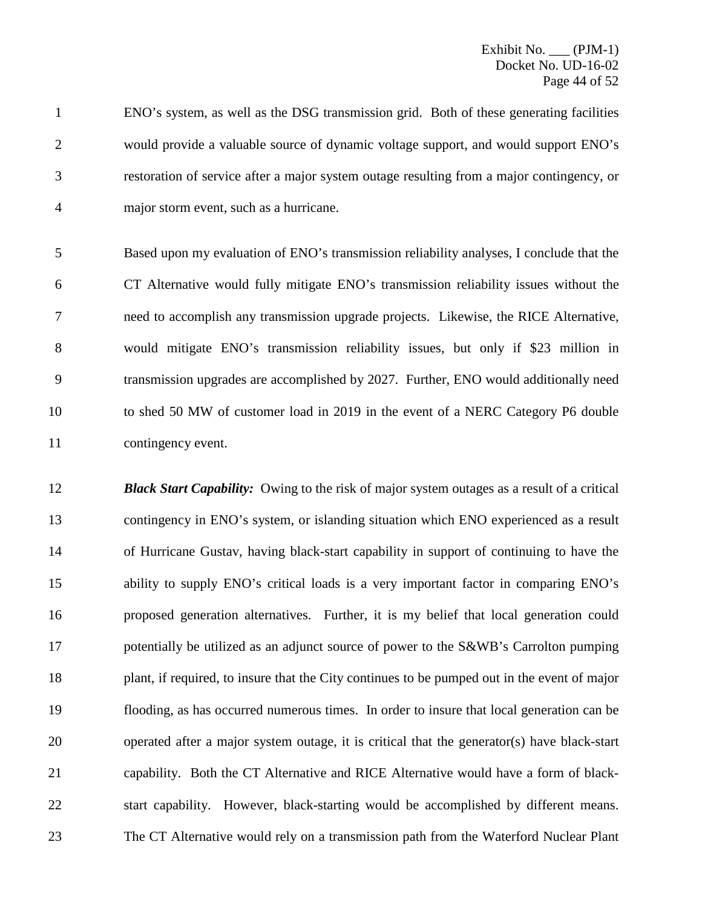ENO's system, as well as the DSG transmission grid. Both of these generating facilities would provide a valuable source of dynamic voltage support, and would support ENO's restoration of service after a major system outage resulting from a major contingency, or major storm event, such as a hurricane.

Based upon my evaluation of ENO's transmission reliability analyses, I conclude that the CT Alternative would fully mitigate ENO's transmission reliability issues without the need to accomplish any transmission upgrade projects. Likewise, the RICE Alternative, would mitigate ENO's transmission reliability issues, but only if $23 million in transmission upgrades are accomplished by 2027. Further, ENO would additionally need to shed 50 MW of customer load in 2019 in the event of a NERC Category P6 double contingency event.

***Black Start Capability:*** Owing to the risk of major system outages as a result of a critical contingency in ENO's system, or islanding situation which ENO experienced as a result of Hurricane Gustav, having black-start capability in support of continuing to have the ability to supply ENO's critical loads is a very important factor in comparing ENO's proposed generation alternatives. Further, it is my belief that local generation could potentially be utilized as an adjunct source of power to the S&WB's Carrolton pumping plant, if required, to insure that the City continues to be pumped out in the event of major flooding, as has occurred numerous times. In order to insure that local generation can be operated after a major system outage, it is critical that the generator(s) have black-start capability. Both the CT Alternative and RICE Alternative would have a form of black-start capability. However, black-starting would be accomplished by different means. The CT Alternative would rely on a transmission path from the Waterford Nuclear Plant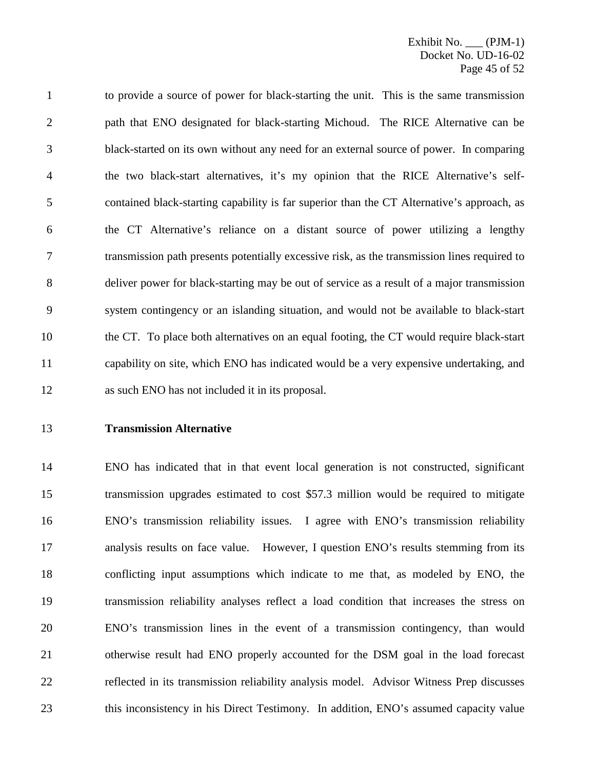to provide a source of power for black-starting the unit. This is the same transmission path that ENO designated for black-starting Michoud. The RICE Alternative can be black-started on its own without any need for an external source of power. In comparing the two black-start alternatives, it's my opinion that the RICE Alternative's self-contained black-starting capability is far superior than the CT Alternative's approach, as the CT Alternative's reliance on a distant source of power utilizing a lengthy transmission path presents potentially excessive risk, as the transmission lines required to deliver power for black-starting may be out of service as a result of a major transmission system contingency or an islanding situation, and would not be available to black-start the CT. To place both alternatives on an equal footing, the CT would require black-start capability on site, which ENO has indicated would be a very expensive undertaking, and as such ENO has not included it in its proposal.

**Transmission Alternative**

ENO has indicated that in that event local generation is not constructed, significant transmission upgrades estimated to cost $57.3 million would be required to mitigate ENO's transmission reliability issues. I agree with ENO's transmission reliability analysis results on face value. However, I question ENO's results stemming from its conflicting input assumptions which indicate to me that, as modeled by ENO, the transmission reliability analyses reflect a load condition that increases the stress on ENO's transmission lines in the event of a transmission contingency, than would otherwise result had ENO properly accounted for the DSM goal in the load forecast reflected in its transmission reliability analysis model. Advisor Witness Prep discusses this inconsistency in his Direct Testimony. In addition, ENO's assumed capacity value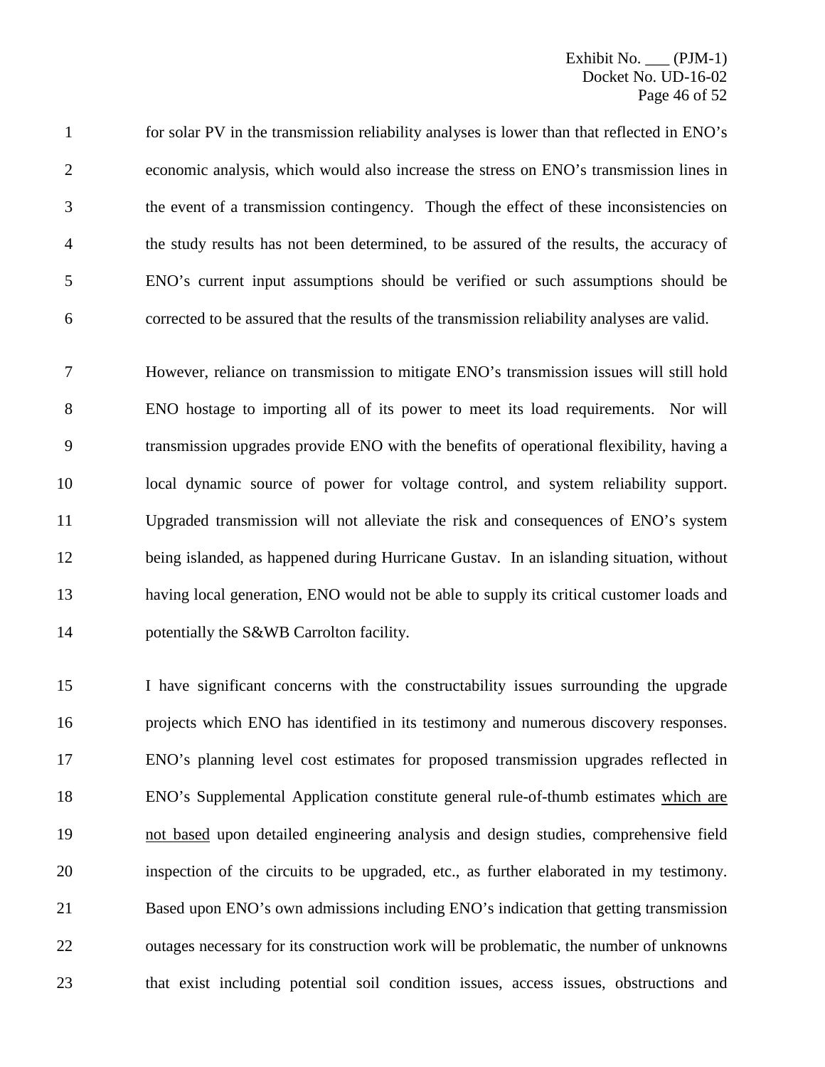for solar PV in the transmission reliability analyses is lower than that reflected in ENO's economic analysis, which would also increase the stress on ENO's transmission lines in the event of a transmission contingency. Though the effect of these inconsistencies on the study results has not been determined, to be assured of the results, the accuracy of ENO's current input assumptions should be verified or such assumptions should be corrected to be assured that the results of the transmission reliability analyses are valid.

However, reliance on transmission to mitigate ENO's transmission issues will still hold ENO hostage to importing all of its power to meet its load requirements. Nor will transmission upgrades provide ENO with the benefits of operational flexibility, having a local dynamic source of power for voltage control, and system reliability support. Upgraded transmission will not alleviate the risk and consequences of ENO's system being islanded, as happened during Hurricane Gustav. In an islanding situation, without having local generation, ENO would not be able to supply its critical customer loads and potentially the S&WB Carrolton facility.

I have significant concerns with the constructability issues surrounding the upgrade projects which ENO has identified in its testimony and numerous discovery responses. ENO's planning level cost estimates for proposed transmission upgrades reflected in ENO's Supplemental Application constitute general rule-of-thumb estimates <u>which are not based</u> upon detailed engineering analysis and design studies, comprehensive field inspection of the circuits to be upgraded, etc., as further elaborated in my testimony. Based upon ENO's own admissions including ENO's indication that getting transmission outages necessary for its construction work will be problematic, the number of unknowns that exist including potential soil condition issues, access issues, obstructions and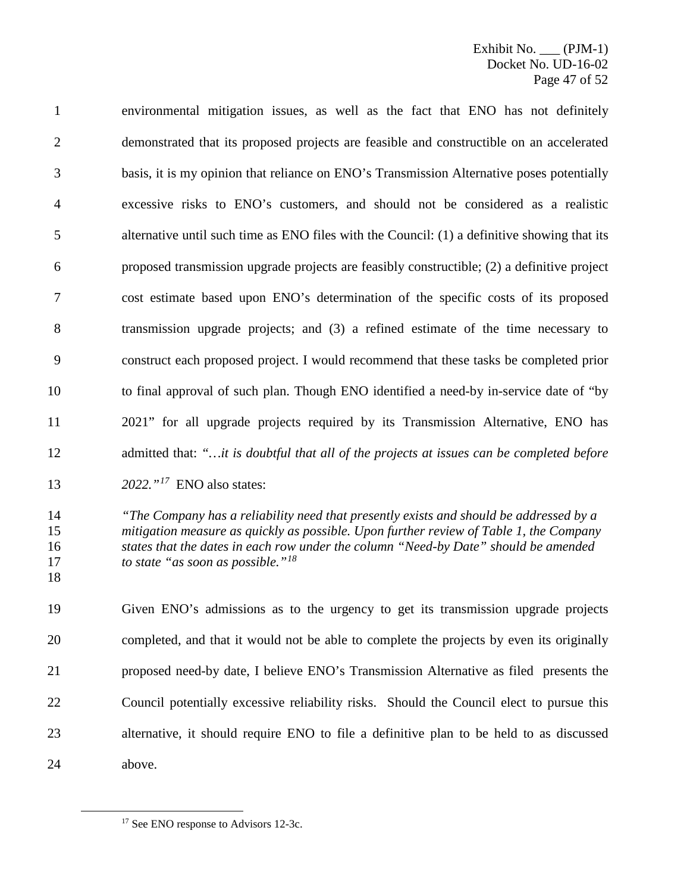environmental mitigation issues, as well as the fact that ENO has not definitely demonstrated that its proposed projects are feasible and constructible on an accelerated basis, it is my opinion that reliance on ENO's Transmission Alternative poses potentially excessive risks to ENO's customers, and should not be considered as a realistic alternative until such time as ENO files with the Council: (1) a definitive showing that its proposed transmission upgrade projects are feasibly constructible; (2) a definitive project cost estimate based upon ENO's determination of the specific costs of its proposed transmission upgrade projects; and (3) a refined estimate of the time necessary to construct each proposed project. I would recommend that these tasks be completed prior to final approval of such plan. Though ENO identified a need-by in-service date of "by 2021" for all upgrade projects required by its Transmission Alternative, ENO has admitted that: *"…it is doubtful that all of the projects at issues can be completed before 2022."*[17] ENO also states:

> *"The Company has a reliability need that presently exists and should be addressed by a mitigation measure as quickly as possible. Upon further review of Table 1, the Company states that the dates in each row under the column "Need-by Date" should be amended to state "as soon as possible."*[18]

Given ENO's admissions as to the urgency to get its transmission upgrade projects completed, and that it would not be able to complete the projects by even its originally proposed need-by date, I believe ENO's Transmission Alternative as filed presents the Council potentially excessive reliability risks. Should the Council elect to pursue this alternative, it should require ENO to file a definitive plan to be held to as discussed above.

---

[17] See ENO response to Advisors 12-3c.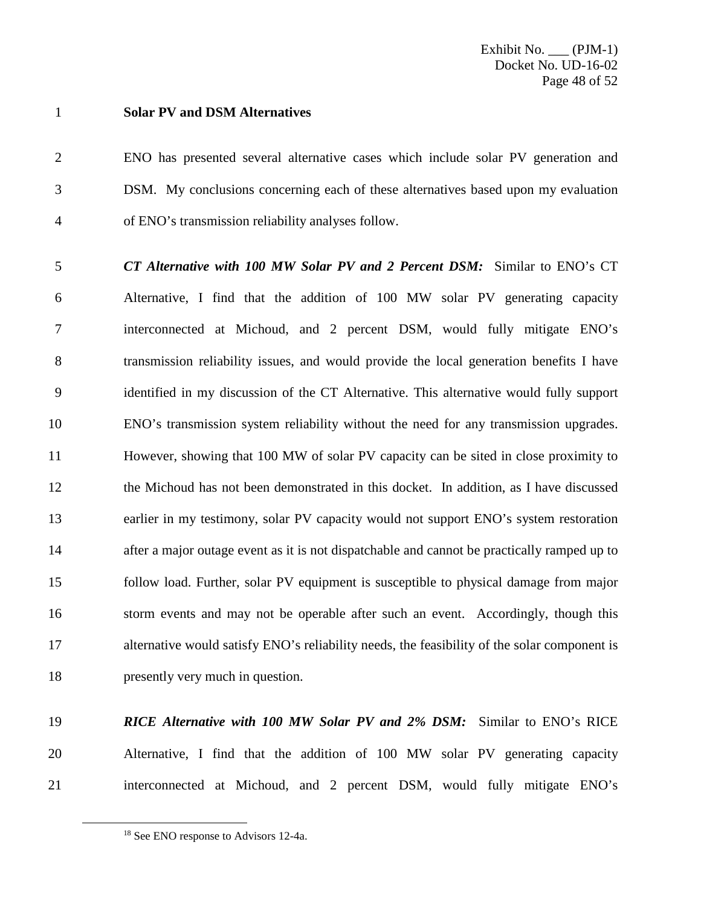**Solar PV and DSM Alternatives**

ENO has presented several alternative cases which include solar PV generation and DSM. My conclusions concerning each of these alternatives based upon my evaluation of ENO's transmission reliability analyses follow.

***CT Alternative with 100 MW Solar PV and 2 Percent DSM:*** Similar to ENO's CT Alternative, I find that the addition of 100 MW solar PV generating capacity interconnected at Michoud, and 2 percent DSM, would fully mitigate ENO's transmission reliability issues, and would provide the local generation benefits I have identified in my discussion of the CT Alternative. This alternative would fully support ENO's transmission system reliability without the need for any transmission upgrades. However, showing that 100 MW of solar PV capacity can be sited in close proximity to the Michoud has not been demonstrated in this docket. In addition, as I have discussed earlier in my testimony, solar PV capacity would not support ENO's system restoration after a major outage event as it is not dispatchable and cannot be practically ramped up to follow load. Further, solar PV equipment is susceptible to physical damage from major storm events and may not be operable after such an event. Accordingly, though this alternative would satisfy ENO's reliability needs, the feasibility of the solar component is presently very much in question.

***RICE Alternative with 100 MW Solar PV and 2% DSM:*** Similar to ENO's RICE Alternative, I find that the addition of 100 MW solar PV generating capacity interconnected at Michoud, and 2 percent DSM, would fully mitigate ENO's

[18] See ENO response to Advisors 12-4a.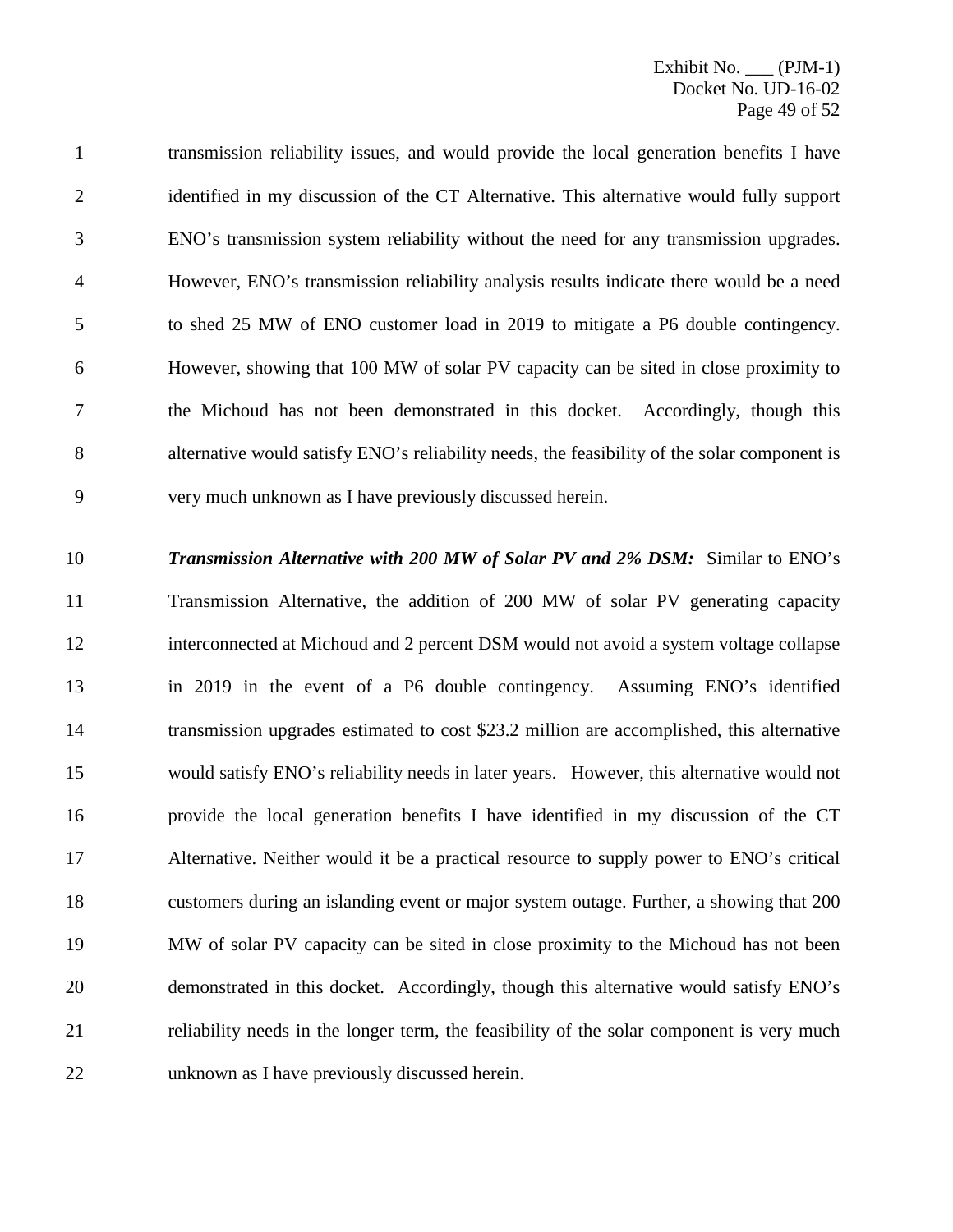transmission reliability issues, and would provide the local generation benefits I have identified in my discussion of the CT Alternative. This alternative would fully support ENO's transmission system reliability without the need for any transmission upgrades. However, ENO's transmission reliability analysis results indicate there would be a need to shed 25 MW of ENO customer load in 2019 to mitigate a P6 double contingency. However, showing that 100 MW of solar PV capacity can be sited in close proximity to the Michoud has not been demonstrated in this docket. Accordingly, though this alternative would satisfy ENO's reliability needs, the feasibility of the solar component is very much unknown as I have previously discussed herein.

***Transmission Alternative with 200 MW of Solar PV and 2% DSM:*** Similar to ENO's Transmission Alternative, the addition of 200 MW of solar PV generating capacity interconnected at Michoud and 2 percent DSM would not avoid a system voltage collapse in 2019 in the event of a P6 double contingency. Assuming ENO's identified transmission upgrades estimated to cost $23.2 million are accomplished, this alternative would satisfy ENO's reliability needs in later years. However, this alternative would not provide the local generation benefits I have identified in my discussion of the CT Alternative. Neither would it be a practical resource to supply power to ENO's critical customers during an islanding event or major system outage. Further, a showing that 200 MW of solar PV capacity can be sited in close proximity to the Michoud has not been demonstrated in this docket. Accordingly, though this alternative would satisfy ENO's reliability needs in the longer term, the feasibility of the solar component is very much unknown as I have previously discussed herein.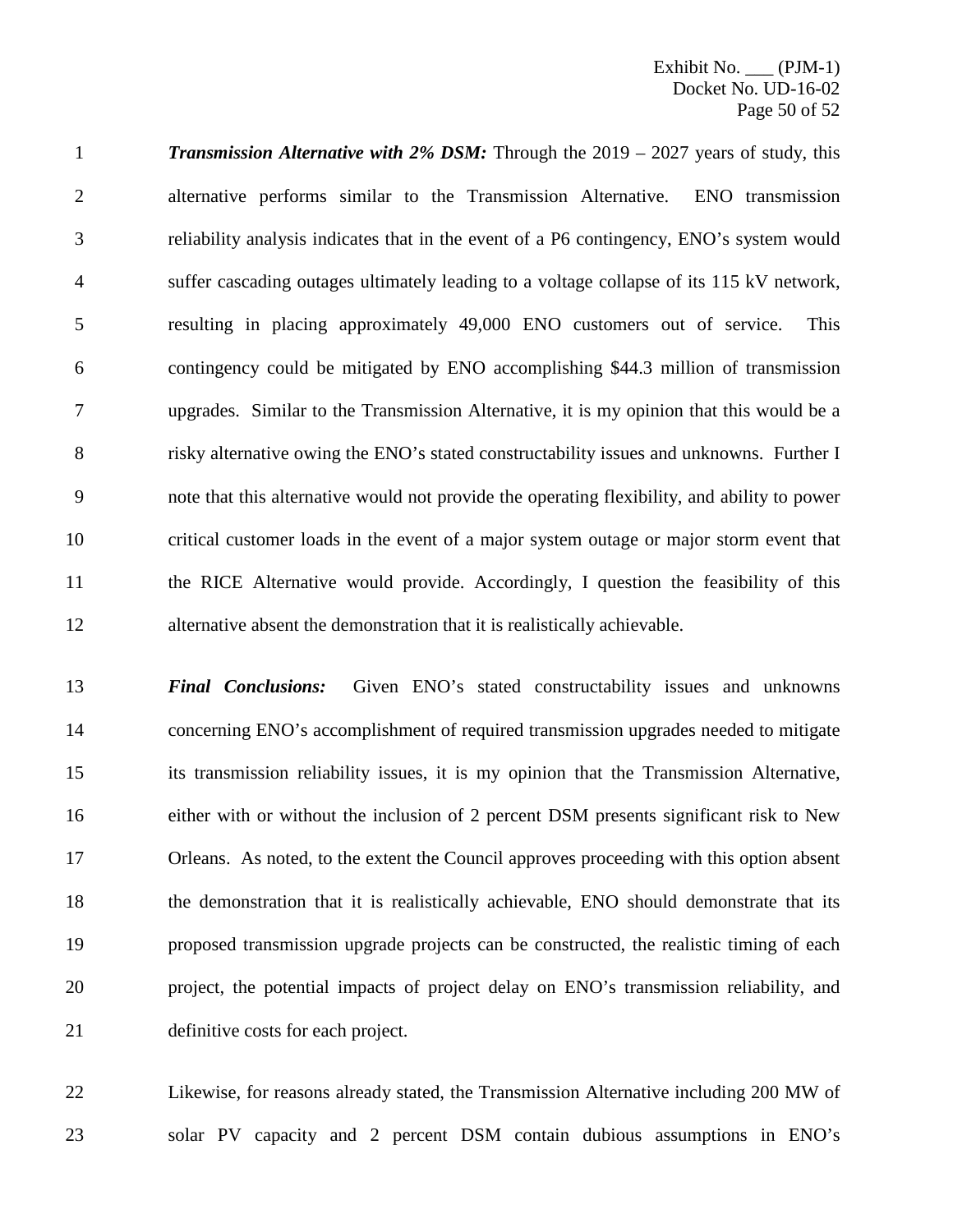***Transmission Alternative with 2% DSM:*** Through the 2019 – 2027 years of study, this alternative performs similar to the Transmission Alternative. ENO transmission reliability analysis indicates that in the event of a P6 contingency, ENO's system would suffer cascading outages ultimately leading to a voltage collapse of its 115 kV network, resulting in placing approximately 49,000 ENO customers out of service. This contingency could be mitigated by ENO accomplishing $44.3 million of transmission upgrades. Similar to the Transmission Alternative, it is my opinion that this would be a risky alternative owing the ENO's stated constructability issues and unknowns. Further I note that this alternative would not provide the operating flexibility, and ability to power critical customer loads in the event of a major system outage or major storm event that the RICE Alternative would provide. Accordingly, I question the feasibility of this alternative absent the demonstration that it is realistically achievable.

***Final Conclusions:*** Given ENO's stated constructability issues and unknowns concerning ENO's accomplishment of required transmission upgrades needed to mitigate its transmission reliability issues, it is my opinion that the Transmission Alternative, either with or without the inclusion of 2 percent DSM presents significant risk to New Orleans. As noted, to the extent the Council approves proceeding with this option absent the demonstration that it is realistically achievable, ENO should demonstrate that its proposed transmission upgrade projects can be constructed, the realistic timing of each project, the potential impacts of project delay on ENO's transmission reliability, and definitive costs for each project.

Likewise, for reasons already stated, the Transmission Alternative including 200 MW of solar PV capacity and 2 percent DSM contain dubious assumptions in ENO's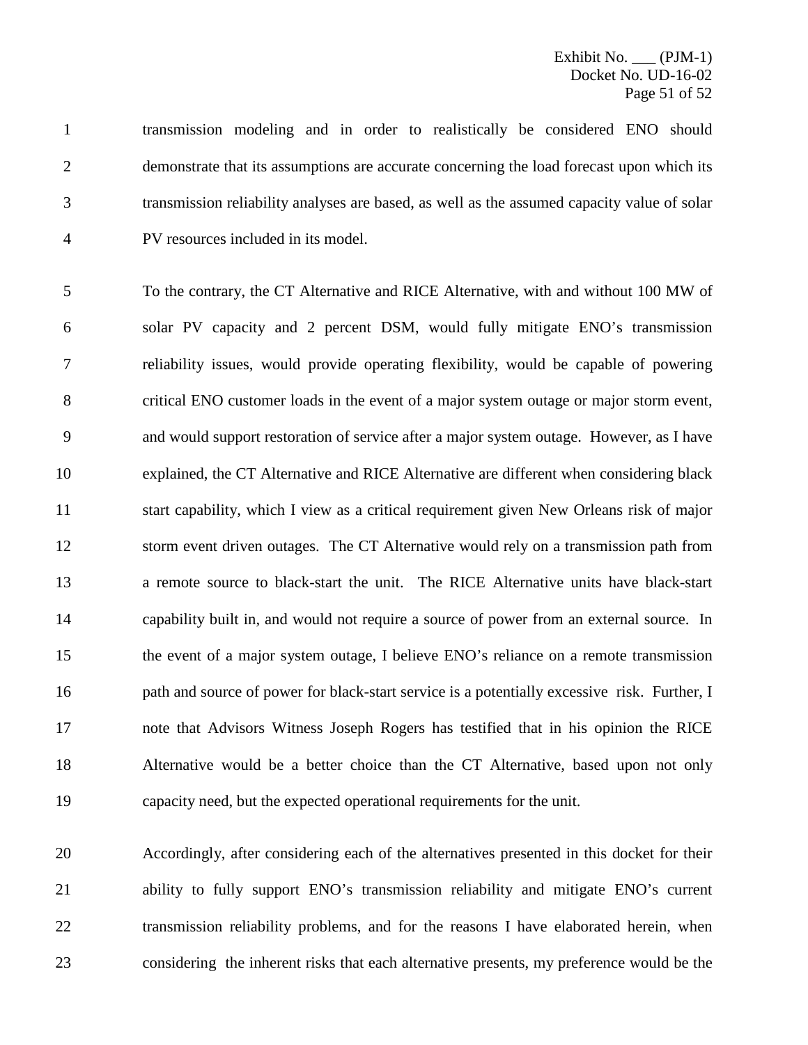transmission modeling and in order to realistically be considered ENO should demonstrate that its assumptions are accurate concerning the load forecast upon which its transmission reliability analyses are based, as well as the assumed capacity value of solar PV resources included in its model.

To the contrary, the CT Alternative and RICE Alternative, with and without 100 MW of solar PV capacity and 2 percent DSM, would fully mitigate ENO's transmission reliability issues, would provide operating flexibility, would be capable of powering critical ENO customer loads in the event of a major system outage or major storm event, and would support restoration of service after a major system outage. However, as I have explained, the CT Alternative and RICE Alternative are different when considering black start capability, which I view as a critical requirement given New Orleans risk of major storm event driven outages. The CT Alternative would rely on a transmission path from a remote source to black-start the unit. The RICE Alternative units have black-start capability built in, and would not require a source of power from an external source. In the event of a major system outage, I believe ENO's reliance on a remote transmission path and source of power for black-start service is a potentially excessive risk. Further, I note that Advisors Witness Joseph Rogers has testified that in his opinion the RICE Alternative would be a better choice than the CT Alternative, based upon not only capacity need, but the expected operational requirements for the unit.

Accordingly, after considering each of the alternatives presented in this docket for their ability to fully support ENO's transmission reliability and mitigate ENO's current transmission reliability problems, and for the reasons I have elaborated herein, when considering the inherent risks that each alternative presents, my preference would be the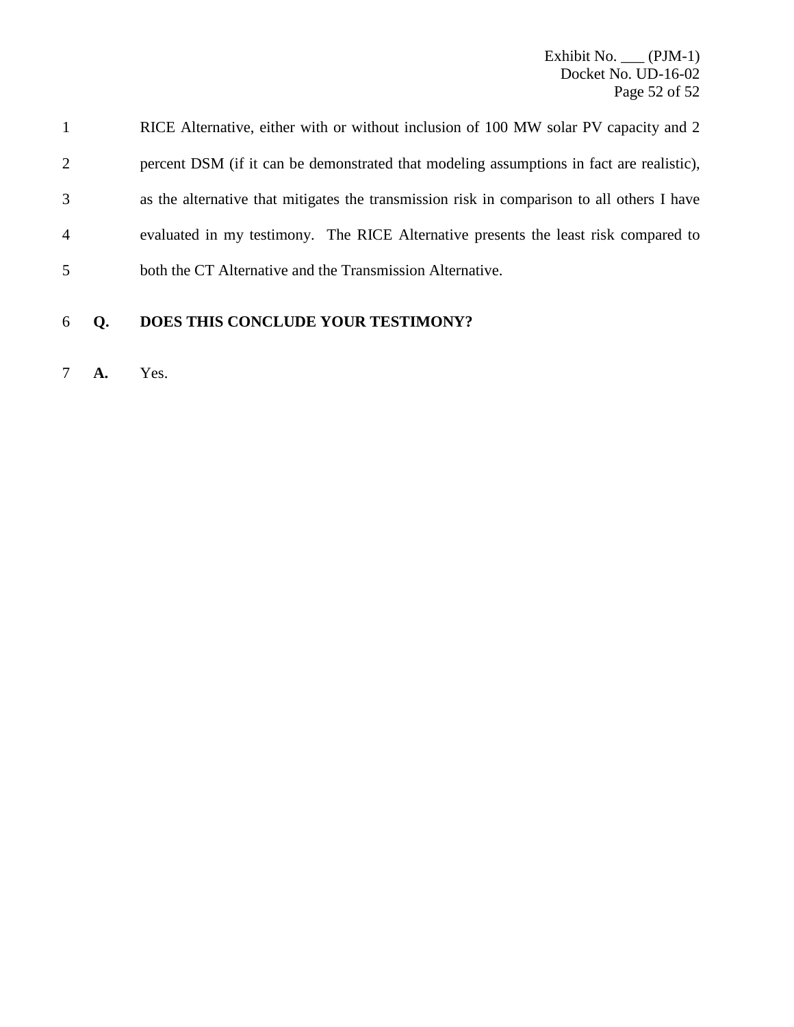RICE Alternative, either with or without inclusion of 100 MW solar PV capacity and 2 percent DSM (if it can be demonstrated that modeling assumptions in fact are realistic), as the alternative that mitigates the transmission risk in comparison to all others I have evaluated in my testimony. The RICE Alternative presents the least risk compared to both the CT Alternative and the Transmission Alternative.

**Q. DOES THIS CONCLUDE YOUR TESTIMONY?**

**A.** Yes.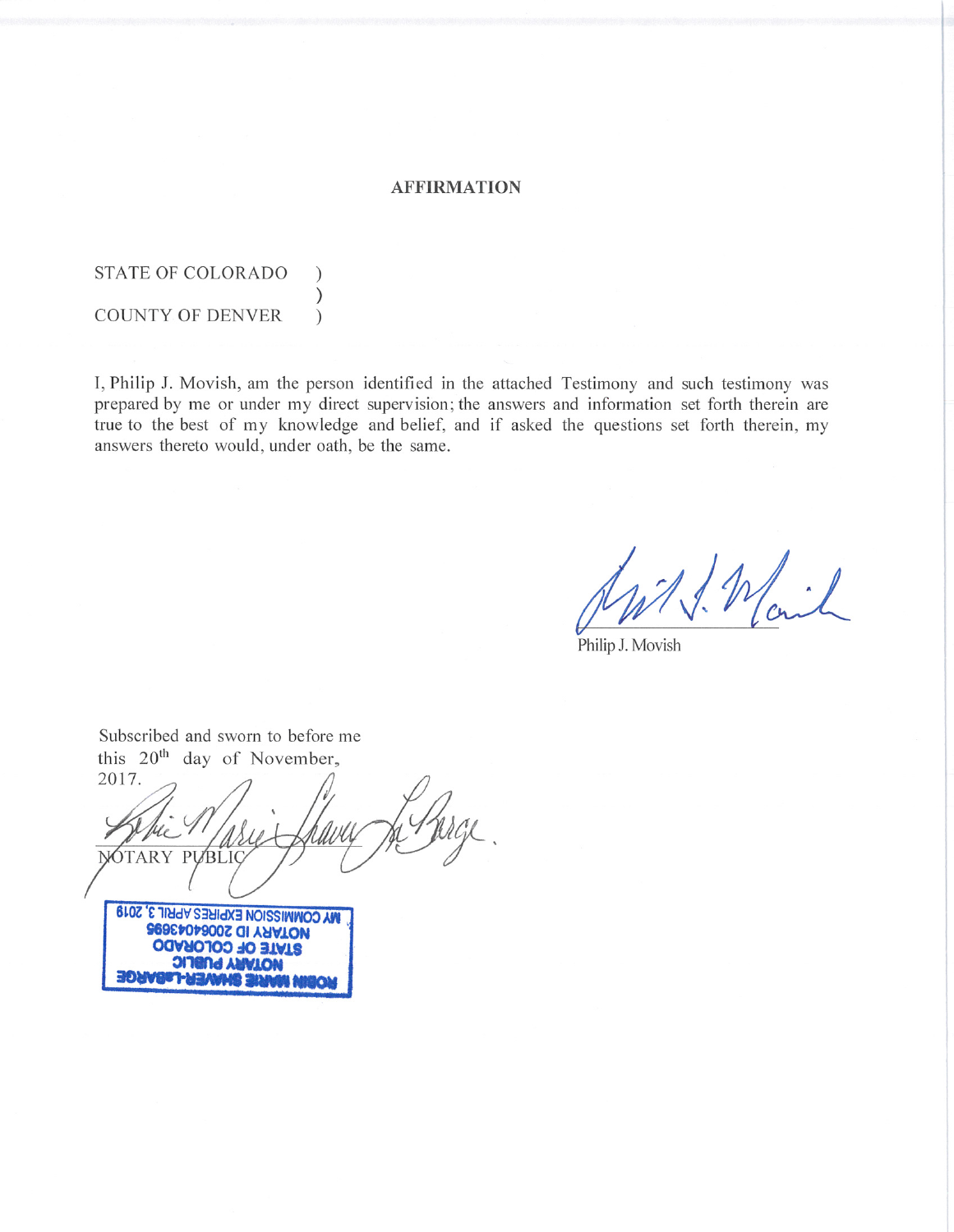**AFFIRMATION**

STATE OF COLORADO )
)
COUNTY OF DENVER )

I, Philip J. Movish, am the person identified in the attached Testimony and such testimony was prepared by me or under my direct supervision; the answers and information set forth therein are true to the best of my knowledge and belief, and if asked the questions set forth therein, my answers thereto would, under oath, be the same.

Philip J. Movish

Subscribed and sworn to before me this 20th day of November, 2017.

NOTARY PUBLIC

ROBIN MARIE SHAVER-LaBARGE
NOTARY PUBLIC
STATE OF COLORADO
NOTARY ID 20064043695
MY COMMISSION EXPIRES APRIL 3, 2019